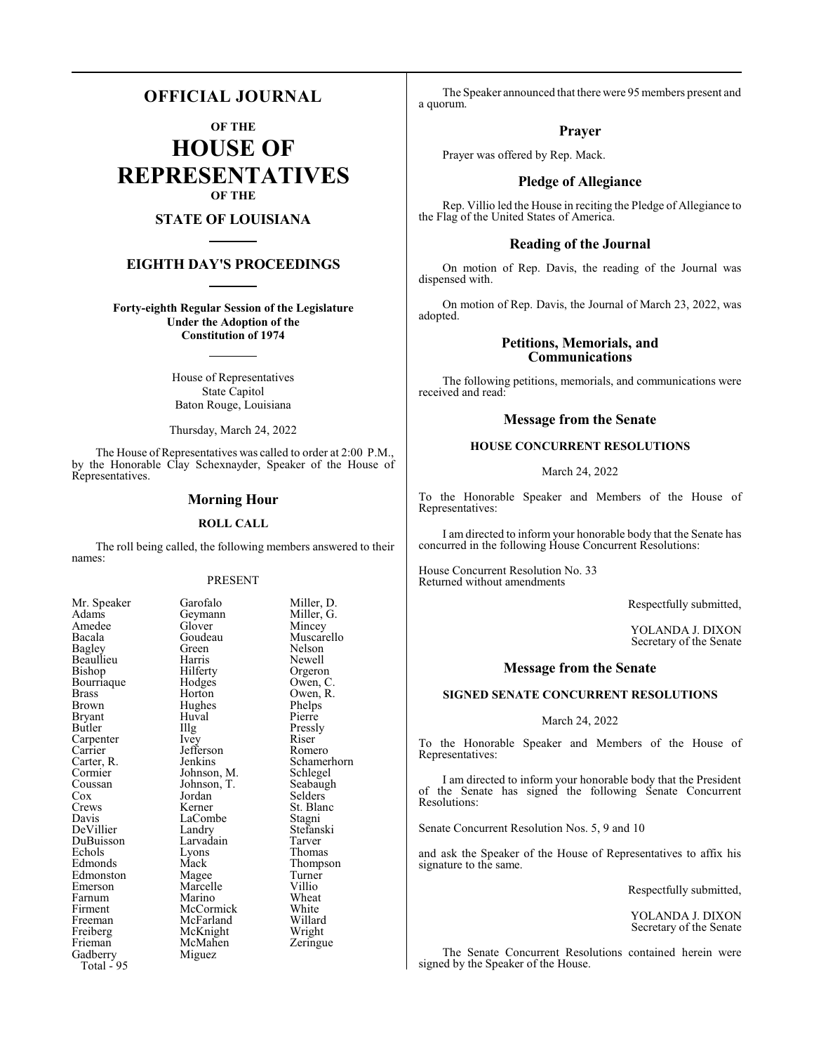# OFFICIAL JOURNAL

## OF THE

# HOUSE OF REPRESENTATIVES

## OF THE

## STATE OF LOUISIANA

## EIGHTH DAY'S PROCEEDINGS

**Forty-eighth Regular Session of the Legislature Under the Adoption of the Constitution of 1974**

House of Representatives
State Capitol
Baton Rouge, Louisiana

Thursday, March 24, 2022

The House of Representatives was called to order at 2:00 P.M., by the Honorable Clay Schexnayder, Speaker of the House of Representatives.

## Morning Hour

### ROLL CALL

The roll being called, the following members answered to their names:

PRESENT

| | | |
|---|---|---|
| Mr. Speaker | Garofalo | Miller, D. |
| Adams | Geymann | Miller, G. |
| Amedee | Glover | Mincey |
| Bacala | Goudeau | Muscarello |
| Bagley | Green | Nelson |
| Beaullieu | Harris | Newell |
| Bishop | Hilferty | Orgeron |
| Bourriaque | Hodges | Owen, C. |
| Brass | Horton | Owen, R. |
| Brown | Hughes | Phelps |
| Bryant | Huval | Pierre |
| Butler | Illg | Pressly |
| Carpenter | Ivey | Riser |
| Carrier | Jefferson | Romero |
| Carter, R. | Jenkins | Schamerhorn |
| Cormier | Johnson, M. | Schlegel |
| Coussan | Johnson, T. | Seabaugh |
| Cox | Jordan | Selders |
| Crews | Kerner | St. Blanc |
| Davis | LaCombe | Stagni |
| DeVillier | Landry | Stefanski |
| DuBuisson | Larvadain | Tarver |
| Echols | Lyons | Thomas |
| Edmonds | Mack | Thompson |
| Edmonston | Magee | Turner |
| Emerson | Marcelle | Villio |
| Farnum | Marino | Wheat |
| Firment | McCormick | White |
| Freeman | McFarland | Willard |
| Freiberg | McKnight | Wright |
| Frieman | McMahen | Zeringue |
| Gadberry | Miguez | |

Total - 95

The Speaker announced that there were 95 members present and a quorum.

## Prayer

Prayer was offered by Rep. Mack.

## Pledge of Allegiance

Rep. Villio led the House in reciting the Pledge of Allegiance to the Flag of the United States of America.

## Reading of the Journal

On motion of Rep. Davis, the reading of the Journal was dispensed with.

On motion of Rep. Davis, the Journal of March 23, 2022, was adopted.

## Petitions, Memorials, and Communications

The following petitions, memorials, and communications were received and read:

## Message from the Senate

### HOUSE CONCURRENT RESOLUTIONS

March 24, 2022

To the Honorable Speaker and Members of the House of Representatives:

I am directed to inform your honorable body that the Senate has concurred in the following House Concurrent Resolutions:

House Concurrent Resolution No. 33
Returned without amendments

Respectfully submitted,

YOLANDA J. DIXON
Secretary of the Senate

## Message from the Senate

### SIGNED SENATE CONCURRENT RESOLUTIONS

March 24, 2022

To the Honorable Speaker and Members of the House of Representatives:

I am directed to inform your honorable body that the President of the Senate has signed the following Senate Concurrent Resolutions:

Senate Concurrent Resolution Nos. 5, 9 and 10

and ask the Speaker of the House of Representatives to affix his signature to the same.

Respectfully submitted,

YOLANDA J. DIXON
Secretary of the Senate

The Senate Concurrent Resolutions contained herein were signed by the Speaker of the House.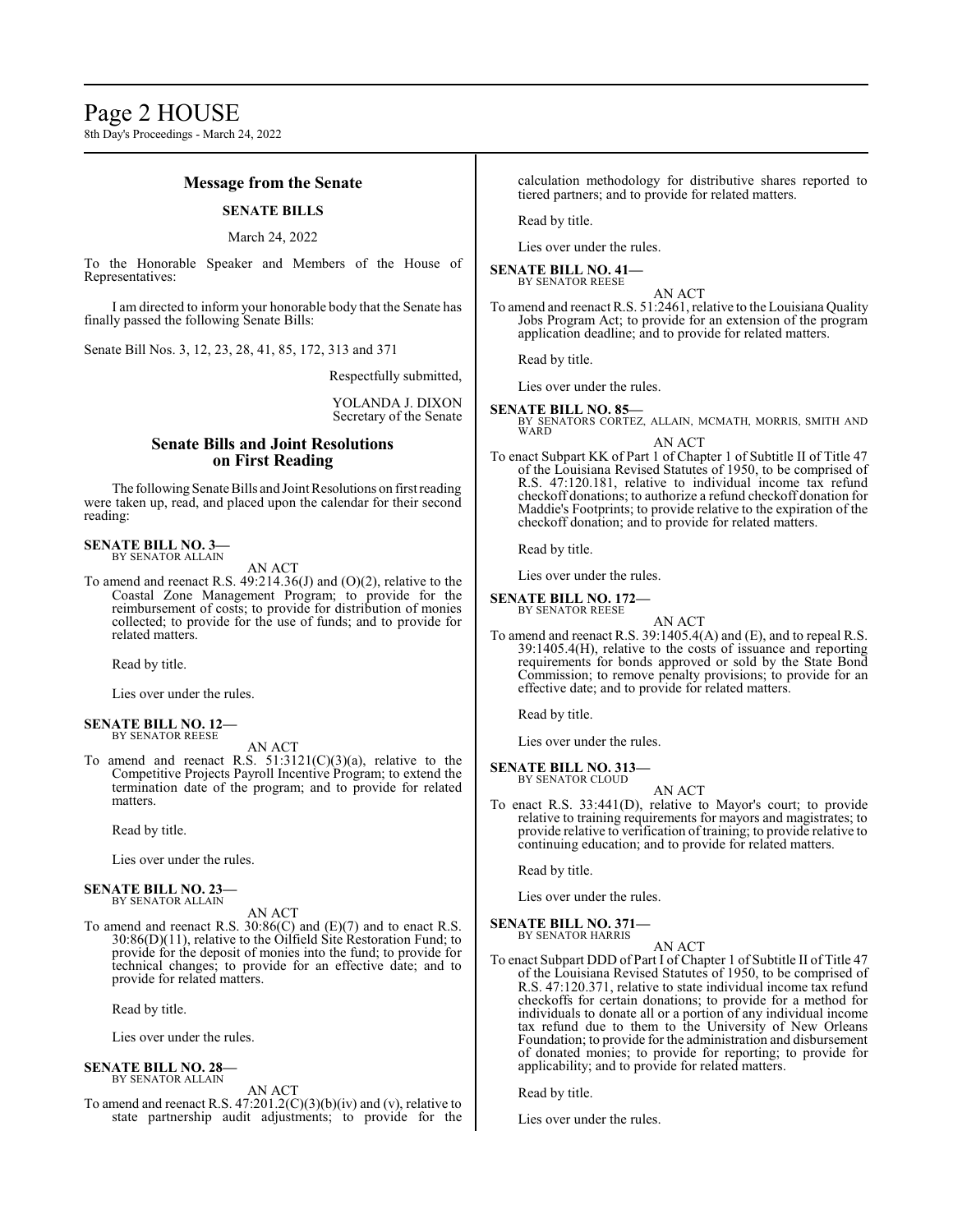## Message from the Senate

### SENATE BILLS

March 24, 2022

To the Honorable Speaker and Members of the House of Representatives:

I am directed to inform your honorable body that the Senate has finally passed the following Senate Bills:

Senate Bill Nos. 3, 12, 23, 28, 41, 85, 172, 313 and 371

Respectfully submitted,

YOLANDA J. DIXON
Secretary of the Senate

## Senate Bills and Joint Resolutions on First Reading

The following Senate Bills and Joint Resolutions on first reading were taken up, read, and placed upon the calendar for their second reading:

**SENATE BILL NO. 3—**
BY SENATOR ALLAIN

AN ACT

To amend and reenact R.S. 49:214.36(J) and (O)(2), relative to the Coastal Zone Management Program; to provide for the reimbursement of costs; to provide for distribution of monies collected; to provide for the use of funds; and to provide for related matters.

Read by title.

Lies over under the rules.

**SENATE BILL NO. 12—**
BY SENATOR REESE

AN ACT

To amend and reenact R.S. 51:3121(C)(3)(a), relative to the Competitive Projects Payroll Incentive Program; to extend the termination date of the program; and to provide for related matters.

Read by title.

Lies over under the rules.

**SENATE BILL NO. 23—**
BY SENATOR ALLAIN

AN ACT

To amend and reenact R.S. 30:86(C) and (E)(7) and to enact R.S. 30:86(D)(11), relative to the Oilfield Site Restoration Fund; to provide for the deposit of monies into the fund; to provide for technical changes; to provide for an effective date; and to provide for related matters.

Read by title.

Lies over under the rules.

**SENATE BILL NO. 28—**
BY SENATOR ALLAIN

AN ACT

To amend and reenact R.S. 47:201.2(C)(3)(b)(iv) and (v), relative to state partnership audit adjustments; to provide for the calculation methodology for distributive shares reported to tiered partners; and to provide for related matters.

Read by title.

Lies over under the rules.

**SENATE BILL NO. 41—**
BY SENATOR REESE

AN ACT

To amend and reenact R.S. 51:2461, relative to the Louisiana Quality Jobs Program Act; to provide for an extension of the program application deadline; and to provide for related matters.

Read by title.

Lies over under the rules.

**SENATE BILL NO. 85—**
BY SENATORS CORTEZ, ALLAIN, MCMATH, MORRIS, SMITH AND WARD

AN ACT

To enact Subpart KK of Part 1 of Chapter 1 of Subtitle II of Title 47 of the Louisiana Revised Statutes of 1950, to be comprised of R.S. 47:120.181, relative to individual income tax refund checkoff donations; to authorize a refund checkoff donation for Maddie's Footprints; to provide relative to the expiration of the checkoff donation; and to provide for related matters.

Read by title.

Lies over under the rules.

**SENATE BILL NO. 172—**
BY SENATOR REESE

AN ACT

To amend and reenact R.S. 39:1405.4(A) and (E), and to repeal R.S. 39:1405.4(H), relative to the costs of issuance and reporting requirements for bonds approved or sold by the State Bond Commission; to remove penalty provisions; to provide for an effective date; and to provide for related matters.

Read by title.

Lies over under the rules.

**SENATE BILL NO. 313—**
BY SENATOR CLOUD

AN ACT

To enact R.S. 33:441(D), relative to Mayor's court; to provide relative to training requirements for mayors and magistrates; to provide relative to verification of training; to provide relative to continuing education; and to provide for related matters.

Read by title.

Lies over under the rules.

**SENATE BILL NO. 371—**
BY SENATOR HARRIS

AN ACT

To enact Subpart DDD of Part I of Chapter 1 of Subtitle II of Title 47 of the Louisiana Revised Statutes of 1950, to be comprised of R.S. 47:120.371, relative to state individual income tax refund checkoffs for certain donations; to provide for a method for individuals to donate all or a portion of any individual income tax refund due to them to the University of New Orleans Foundation; to provide for the administration and disbursement of donated monies; to provide for reporting; to provide for applicability; and to provide for related matters.

Read by title.

Lies over under the rules.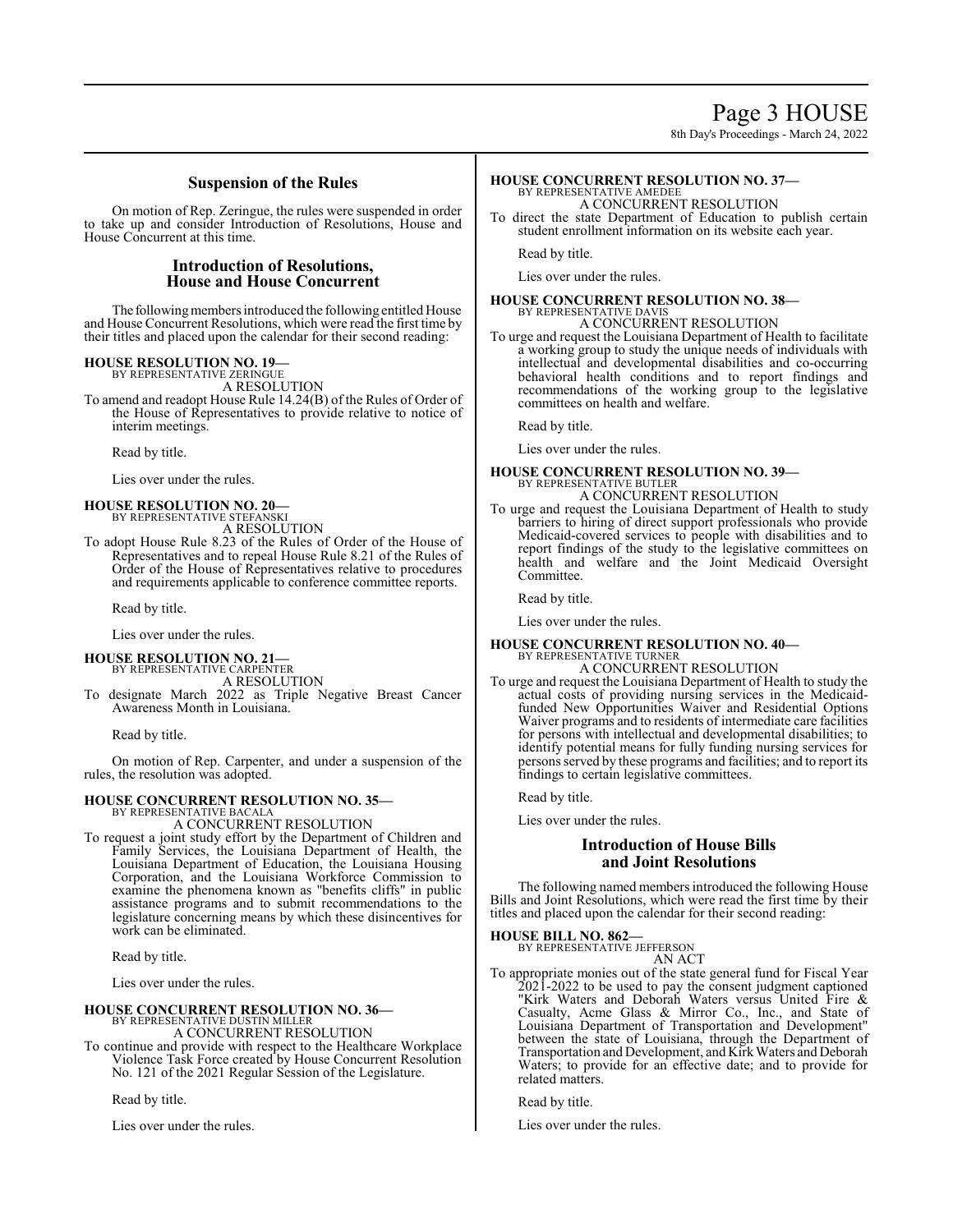## Suspension of the Rules

On motion of Rep. Zeringue, the rules were suspended in order to take up and consider Introduction of Resolutions, House and House Concurrent at this time.

## Introduction of Resolutions, House and House Concurrent

The following members introduced the following entitled House and House Concurrent Resolutions, which were read the first time by their titles and placed upon the calendar for their second reading:

**HOUSE RESOLUTION NO. 19—**
BY REPRESENTATIVE ZERINGUE
A RESOLUTION

To amend and readopt House Rule 14.24(B) of the Rules of Order of the House of Representatives to provide relative to notice of interim meetings.

Read by title.

Lies over under the rules.

**HOUSE RESOLUTION NO. 20—**
BY REPRESENTATIVE STEFANSKI
A RESOLUTION

To adopt House Rule 8.23 of the Rules of Order of the House of Representatives and to repeal House Rule 8.21 of the Rules of Order of the House of Representatives relative to procedures and requirements applicable to conference committee reports.

Read by title.

Lies over under the rules.

**HOUSE RESOLUTION NO. 21—**
BY REPRESENTATIVE CARPENTER
A RESOLUTION

To designate March 2022 as Triple Negative Breast Cancer Awareness Month in Louisiana.

Read by title.

On motion of Rep. Carpenter, and under a suspension of the rules, the resolution was adopted.

**HOUSE CONCURRENT RESOLUTION NO. 35—**
BY REPRESENTATIVE BACALA
A CONCURRENT RESOLUTION

To request a joint study effort by the Department of Children and Family Services, the Louisiana Department of Health, the Louisiana Department of Education, the Louisiana Housing Corporation, and the Louisiana Workforce Commission to examine the phenomena known as "benefits cliffs" in public assistance programs and to submit recommendations to the legislature concerning means by which these disincentives for work can be eliminated.

Read by title.

Lies over under the rules.

**HOUSE CONCURRENT RESOLUTION NO. 36—**
BY REPRESENTATIVE DUSTIN MILLER
A CONCURRENT RESOLUTION

To continue and provide with respect to the Healthcare Workplace Violence Task Force created by House Concurrent Resolution No. 121 of the 2021 Regular Session of the Legislature.

Read by title.

Lies over under the rules.

**HOUSE CONCURRENT RESOLUTION NO. 37—**
BY REPRESENTATIVE AMEDEE
A CONCURRENT RESOLUTION

To direct the state Department of Education to publish certain student enrollment information on its website each year.

Read by title.

Lies over under the rules.

**HOUSE CONCURRENT RESOLUTION NO. 38—**
BY REPRESENTATIVE DAVIS
A CONCURRENT RESOLUTION

To urge and request the Louisiana Department of Health to facilitate a working group to study the unique needs of individuals with intellectual and developmental disabilities and co-occurring behavioral health conditions and to report findings and recommendations of the working group to the legislative committees on health and welfare.

Read by title.

Lies over under the rules.

**HOUSE CONCURRENT RESOLUTION NO. 39—**
BY REPRESENTATIVE BUTLER
A CONCURRENT RESOLUTION

To urge and request the Louisiana Department of Health to study barriers to hiring of direct support professionals who provide Medicaid-covered services to people with disabilities and to report findings of the study to the legislative committees on health and welfare and the Joint Medicaid Oversight Committee.

Read by title.

Lies over under the rules.

**HOUSE CONCURRENT RESOLUTION NO. 40—**
BY REPRESENTATIVE TURNER
A CONCURRENT RESOLUTION

To urge and request the Louisiana Department of Health to study the actual costs of providing nursing services in the Medicaid-funded New Opportunities Waiver and Residential Options Waiver programs and to residents of intermediate care facilities for persons with intellectual and developmental disabilities; to identify potential means for fully funding nursing services for persons served by these programs and facilities; and to report its findings to certain legislative committees.

Read by title.

Lies over under the rules.

## Introduction of House Bills and Joint Resolutions

The following named members introduced the following House Bills and Joint Resolutions, which were read the first time by their titles and placed upon the calendar for their second reading:

**HOUSE BILL NO. 862—**
BY REPRESENTATIVE JEFFERSON
AN ACT

To appropriate monies out of the state general fund for Fiscal Year 2021-2022 to be used to pay the consent judgment captioned "Kirk Waters and Deborah Waters versus United Fire & Casualty, Acme Glass & Mirror Co., Inc., and State of Louisiana Department of Transportation and Development" between the state of Louisiana, through the Department of Transportation and Development, and Kirk Waters and Deborah Waters; to provide for an effective date; and to provide for related matters.

Read by title.

Lies over under the rules.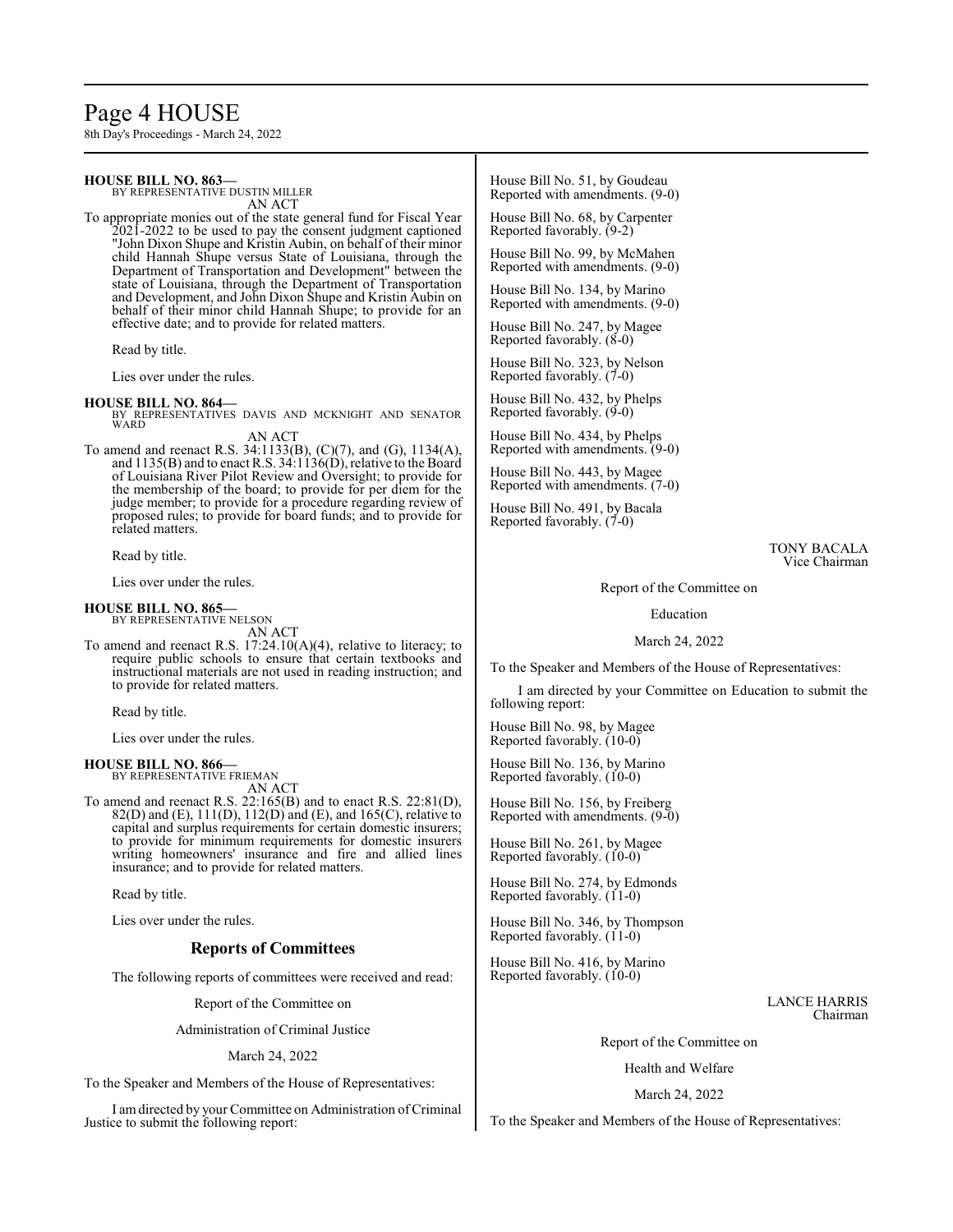**HOUSE BILL NO. 863—**
BY REPRESENTATIVE DUSTIN MILLER
AN ACT

To appropriate monies out of the state general fund for Fiscal Year 2021-2022 to be used to pay the consent judgment captioned "John Dixon Shupe and Kristin Aubin, on behalf of their minor child Hannah Shupe versus State of Louisiana, through the Department of Transportation and Development" between the state of Louisiana, through the Department of Transportation and Development, and John Dixon Shupe and Kristin Aubin on behalf of their minor child Hannah Shupe; to provide for an effective date; and to provide for related matters.

Read by title.

Lies over under the rules.

**HOUSE BILL NO. 864—**
BY REPRESENTATIVES DAVIS AND MCKNIGHT AND SENATOR WARD
AN ACT

To amend and reenact R.S. 34:1133(B), (C)(7), and (G), 1134(A), and 1135(B) and to enact R.S. 34:1136(D), relative to the Board of Louisiana River Pilot Review and Oversight; to provide for the membership of the board; to provide for per diem for the judge member; to provide for a procedure regarding review of proposed rules; to provide for board funds; and to provide for related matters.

Read by title.

Lies over under the rules.

**HOUSE BILL NO. 865—**
BY REPRESENTATIVE NELSON
AN ACT

To amend and reenact R.S. 17:24.10(A)(4), relative to literacy; to require public schools to ensure that certain textbooks and instructional materials are not used in reading instruction; and to provide for related matters.

Read by title.

Lies over under the rules.

**HOUSE BILL NO. 866—**
BY REPRESENTATIVE FRIEMAN
AN ACT

To amend and reenact R.S. 22:165(B) and to enact R.S. 22:81(D), 82(D) and (E), 111(D), 112(D) and (E), and 165(C), relative to capital and surplus requirements for certain domestic insurers; to provide for minimum requirements for domestic insurers writing homeowners' insurance and fire and allied lines insurance; and to provide for related matters.

Read by title.

Lies over under the rules.

## Reports of Committees

The following reports of committees were received and read:

Report of the Committee on

Administration of Criminal Justice

March 24, 2022

To the Speaker and Members of the House of Representatives:

I am directed by your Committee on Administration of Criminal Justice to submit the following report:

House Bill No. 51, by Goudeau
Reported with amendments. (9-0)

House Bill No. 68, by Carpenter
Reported favorably. (9-2)

House Bill No. 99, by McMahen
Reported with amendments. (9-0)

House Bill No. 134, by Marino
Reported with amendments. (9-0)

House Bill No. 247, by Magee
Reported favorably. (8-0)

House Bill No. 323, by Nelson
Reported favorably. (7-0)

House Bill No. 432, by Phelps
Reported favorably. (9-0)

House Bill No. 434, by Phelps
Reported with amendments. (9-0)

House Bill No. 443, by Magee
Reported with amendments. (7-0)

House Bill No. 491, by Bacala
Reported favorably. (7-0)

TONY BACALA
Vice Chairman

Report of the Committee on

Education

March 24, 2022

To the Speaker and Members of the House of Representatives:

I am directed by your Committee on Education to submit the following report:

House Bill No. 98, by Magee
Reported favorably. (10-0)

House Bill No. 136, by Marino
Reported favorably. (10-0)

House Bill No. 156, by Freiberg
Reported with amendments. (9-0)

House Bill No. 261, by Magee
Reported favorably. (10-0)

House Bill No. 274, by Edmonds
Reported favorably. (11-0)

House Bill No. 346, by Thompson
Reported favorably. (11-0)

House Bill No. 416, by Marino
Reported favorably. (10-0)

LANCE HARRIS
Chairman

Report of the Committee on

Health and Welfare

March 24, 2022

To the Speaker and Members of the House of Representatives: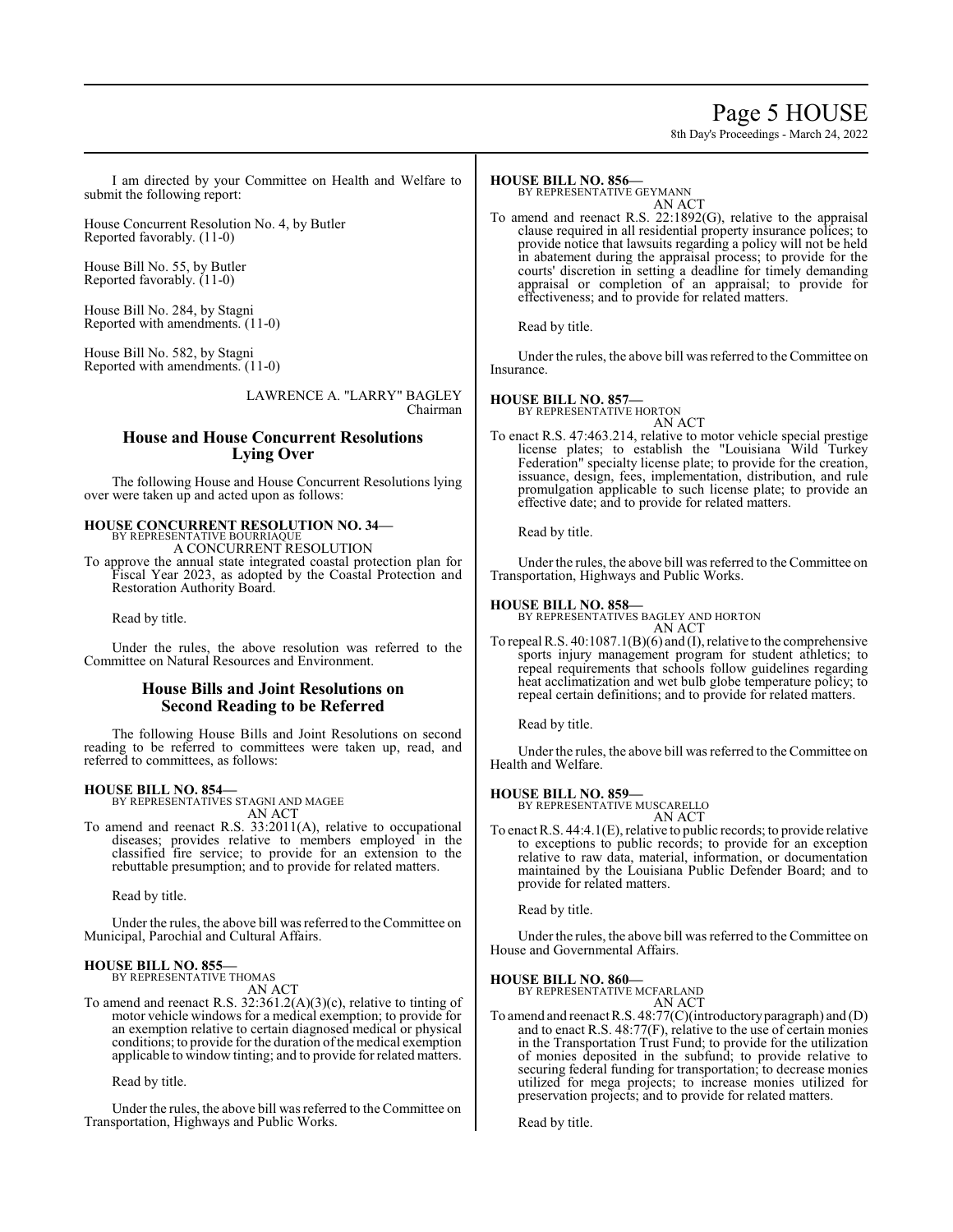I am directed by your Committee on Health and Welfare to submit the following report:

House Concurrent Resolution No. 4, by Butler
Reported favorably. (11-0)

House Bill No. 55, by Butler
Reported favorably. (11-0)

House Bill No. 284, by Stagni
Reported with amendments. (11-0)

House Bill No. 582, by Stagni
Reported with amendments. (11-0)

LAWRENCE A. "LARRY" BAGLEY
Chairman

## House and House Concurrent Resolutions Lying Over

The following House and House Concurrent Resolutions lying over were taken up and acted upon as follows:

**HOUSE CONCURRENT RESOLUTION NO. 34—**
BY REPRESENTATIVE BOURRIAQUE
A CONCURRENT RESOLUTION

To approve the annual state integrated coastal protection plan for Fiscal Year 2023, as adopted by the Coastal Protection and Restoration Authority Board.

Read by title.

Under the rules, the above resolution was referred to the Committee on Natural Resources and Environment.

## House Bills and Joint Resolutions on Second Reading to be Referred

The following House Bills and Joint Resolutions on second reading to be referred to committees were taken up, read, and referred to committees, as follows:

**HOUSE BILL NO. 854—**
BY REPRESENTATIVES STAGNI AND MAGEE
AN ACT

To amend and reenact R.S. 33:2011(A), relative to occupational diseases; provides relative to members employed in the classified fire service; to provide for an extension to the rebuttable presumption; and to provide for related matters.

Read by title.

Under the rules, the above bill was referred to the Committee on Municipal, Parochial and Cultural Affairs.

**HOUSE BILL NO. 855—**
BY REPRESENTATIVE THOMAS
AN ACT

To amend and reenact R.S. 32:361.2(A)(3)(c), relative to tinting of motor vehicle windows for a medical exemption; to provide for an exemption relative to certain diagnosed medical or physical conditions; to provide for the duration of the medical exemption applicable to window tinting; and to provide for related matters.

Read by title.

Under the rules, the above bill was referred to the Committee on Transportation, Highways and Public Works.

**HOUSE BILL NO. 856—**
BY REPRESENTATIVE GEYMANN
AN ACT

To amend and reenact R.S. 22:1892(G), relative to the appraisal clause required in all residential property insurance polices; to provide notice that lawsuits regarding a policy will not be held in abatement during the appraisal process; to provide for the courts' discretion in setting a deadline for timely demanding appraisal or completion of an appraisal; to provide for effectiveness; and to provide for related matters.

Read by title.

Under the rules, the above bill was referred to the Committee on Insurance.

**HOUSE BILL NO. 857—**
BY REPRESENTATIVE HORTON
AN ACT

To enact R.S. 47:463.214, relative to motor vehicle special prestige license plates; to establish the "Louisiana Wild Turkey Federation" specialty license plate; to provide for the creation, issuance, design, fees, implementation, distribution, and rule promulgation applicable to such license plate; to provide an effective date; and to provide for related matters.

Read by title.

Under the rules, the above bill was referred to the Committee on Transportation, Highways and Public Works.

**HOUSE BILL NO. 858—**
BY REPRESENTATIVES BAGLEY AND HORTON
AN ACT

To repeal R.S. 40:1087.1(B)(6) and (I), relative to the comprehensive sports injury management program for student athletics; to repeal requirements that schools follow guidelines regarding heat acclimatization and wet bulb globe temperature policy; to repeal certain definitions; and to provide for related matters.

Read by title.

Under the rules, the above bill was referred to the Committee on Health and Welfare.

**HOUSE BILL NO. 859—**
BY REPRESENTATIVE MUSCARELLO
AN ACT

To enact R.S. 44:4.1(E), relative to public records; to provide relative to exceptions to public records; to provide for an exception relative to raw data, material, information, or documentation maintained by the Louisiana Public Defender Board; and to provide for related matters.

Read by title.

Under the rules, the above bill was referred to the Committee on House and Governmental Affairs.

**HOUSE BILL NO. 860—**
BY REPRESENTATIVE MCFARLAND
AN ACT

To amend and reenact R.S. 48:77(C)(introductory paragraph) and (D) and to enact R.S. 48:77(F), relative to the use of certain monies in the Transportation Trust Fund; to provide for the utilization of monies deposited in the subfund; to provide relative to securing federal funding for transportation; to decrease monies utilized for mega projects; to increase monies utilized for preservation projects; and to provide for related matters.

Read by title.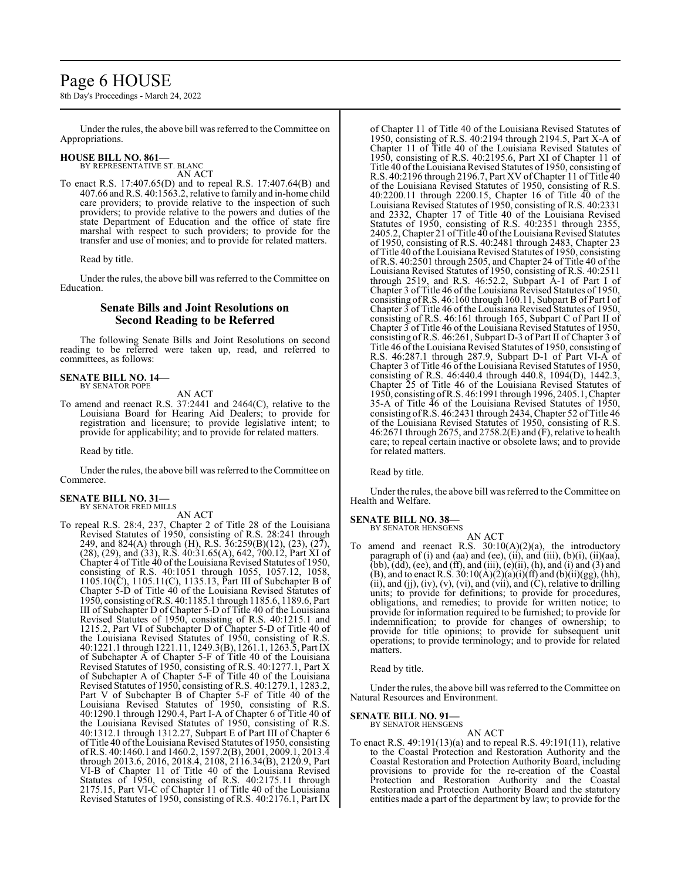Under the rules, the above bill was referred to the Committee on Appropriations.

**HOUSE BILL NO. 861—**
BY REPRESENTATIVE ST. BLANC

AN ACT

To enact R.S. 17:407.65(D) and to repeal R.S. 17:407.64(B) and 407.66 and R.S. 40:1563.2, relative to family and in-home child care providers; to provide relative to the inspection of such providers; to provide relative to the powers and duties of the state Department of Education and the office of state fire marshal with respect to such providers; to provide for the transfer and use of monies; and to provide for related matters.

Read by title.

Under the rules, the above bill was referred to the Committee on Education.

## Senate Bills and Joint Resolutions on Second Reading to be Referred

The following Senate Bills and Joint Resolutions on second reading to be referred were taken up, read, and referred to committees, as follows:

**SENATE BILL NO. 14—**
BY SENATOR POPE

AN ACT

To amend and reenact R.S. 37:2441 and 2464(C), relative to the Louisiana Board for Hearing Aid Dealers; to provide for registration and licensure; to provide legislative intent; to provide for applicability; and to provide for related matters.

Read by title.

Under the rules, the above bill was referred to the Committee on Commerce.

**SENATE BILL NO. 31—**
BY SENATOR FRED MILLS

AN ACT

To repeal R.S. 28:4, 237, Chapter 2 of Title 28 of the Louisiana Revised Statutes of 1950, consisting of R.S. 28:241 through 249, and 824(A) through (H), R.S. 36:259(B)(12), (23), (27), (28), (29), and (33), R.S. 40:31.65(A), 642, 700.12, Part XI of Chapter 4 of Title 40 of the Louisiana Revised Statutes of 1950, consisting of R.S. 40:1051 through 1055, 1057.12, 1058, 1105.10(C), 1105.11(C), 1135.13, Part III of Subchapter B of Chapter 5-D of Title 40 of the Louisiana Revised Statutes of 1950, consisting of R.S. 40:1185.1 through 1185.6, 1189.6, Part III of Subchapter D of Chapter 5-D of Title 40 of the Louisiana Revised Statutes of 1950, consisting of R.S. 40:1215.1 and 1215.2, Part VI of Subchapter D of Chapter 5-D of Title 40 of the Louisiana Revised Statutes of 1950, consisting of R.S. 40:1221.1 through 1221.11, 1249.3(B), 1261.1, 1263.5, Part IX of Subchapter A of Chapter 5-F of Title 40 of the Louisiana Revised Statutes of 1950, consisting of R.S. 40:1277.1, Part X of Subchapter A of Chapter 5-F of Title 40 of the Louisiana Revised Statutes of 1950, consisting of R.S. 40:1279.1, 1283.2, Part V of Subchapter B of Chapter 5-F of Title 40 of the Louisiana Revised Statutes of 1950, consisting of R.S. 40:1290.1 through 1290.4, Part I-A of Chapter 6 of Title 40 of the Louisiana Revised Statutes of 1950, consisting of R.S. 40:1312.1 through 1312.27, Subpart E of Part III of Chapter 6 of Title 40 of the Louisiana Revised Statutes of 1950, consisting of R.S. 40:1460.1 and 1460.2, 1597.2(B), 2001, 2009.1, 2013.4 through 2013.6, 2016, 2018.4, 2108, 2116.34(B), 2120.9, Part VI-B of Chapter 11 of Title 40 of the Louisiana Revised Statutes of 1950, consisting of R.S. 40:2175.11 through 2175.15, Part VI-C of Chapter 11 of Title 40 of the Louisiana Revised Statutes of 1950, consisting of R.S. 40:2176.1, Part IX of Chapter 11 of Title 40 of the Louisiana Revised Statutes of 1950, consisting of R.S. 40:2194 through 2194.5, Part X-A of Chapter 11 of Title 40 of the Louisiana Revised Statutes of 1950, consisting of R.S. 40:2195.6, Part XI of Chapter 11 of Title 40 of the Louisiana Revised Statutes of 1950, consisting of R.S. 40:2196 through 2196.7, Part XV of Chapter 11 of Title 40 of the Louisiana Revised Statutes of 1950, consisting of R.S. 40:2200.11 through 2200.15, Chapter 16 of Title 40 of the Louisiana Revised Statutes of 1950, consisting of R.S. 40:2331 and 2332, Chapter 17 of Title 40 of the Louisiana Revised Statutes of 1950, consisting of R.S. 40:2351 through 2355, 2405.2, Chapter 21 of Title 40 of the Louisiana Revised Statutes of 1950, consisting of R.S. 40:2481 through 2483, Chapter 23 of Title 40 of the Louisiana Revised Statutes of 1950, consisting of R.S. 40:2501 through 2505, and Chapter 24 of Title 40 of the Louisiana Revised Statutes of 1950, consisting of R.S. 40:2511 through 2519, and R.S. 46:52.2, Subpart A-1 of Part I of Chapter 3 of Title 46 of the Louisiana Revised Statutes of 1950, consisting of R.S. 46:160 through 160.11, Subpart B of Part I of Chapter 3 of Title 46 of the Louisiana Revised Statutes of 1950, consisting of R.S. 46:161 through 165, Subpart C of Part II of Chapter 3 of Title 46 of the Louisiana Revised Statutes of 1950, consisting of R.S. 46:261, Subpart D-3 of Part II of Chapter 3 of Title 46 of the Louisiana Revised Statutes of 1950, consisting of R.S. 46:287.1 through 287.9, Subpart D-1 of Part VI-A of Chapter 3 of Title 46 of the Louisiana Revised Statutes of 1950, consisting of R.S. 46:440.4 through 440.8, 1094(D), 1442.3, Chapter 25 of Title 46 of the Louisiana Revised Statutes of 1950, consisting of R.S. 46:1991 through 1996, 2405.1, Chapter 35-A of Title 46 of the Louisiana Revised Statutes of 1950, consisting of R.S. 46:2431 through 2434, Chapter 52 of Title 46 of the Louisiana Revised Statutes of 1950, consisting of R.S. 46:2671 through 2675, and 2758.2(E) and (F), relative to health care; to repeal certain inactive or obsolete laws; and to provide for related matters.

Read by title.

Under the rules, the above bill was referred to the Committee on Health and Welfare.

**SENATE BILL NO. 38—**
BY SENATOR HENSGENS

AN ACT

To amend and reenact R.S. 30:10(A)(2)(a), the introductory paragraph of (i) and (aa) and (ee), (ii), and (iii), (b)(i), (ii)(aa), (bb), (dd), (ee), and (ff), and (iii), (e)(ii), (h), and (i) and (3) and (B), and to enact R.S. 30:10(A)(2)(a)(i)(ff) and (b)(ii)(gg), (hh), (ii), and (jj), (iv), (v), (vi), and (vii), and (C), relative to drilling units; to provide for definitions; to provide for procedures, obligations, and remedies; to provide for written notice; to provide for information required to be furnished; to provide for indemnification; to provide for changes of ownership; to provide for title opinions; to provide for subsequent unit operations; to provide terminology; and to provide for related matters.

Read by title.

Under the rules, the above bill was referred to the Committee on Natural Resources and Environment.

**SENATE BILL NO. 91—**
BY SENATOR HENSGENS

AN ACT

To enact R.S. 49:191(13)(a) and to repeal R.S. 49:191(11), relative to the Coastal Protection and Restoration Authority and the Coastal Restoration and Protection Authority Board, including provisions to provide for the re-creation of the Coastal Protection and Restoration Authority and the Coastal Restoration and Protection Authority Board and the statutory entities made a part of the department by law; to provide for the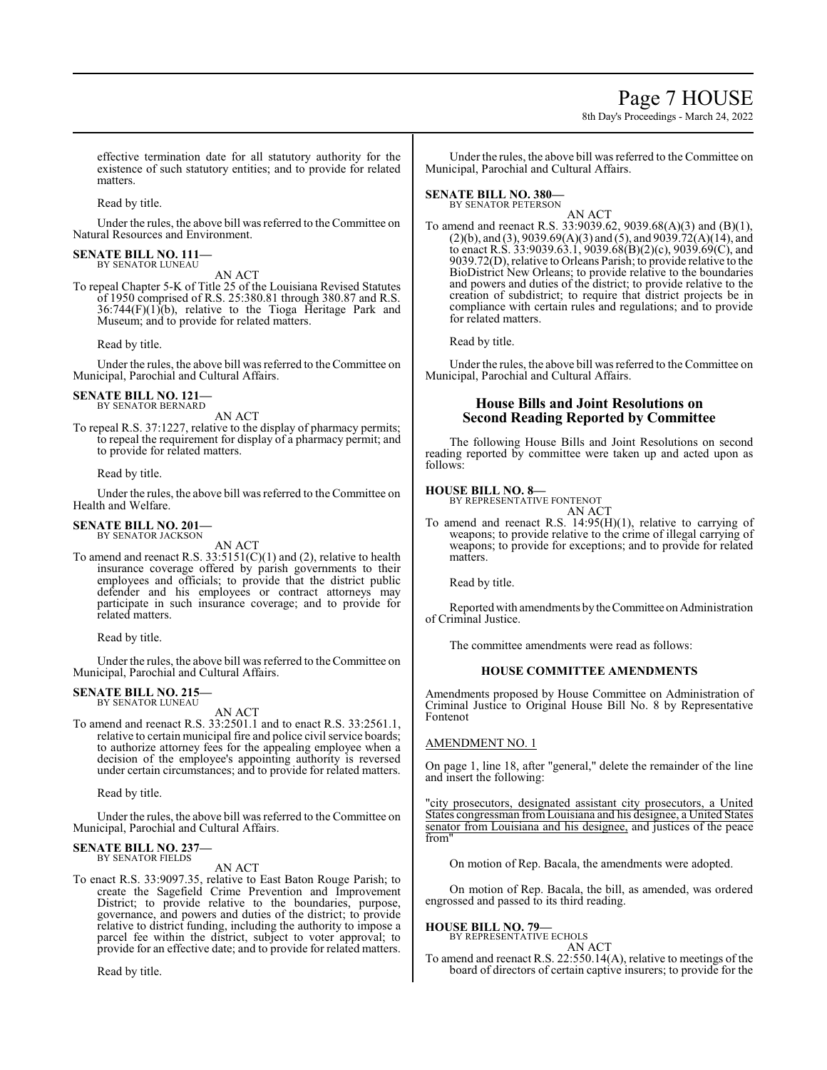effective termination date for all statutory authority for the existence of such statutory entities; and to provide for related matters.

Read by title.

Under the rules, the above bill was referred to the Committee on Natural Resources and Environment.

**SENATE BILL NO. 111—**
BY SENATOR LUNEAU

AN ACT

To repeal Chapter 5-K of Title 25 of the Louisiana Revised Statutes of 1950 comprised of R.S. 25:380.81 through 380.87 and R.S. 36:744(F)(1)(b), relative to the Tioga Heritage Park and Museum; and to provide for related matters.

Read by title.

Under the rules, the above bill was referred to the Committee on Municipal, Parochial and Cultural Affairs.

**SENATE BILL NO. 121—**
BY SENATOR BERNARD

AN ACT

To repeal R.S. 37:1227, relative to the display of pharmacy permits; to repeal the requirement for display of a pharmacy permit; and to provide for related matters.

Read by title.

Under the rules, the above bill was referred to the Committee on Health and Welfare.

**SENATE BILL NO. 201—**
BY SENATOR JACKSON

AN ACT

To amend and reenact R.S. 33:5151(C)(1) and (2), relative to health insurance coverage offered by parish governments to their employees and officials; to provide that the district public defender and his employees or contract attorneys may participate in such insurance coverage; and to provide for related matters.

Read by title.

Under the rules, the above bill was referred to the Committee on Municipal, Parochial and Cultural Affairs.

**SENATE BILL NO. 215—**
BY SENATOR LUNEAU

AN ACT

To amend and reenact R.S. 33:2501.1 and to enact R.S. 33:2561.1, relative to certain municipal fire and police civil service boards; to authorize attorney fees for the appealing employee when a decision of the employee's appointing authority is reversed under certain circumstances; and to provide for related matters.

Read by title.

Under the rules, the above bill was referred to the Committee on Municipal, Parochial and Cultural Affairs.

**SENATE BILL NO. 237—**
BY SENATOR FIELDS

AN ACT

To enact R.S. 33:9097.35, relative to East Baton Rouge Parish; to create the Sagefield Crime Prevention and Improvement District; to provide relative to the boundaries, purpose, governance, and powers and duties of the district; to provide relative to district funding, including the authority to impose a parcel fee within the district, subject to voter approval; to provide for an effective date; and to provide for related matters.

Read by title.

Under the rules, the above bill was referred to the Committee on Municipal, Parochial and Cultural Affairs.

**SENATE BILL NO. 380—**
BY SENATOR PETERSON

AN ACT

To amend and reenact R.S. 33:9039.62, 9039.68(A)(3) and (B)(1), (2)(b), and (3), 9039.69(A)(3) and (5), and 9039.72(A)(14), and to enact R.S. 33:9039.63.1, 9039.68(B)(2)(c), 9039.69(C), and 9039.72(D), relative to Orleans Parish; to provide relative to the BioDistrict New Orleans; to provide relative to the boundaries and powers and duties of the district; to provide relative to the creation of subdistrict; to require that district projects be in compliance with certain rules and regulations; and to provide for related matters.

Read by title.

Under the rules, the above bill was referred to the Committee on Municipal, Parochial and Cultural Affairs.

## House Bills and Joint Resolutions on Second Reading Reported by Committee

The following House Bills and Joint Resolutions on second reading reported by committee were taken up and acted upon as follows:

**HOUSE BILL NO. 8—**
BY REPRESENTATIVE FONTENOT

AN ACT

To amend and reenact R.S. 14:95(H)(1), relative to carrying of weapons; to provide relative to the crime of illegal carrying of weapons; to provide for exceptions; and to provide for related matters.

Read by title.

Reported with amendments by the Committee on Administration of Criminal Justice.

The committee amendments were read as follows:

### HOUSE COMMITTEE AMENDMENTS

Amendments proposed by House Committee on Administration of Criminal Justice to Original House Bill No. 8 by Representative Fontenot

AMENDMENT NO. 1

On page 1, line 18, after "general," delete the remainder of the line and insert the following:

"city prosecutors, designated assistant city prosecutors, a United States congressman from Louisiana and his designee, a United States senator from Louisiana and his designee, and justices of the peace from"

On motion of Rep. Bacala, the amendments were adopted.

On motion of Rep. Bacala, the bill, as amended, was ordered engrossed and passed to its third reading.

**HOUSE BILL NO. 79—**
BY REPRESENTATIVE ECHOLS

AN ACT

To amend and reenact R.S. 22:550.14(A), relative to meetings of the board of directors of certain captive insurers; to provide for the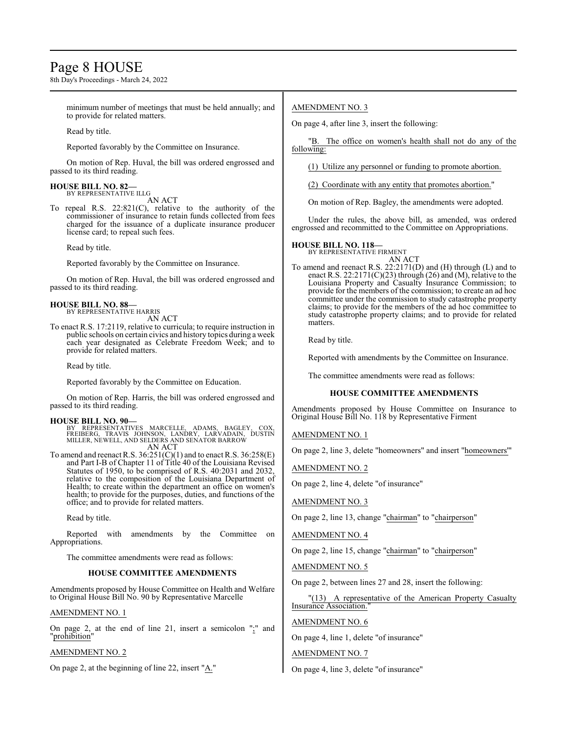minimum number of meetings that must be held annually; and to provide for related matters.

Read by title.

Reported favorably by the Committee on Insurance.

On motion of Rep. Huval, the bill was ordered engrossed and passed to its third reading.

**HOUSE BILL NO. 82—**
BY REPRESENTATIVE ILLG
AN ACT

To repeal R.S. 22:821(C), relative to the authority of the commissioner of insurance to retain funds collected from fees charged for the issuance of a duplicate insurance producer license card; to repeal such fees.

Read by title.

Reported favorably by the Committee on Insurance.

On motion of Rep. Huval, the bill was ordered engrossed and passed to its third reading.

**HOUSE BILL NO. 88—**
BY REPRESENTATIVE HARRIS
AN ACT

To enact R.S. 17:2119, relative to curricula; to require instruction in public schools on certain civics and history topics during a week each year designated as Celebrate Freedom Week; and to provide for related matters.

Read by title.

Reported favorably by the Committee on Education.

On motion of Rep. Harris, the bill was ordered engrossed and passed to its third reading.

**HOUSE BILL NO. 90—**
BY REPRESENTATIVES MARCELLE, ADAMS, BAGLEY, COX, FREIBERG, TRAVIS JOHNSON, LANDRY, LARVADAIN, DUSTIN MILLER, NEWELL, AND SELDERS AND SENATOR BARROW
AN ACT

To amend and reenact R.S. 36:251(C)(1) and to enact R.S. 36:258(E) and Part I-B of Chapter 11 of Title 40 of the Louisiana Revised Statutes of 1950, to be comprised of R.S. 40:2031 and 2032, relative to the composition of the Louisiana Department of Health; to create within the department an office on women's health; to provide for the purposes, duties, and functions of the office; and to provide for related matters.

Read by title.

Reported with amendments by the Committee on Appropriations.

The committee amendments were read as follows:

**HOUSE COMMITTEE AMENDMENTS**

Amendments proposed by House Committee on Health and Welfare to Original House Bill No. 90 by Representative Marcelle

AMENDMENT NO. 1

On page 2, at the end of line 21, insert a semicolon ";" and "prohibition"

AMENDMENT NO. 2

On page 2, at the beginning of line 22, insert "A."

AMENDMENT NO. 3

On page 4, after line 3, insert the following:

"B. The office on women's health shall not do any of the following:

(1) Utilize any personnel or funding to promote abortion.

(2) Coordinate with any entity that promotes abortion."

On motion of Rep. Bagley, the amendments were adopted.

Under the rules, the above bill, as amended, was ordered engrossed and recommitted to the Committee on Appropriations.

**HOUSE BILL NO. 118—**
BY REPRESENTATIVE FIRMENT
AN ACT

To amend and reenact R.S. 22:2171(D) and (H) through (L) and to enact R.S. 22:2171(C)(23) through (26) and (M), relative to the Louisiana Property and Casualty Insurance Commission; to provide for the members of the commission; to create an ad hoc committee under the commission to study catastrophe property claims; to provide for the members of the ad hoc committee to study catastrophe property claims; and to provide for related matters.

Read by title.

Reported with amendments by the Committee on Insurance.

The committee amendments were read as follows:

**HOUSE COMMITTEE AMENDMENTS**

Amendments proposed by House Committee on Insurance to Original House Bill No. 118 by Representative Firment

AMENDMENT NO. 1

On page 2, line 3, delete "homeowners" and insert "homeowners'"

AMENDMENT NO. 2

On page 2, line 4, delete "of insurance"

AMENDMENT NO. 3

On page 2, line 13, change "chairman" to "chairperson"

AMENDMENT NO. 4

On page 2, line 15, change "chairman" to "chairperson"

AMENDMENT NO. 5

On page 2, between lines 27 and 28, insert the following:

"(13) A representative of the American Property Casualty Insurance Association."

AMENDMENT NO. 6

On page 4, line 1, delete "of insurance"

AMENDMENT NO. 7

On page 4, line 3, delete "of insurance"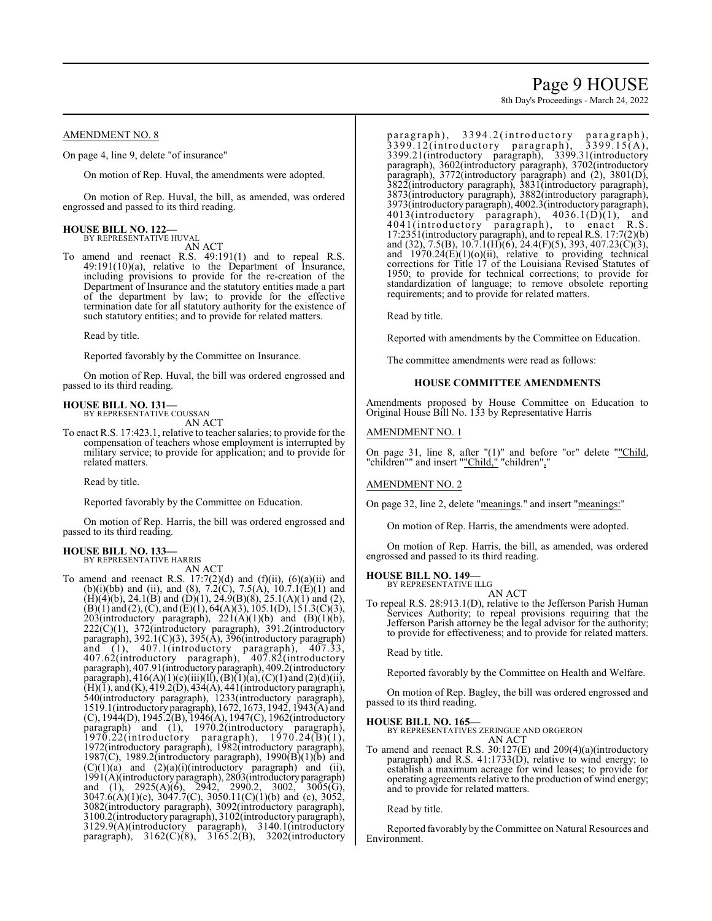AMENDMENT NO. 8

On page 4, line 9, delete "of insurance"

On motion of Rep. Huval, the amendments were adopted.

On motion of Rep. Huval, the bill, as amended, was ordered engrossed and passed to its third reading.

**HOUSE BILL NO. 122—**
BY REPRESENTATIVE HUVAL
AN ACT

To amend and reenact R.S. 49:191(1) and to repeal R.S. 49:191(10)(a), relative to the Department of Insurance, including provisions to provide for the re-creation of the Department of Insurance and the statutory entities made a part of the department by law; to provide for the effective termination date for all statutory authority for the existence of such statutory entities; and to provide for related matters.

Read by title.

Reported favorably by the Committee on Insurance.

On motion of Rep. Huval, the bill was ordered engrossed and passed to its third reading.

**HOUSE BILL NO. 131—**
BY REPRESENTATIVE COUSSAN
AN ACT

To enact R.S. 17:423.1, relative to teacher salaries; to provide for the compensation of teachers whose employment is interrupted by military service; to provide for application; and to provide for related matters.

Read by title.

Reported favorably by the Committee on Education.

On motion of Rep. Harris, the bill was ordered engrossed and passed to its third reading.

**HOUSE BILL NO. 133—**
BY REPRESENTATIVE HARRIS
AN ACT

To amend and reenact R.S. 17:7(2)(d) and (f)(ii), (6)(a)(ii) and (b)(i)(bb) and (ii), and (8), 7.2(C), 7.5(A), 10.7.1(E)(1) and (H)(4)(b), 24.1(B) and (D)(1), 24.9(B)(8), 25.1(A)(1) and (2), (B)(1) and (2), (C), and (E)(1), 64(A)(3), 105.1(D), 151.3(C)(3), 203(introductory paragraph), 221(A)(1)(b) and (B)(1)(b), 222(C)(1), 372(introductory paragraph), 391.2(introductory paragraph), 392.1(C)(3), 395(A), 396(introductory paragraph) and (1), 407.1(introductory paragraph), 407.33, 407.62(introductory paragraph), 407.82(introductory paragraph), 407.91(introductory paragraph), 409.2(introductory paragraph), 416(A)(1)(c)(iii)(ll), (B)(1)(a), (C)(1) and (2)(d)(ii), (H)(1), and (K), 419.2(D), 434(A), 441(introductory paragraph), 540(introductory paragraph), 1233(introductory paragraph), 1519.1(introductory paragraph), 1672, 1673, 1942, 1943(A) and (C), 1944(D), 1945.2(B), 1946(A), 1947(C), 1962(introductory paragraph) and (1), 1970.2(introductory paragraph), 1970.22(introductory paragraph), 1970.24(B)(1), 1972(introductory paragraph), 1982(introductory paragraph), 1987(C), 1989.2(introductory paragraph), 1990(B)(1)(b) and (C)(1)(a) and (2)(a)(i)(introductory paragraph) and (ii), 1991(A)(introductory paragraph), 2803(introductory paragraph) and (1), 2925(A)(6), 2942, 2990.2, 3002, 3005(G), 3047.6(A)(1)(c), 3047.7(C), 3050.11(C)(1)(b) and (c), 3052, 3082(introductory paragraph), 3092(introductory paragraph), 3100.2(introductory paragraph), 3102(introductory paragraph), 3129.9(A)(introductory paragraph), 3140.1(introductory paragraph), 3162(C)(8), 3165.2(B), 3202(introductory paragraph), 3394.2(introductory paragraph), 3399.12(introductory paragraph), 3399.15(A), 3399.21(introductory paragraph), 3399.31(introductory paragraph), 3602(introductory paragraph), 3702(introductory paragraph), 3772(introductory paragraph) and (2), 3801(D), 3822(introductory paragraph), 3831(introductory paragraph), 3873(introductory paragraph), 3882(introductory paragraph), 3973(introductory paragraph), 4002.3(introductory paragraph), 4013(introductory paragraph), 4036.1(D)(1), and 4041(introductory paragraph), to enact R.S. 17:2351(introductory paragraph), and to repeal R.S. 17:7(2)(b) and (32), 7.5(B), 10.7.1(H)(6), 24.4(F)(5), 393, 407.23(C)(3), and 1970.24(E)(1)(o)(ii), relative to providing technical corrections for Title 17 of the Louisiana Revised Statutes of 1950; to provide for technical corrections; to provide for standardization of language; to remove obsolete reporting requirements; and to provide for related matters.

Read by title.

Reported with amendments by the Committee on Education.

The committee amendments were read as follows:

### HOUSE COMMITTEE AMENDMENTS

Amendments proposed by House Committee on Education to Original House Bill No. 133 by Representative Harris

AMENDMENT NO. 1

On page 31, line 8, after "(1)" and before "or" delete ""Child, "children"" and insert ""Child," "children","

AMENDMENT NO. 2

On page 32, line 2, delete "meanings." and insert "meanings:"

On motion of Rep. Harris, the amendments were adopted.

On motion of Rep. Harris, the bill, as amended, was ordered engrossed and passed to its third reading.

**HOUSE BILL NO. 149—**
BY REPRESENTATIVE ILLG
AN ACT

To repeal R.S. 28:913.1(D), relative to the Jefferson Parish Human Services Authority; to repeal provisions requiring that the Jefferson Parish attorney be the legal advisor for the authority; to provide for effectiveness; and to provide for related matters.

Read by title.

Reported favorably by the Committee on Health and Welfare.

On motion of Rep. Bagley, the bill was ordered engrossed and passed to its third reading.

**HOUSE BILL NO. 165—**
BY REPRESENTATIVES ZERINGUE AND ORGERON
AN ACT

To amend and reenact R.S. 30:127(E) and 209(4)(a)(introductory paragraph) and R.S. 41:1733(D), relative to wind energy; to establish a maximum acreage for wind leases; to provide for operating agreements relative to the production of wind energy; and to provide for related matters.

Read by title.

Reported favorably by the Committee on Natural Resources and Environment.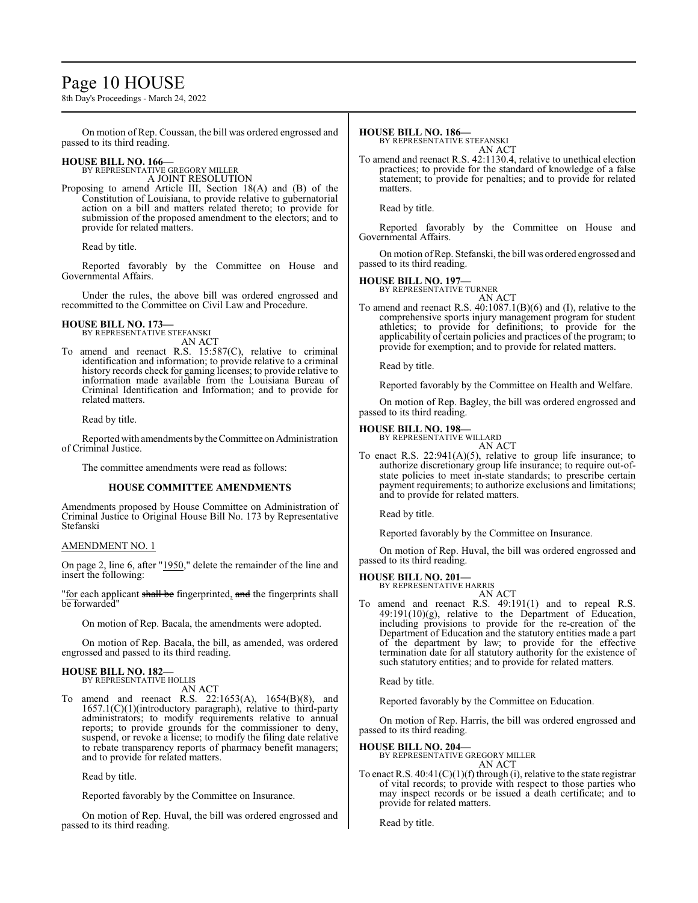On motion of Rep. Coussan, the bill was ordered engrossed and passed to its third reading.

**HOUSE BILL NO. 166—**
BY REPRESENTATIVE GREGORY MILLER
A JOINT RESOLUTION

Proposing to amend Article III, Section 18(A) and (B) of the Constitution of Louisiana, to provide relative to gubernatorial action on a bill and matters related thereto; to provide for submission of the proposed amendment to the electors; and to provide for related matters.

Read by title.

Reported favorably by the Committee on House and Governmental Affairs.

Under the rules, the above bill was ordered engrossed and recommitted to the Committee on Civil Law and Procedure.

**HOUSE BILL NO. 173—**
BY REPRESENTATIVE STEFANSKI
AN ACT

To amend and reenact R.S. 15:587(C), relative to criminal identification and information; to provide relative to a criminal history records check for gaming licenses; to provide relative to information made available from the Louisiana Bureau of Criminal Identification and Information; and to provide for related matters.

Read by title.

Reported with amendments by the Committee on Administration of Criminal Justice.

The committee amendments were read as follows:

**HOUSE COMMITTEE AMENDMENTS**

Amendments proposed by House Committee on Administration of Criminal Justice to Original House Bill No. 173 by Representative Stefanski

AMENDMENT NO. 1

On page 2, line 6, after "1950," delete the remainder of the line and insert the following:

"for each applicant ~~shall be~~ fingerprinted, ~~and~~ the fingerprints shall be forwarded"

On motion of Rep. Bacala, the amendments were adopted.

On motion of Rep. Bacala, the bill, as amended, was ordered engrossed and passed to its third reading.

**HOUSE BILL NO. 182—**
BY REPRESENTATIVE HOLLIS
AN ACT

To amend and reenact R.S. 22:1653(A), 1654(B)(8), and 1657.1(C)(1)(introductory paragraph), relative to third-party administrators; to modify requirements relative to annual reports; to provide grounds for the commissioner to deny, suspend, or revoke a license; to modify the filing date relative to rebate transparency reports of pharmacy benefit managers; and to provide for related matters.

Read by title.

Reported favorably by the Committee on Insurance.

On motion of Rep. Huval, the bill was ordered engrossed and passed to its third reading.

**HOUSE BILL NO. 186—**
BY REPRESENTATIVE STEFANSKI
AN ACT

To amend and reenact R.S. 42:1130.4, relative to unethical election practices; to provide for the standard of knowledge of a false statement; to provide for penalties; and to provide for related matters.

Read by title.

Reported favorably by the Committee on House and Governmental Affairs.

On motion of Rep. Stefanski, the bill was ordered engrossed and passed to its third reading.

**HOUSE BILL NO. 197—**
BY REPRESENTATIVE TURNER
AN ACT

To amend and reenact R.S. 40:1087.1(B)(6) and (I), relative to the comprehensive sports injury management program for student athletics; to provide for definitions; to provide for the applicability of certain policies and practices of the program; to provide for exemption; and to provide for related matters.

Read by title.

Reported favorably by the Committee on Health and Welfare.

On motion of Rep. Bagley, the bill was ordered engrossed and passed to its third reading.

**HOUSE BILL NO. 198—**
BY REPRESENTATIVE WILLARD
AN ACT

To enact R.S. 22:941(A)(5), relative to group life insurance; to authorize discretionary group life insurance; to require out-of-state policies to meet in-state standards; to prescribe certain payment requirements; to authorize exclusions and limitations; and to provide for related matters.

Read by title.

Reported favorably by the Committee on Insurance.

On motion of Rep. Huval, the bill was ordered engrossed and passed to its third reading.

**HOUSE BILL NO. 201—**
BY REPRESENTATIVE HARRIS
AN ACT

To amend and reenact R.S. 49:191(1) and to repeal R.S. 49:191(10)(g), relative to the Department of Education, including provisions to provide for the re-creation of the Department of Education and the statutory entities made a part of the department by law; to provide for the effective termination date for all statutory authority for the existence of such statutory entities; and to provide for related matters.

Read by title.

Reported favorably by the Committee on Education.

On motion of Rep. Harris, the bill was ordered engrossed and passed to its third reading.

**HOUSE BILL NO. 204—**
BY REPRESENTATIVE GREGORY MILLER
AN ACT

To enact R.S. 40:41(C)(1)(f) through (i), relative to the state registrar of vital records; to provide with respect to those parties who may inspect records or be issued a death certificate; and to provide for related matters.

Read by title.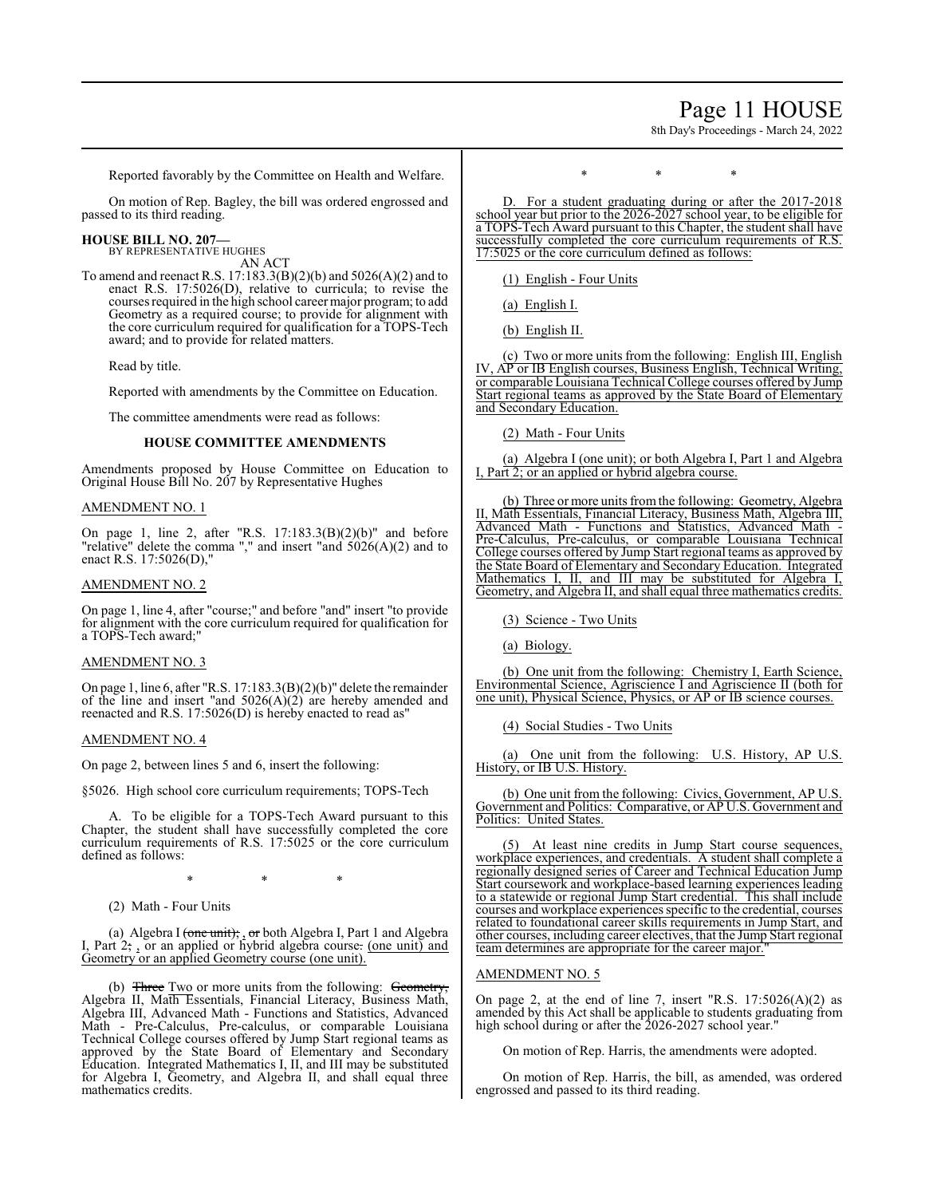Reported favorably by the Committee on Health and Welfare.

On motion of Rep. Bagley, the bill was ordered engrossed and passed to its third reading.

**HOUSE BILL NO. 207—**
BY REPRESENTATIVE HUGHES
AN ACT

To amend and reenact R.S. 17:183.3(B)(2)(b) and 5026(A)(2) and to enact R.S. 17:5026(D), relative to curricula; to revise the courses required in the high school career major program; to add Geometry as a required course; to provide for alignment with the core curriculum required for qualification for a TOPS-Tech award; and to provide for related matters.

Read by title.

Reported with amendments by the Committee on Education.

The committee amendments were read as follows:

**HOUSE COMMITTEE AMENDMENTS**

Amendments proposed by House Committee on Education to Original House Bill No. 207 by Representative Hughes

AMENDMENT NO. 1

On page 1, line 2, after "R.S. 17:183.3(B)(2)(b)" and before "relative" delete the comma "," and insert "and 5026(A)(2) and to enact R.S. 17:5026(D),"

AMENDMENT NO. 2

On page 1, line 4, after "course;" and before "and" insert "to provide for alignment with the core curriculum required for qualification for a TOPS-Tech award;"

AMENDMENT NO. 3

On page 1, line 6, after "R.S. 17:183.3(B)(2)(b)" delete the remainder of the line and insert "and 5026(A)(2) are hereby amended and reenacted and R.S. 17:5026(D) is hereby enacted to read as"

AMENDMENT NO. 4

On page 2, between lines 5 and 6, insert the following:

§5026. High school core curriculum requirements; TOPS-Tech

A. To be eligible for a TOPS-Tech Award pursuant to this Chapter, the student shall have successfully completed the core curriculum requirements of R.S. 17:5025 or the core curriculum defined as follows:

\* \* \*

(2) Math - Four Units

(a) Algebra I ~~(one unit);~~ , ~~or~~ both Algebra I, Part 1 and Algebra I, Part 2~~;~~ , or an applied or hybrid algebra course~~.~~ (one unit) and Geometry or an applied Geometry course (one unit).

(b) ~~Three~~ Two or more units from the following: ~~Geometry,~~ Algebra II, Math Essentials, Financial Literacy, Business Math, Algebra III, Advanced Math - Functions and Statistics, Advanced Math - Pre-Calculus, Pre-calculus, or comparable Louisiana Technical College courses offered by Jump Start regional teams as approved by the State Board of Elementary and Secondary Education. Integrated Mathematics I, II, and III may be substituted for Algebra I, Geometry, and Algebra II, and shall equal three mathematics credits.

\* \* \*

D. For a student graduating during or after the 2017-2018 school year but prior to the 2026-2027 school year, to be eligible for a TOPS-Tech Award pursuant to this Chapter, the student shall have successfully completed the core curriculum requirements of R.S. 17:5025 or the core curriculum defined as follows:

(1) English - Four Units

(a) English I.

(b) English II.

(c) Two or more units from the following: English III, English IV, AP or IB English courses, Business English, Technical Writing, or comparable Louisiana Technical College courses offered by Jump Start regional teams as approved by the State Board of Elementary and Secondary Education.

(2) Math - Four Units

(a) Algebra I (one unit); or both Algebra I, Part 1 and Algebra I, Part 2; or an applied or hybrid algebra course.

(b) Three or more units from the following: Geometry, Algebra II, Math Essentials, Financial Literacy, Business Math, Algebra III, Advanced Math - Functions and Statistics, Advanced Math - Pre-Calculus, Pre-calculus, or comparable Louisiana Technical College courses offered by Jump Start regional teams as approved by the State Board of Elementary and Secondary Education. Integrated Mathematics I, II, and III may be substituted for Algebra I, Geometry, and Algebra II, and shall equal three mathematics credits.

(3) Science - Two Units

(a) Biology.

(b) One unit from the following: Chemistry I, Earth Science, Environmental Science, Agriscience I and Agriscience II (both for one unit), Physical Science, Physics, or AP or IB science courses.

(4) Social Studies - Two Units

(a) One unit from the following: U.S. History, AP U.S. History, or IB U.S. History.

(b) One unit from the following: Civics, Government, AP U.S. Government and Politics: Comparative, or AP U.S. Government and Politics: United States.

(5) At least nine credits in Jump Start course sequences, workplace experiences, and credentials. A student shall complete a regionally designed series of Career and Technical Education Jump Start coursework and workplace-based learning experiences leading to a statewide or regional Jump Start credential. This shall include courses and workplace experiences specific to the credential, courses related to foundational career skills requirements in Jump Start, and other courses, including career electives, that the Jump Start regional team determines are appropriate for the career major."

AMENDMENT NO. 5

On page 2, at the end of line 7, insert "R.S. 17:5026(A)(2) as amended by this Act shall be applicable to students graduating from high school during or after the 2026-2027 school year."

On motion of Rep. Harris, the amendments were adopted.

On motion of Rep. Harris, the bill, as amended, was ordered engrossed and passed to its third reading.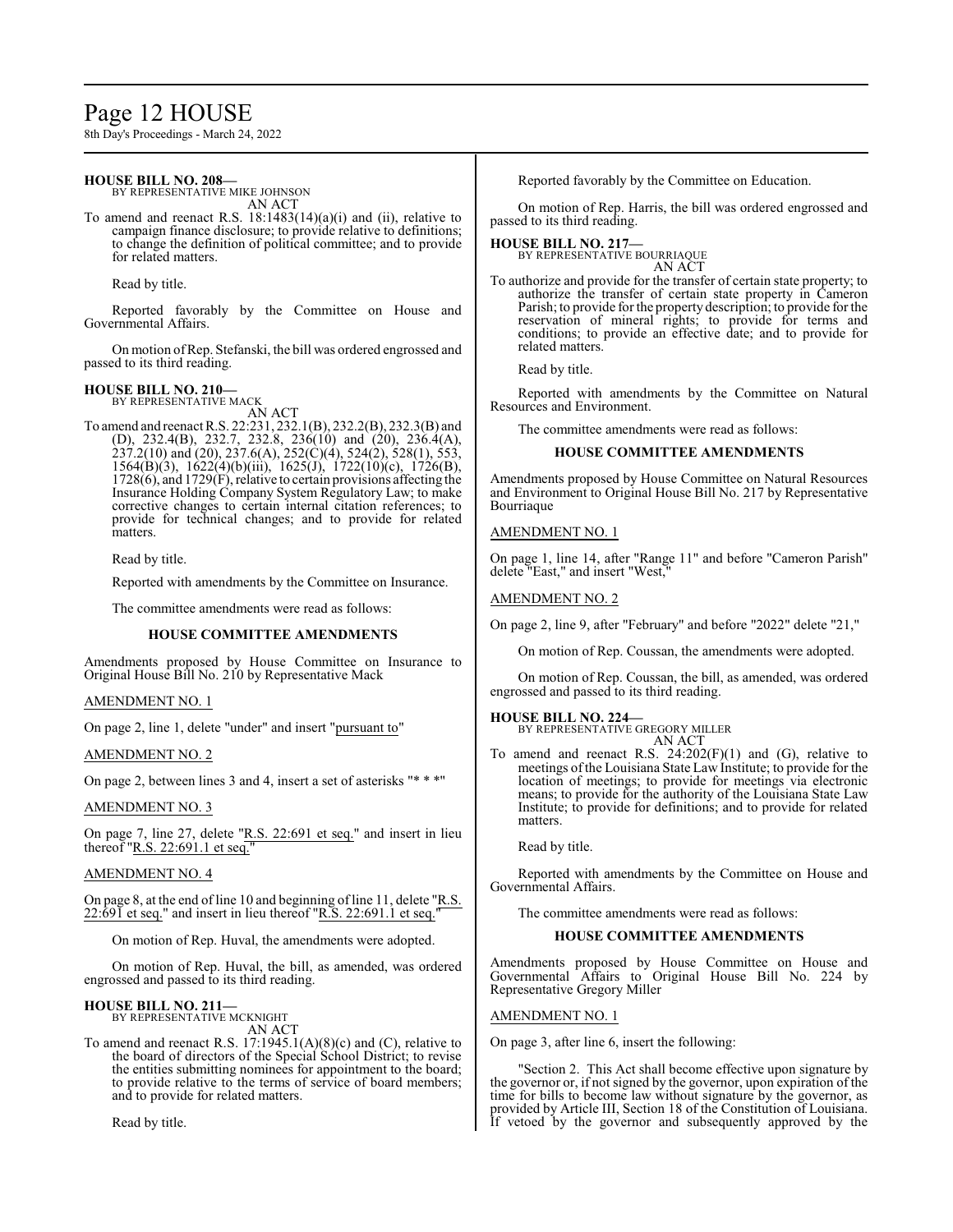**HOUSE BILL NO. 208—**
BY REPRESENTATIVE MIKE JOHNSON
AN ACT

To amend and reenact R.S. 18:1483(14)(a)(i) and (ii), relative to campaign finance disclosure; to provide relative to definitions; to change the definition of political committee; and to provide for related matters.

Read by title.

Reported favorably by the Committee on House and Governmental Affairs.

On motion of Rep. Stefanski, the bill was ordered engrossed and passed to its third reading.

**HOUSE BILL NO. 210—**
BY REPRESENTATIVE MACK
AN ACT

To amend and reenact R.S. 22:231, 232.1(B), 232.2(B), 232.3(B) and (D), 232.4(B), 232.7, 232.8, 236(10) and (20), 236.4(A), 237.2(10) and (20), 237.6(A), 252(C)(4), 524(2), 528(1), 553, 1564(B)(3), 1622(4)(b)(iii), 1625(J), 1722(10)(c), 1726(B), 1728(6), and 1729(F), relative to certain provisions affecting the Insurance Holding Company System Regulatory Law; to make corrective changes to certain internal citation references; to provide for technical changes; and to provide for related matters.

Read by title.

Reported with amendments by the Committee on Insurance.

The committee amendments were read as follows:

**HOUSE COMMITTEE AMENDMENTS**

Amendments proposed by House Committee on Insurance to Original House Bill No. 210 by Representative Mack

AMENDMENT NO. 1

On page 2, line 1, delete "under" and insert "pursuant to"

AMENDMENT NO. 2

On page 2, between lines 3 and 4, insert a set of asterisks "* * *"

AMENDMENT NO. 3

On page 7, line 27, delete "R.S. 22:691 et seq." and insert in lieu thereof "R.S. 22:691.1 et seq."

AMENDMENT NO. 4

On page 8, at the end of line 10 and beginning of line 11, delete "R.S. 22:691 et seq." and insert in lieu thereof "R.S. 22:691.1 et seq."

On motion of Rep. Huval, the amendments were adopted.

On motion of Rep. Huval, the bill, as amended, was ordered engrossed and passed to its third reading.

**HOUSE BILL NO. 211—**
BY REPRESENTATIVE MCKNIGHT
AN ACT

To amend and reenact R.S. 17:1945.1(A)(8)(c) and (C), relative to the board of directors of the Special School District; to revise the entities submitting nominees for appointment to the board; to provide relative to the terms of service of board members; and to provide for related matters.

Read by title.

Reported favorably by the Committee on Education.

On motion of Rep. Harris, the bill was ordered engrossed and passed to its third reading.

**HOUSE BILL NO. 217—**
BY REPRESENTATIVE BOURRIAQUE
AN ACT

To authorize and provide for the transfer of certain state property; to authorize the transfer of certain state property in Cameron Parish; to provide for the property description; to provide for the reservation of mineral rights; to provide for terms and conditions; to provide an effective date; and to provide for related matters.

Read by title.

Reported with amendments by the Committee on Natural Resources and Environment.

The committee amendments were read as follows:

**HOUSE COMMITTEE AMENDMENTS**

Amendments proposed by House Committee on Natural Resources and Environment to Original House Bill No. 217 by Representative Bourriaque

AMENDMENT NO. 1

On page 1, line 14, after "Range 11" and before "Cameron Parish" delete "East," and insert "West,"

AMENDMENT NO. 2

On page 2, line 9, after "February" and before "2022" delete "21,"

On motion of Rep. Coussan, the amendments were adopted.

On motion of Rep. Coussan, the bill, as amended, was ordered engrossed and passed to its third reading.

**HOUSE BILL NO. 224—**
BY REPRESENTATIVE GREGORY MILLER
AN ACT

To amend and reenact R.S. 24:202(F)(1) and (G), relative to meetings of the Louisiana State Law Institute; to provide for the location of meetings; to provide for meetings via electronic means; to provide for the authority of the Louisiana State Law Institute; to provide for definitions; and to provide for related matters.

Read by title.

Reported with amendments by the Committee on House and Governmental Affairs.

The committee amendments were read as follows:

**HOUSE COMMITTEE AMENDMENTS**

Amendments proposed by House Committee on House and Governmental Affairs to Original House Bill No. 224 by Representative Gregory Miller

AMENDMENT NO. 1

On page 3, after line 6, insert the following:

"Section 2. This Act shall become effective upon signature by the governor or, if not signed by the governor, upon expiration of the time for bills to become law without signature by the governor, as provided by Article III, Section 18 of the Constitution of Louisiana. If vetoed by the governor and subsequently approved by the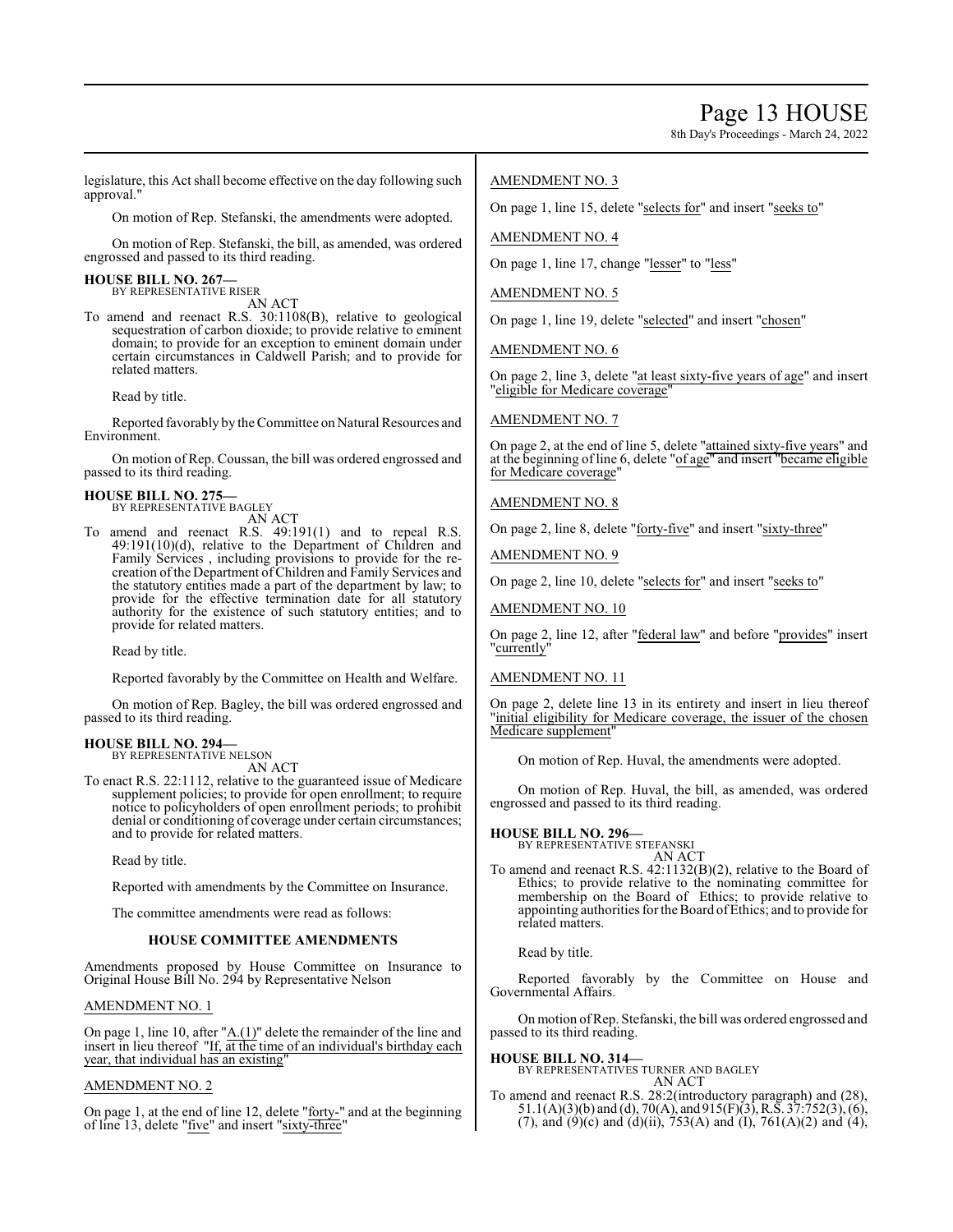legislature, this Act shall become effective on the day following such approval."

On motion of Rep. Stefanski, the amendments were adopted.

On motion of Rep. Stefanski, the bill, as amended, was ordered engrossed and passed to its third reading.

**HOUSE BILL NO. 267—**
BY REPRESENTATIVE RISER
AN ACT

To amend and reenact R.S. 30:1108(B), relative to geological sequestration of carbon dioxide; to provide relative to eminent domain; to provide for an exception to eminent domain under certain circumstances in Caldwell Parish; and to provide for related matters.

Read by title.

Reported favorably by the Committee on Natural Resources and Environment.

On motion of Rep. Coussan, the bill was ordered engrossed and passed to its third reading.

**HOUSE BILL NO. 275—**
BY REPRESENTATIVE BAGLEY
AN ACT

To amend and reenact R.S. 49:191(1) and to repeal R.S. 49:191(10)(d), relative to the Department of Children and Family Services , including provisions to provide for the re-creation of the Department of Children and Family Services and the statutory entities made a part of the department by law; to provide for the effective termination date for all statutory authority for the existence of such statutory entities; and to provide for related matters.

Read by title.

Reported favorably by the Committee on Health and Welfare.

On motion of Rep. Bagley, the bill was ordered engrossed and passed to its third reading.

**HOUSE BILL NO. 294—**
BY REPRESENTATIVE NELSON
AN ACT

To enact R.S. 22:1112, relative to the guaranteed issue of Medicare supplement policies; to provide for open enrollment; to require notice to policyholders of open enrollment periods; to prohibit denial or conditioning of coverage under certain circumstances; and to provide for related matters.

Read by title.

Reported with amendments by the Committee on Insurance.

The committee amendments were read as follows:

**HOUSE COMMITTEE AMENDMENTS**

Amendments proposed by House Committee on Insurance to Original House Bill No. 294 by Representative Nelson

AMENDMENT NO. 1

On page 1, line 10, after "A.(1)" delete the remainder of the line and insert in lieu thereof "If, at the time of an individual's birthday each year, that individual has an existing"

AMENDMENT NO. 2

On page 1, at the end of line 12, delete "forty-" and at the beginning of line 13, delete "five" and insert "sixty-three"

AMENDMENT NO. 3

On page 1, line 15, delete "selects for" and insert "seeks to"

AMENDMENT NO. 4

On page 1, line 17, change "lesser" to "less"

AMENDMENT NO. 5

On page 1, line 19, delete "selected" and insert "chosen"

AMENDMENT NO. 6

On page 2, line 3, delete "at least sixty-five years of age" and insert "eligible for Medicare coverage"

AMENDMENT NO. 7

On page 2, at the end of line 5, delete "attained sixty-five years" and at the beginning of line 6, delete "of age" and insert "became eligible for Medicare coverage"

AMENDMENT NO. 8

On page 2, line 8, delete "forty-five" and insert "sixty-three"

AMENDMENT NO. 9

On page 2, line 10, delete "selects for" and insert "seeks to"

AMENDMENT NO. 10

On page 2, line 12, after "federal law" and before "provides" insert "currently"

AMENDMENT NO. 11

On page 2, delete line 13 in its entirety and insert in lieu thereof "initial eligibility for Medicare coverage, the issuer of the chosen Medicare supplement"

On motion of Rep. Huval, the amendments were adopted.

On motion of Rep. Huval, the bill, as amended, was ordered engrossed and passed to its third reading.

**HOUSE BILL NO. 296—**
BY REPRESENTATIVE STEFANSKI
AN ACT

To amend and reenact R.S. 42:1132(B)(2), relative to the Board of Ethics; to provide relative to the nominating committee for membership on the Board of Ethics; to provide relative to appointing authorities for the Board of Ethics; and to provide for related matters.

Read by title.

Reported favorably by the Committee on House and Governmental Affairs.

On motion of Rep. Stefanski, the bill was ordered engrossed and passed to its third reading.

**HOUSE BILL NO. 314—**
BY REPRESENTATIVES TURNER AND BAGLEY
AN ACT

To amend and reenact R.S. 28:2(introductory paragraph) and (28), 51.1(A)(3)(b) and (d), 70(A), and 915(F)(3), R.S. 37:752(3), (6), (7), and (9)(c) and (d)(ii), 753(A) and (I), 761(A)(2) and (4),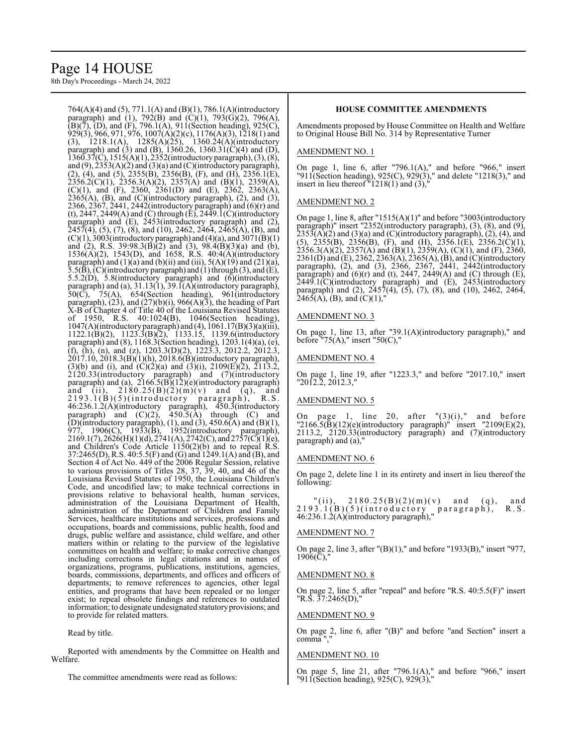764(A)(4) and (5), 771.1(A) and (B)(1), 786.1(A)(introductory paragraph) and (1), 792(B) and (C)(1), 793(G)(2), 796(A), (B)(7), (D), and (F), 796.1(A), 911(Section heading), 925(C), 929(3), 966, 971, 976, 1007(A)(2)(c), 1176(A)(3), 1218(1) and (3), 1218.1(A), 1285(A)(25), 1360.24(A)(introductory paragraph) and (3) and (B), 1360.26, 1360.31(C)(4) and (D), 1360.37(C), 1515(A)(1), 2352(introductory paragraph), (3), (8), and (9), 2353(A)(2) and (3)(a) and (C)(introductory paragraph), (2), (4), and (5), 2355(B), 2356(B), (F), and (H), 2356.1(E), 2356.2(C)(1), 2356.3(A)(2), 2357(A) and (B)(1), 2359(A), (C)(1), and (F), 2360, 2361(D) and (E), 2362, 2363(A), 2365(A), (B), and (C)(introductory paragraph), (2), and (3), 2366, 2367, 2441, 2442(introductory paragraph) and (6)(r) and (t), 2447, 2449(A) and (C) through (E), 2449.1(C)(introductory paragraph) and (E), 2453(introductory paragraph) and (2), 2457(4), (5), (7), (8), and (10), 2462, 2464, 2465(A), (B), and (C)(1), 3003(introductory paragraph) and (4)(a), and 3071(B)(1) and (2), R.S. 39:98.3(B)(2) and (3), 98.4(B)(3)(a) and (b), 1536(A)(2), 1543(D), and 1658, R.S. 40:4(A)(introductory paragraph) and (1)(a) and (b)(ii) and (iii), 5(A)(19) and (21)(a), 5.5(B), (C)(introductory paragraph) and (1) through (3), and (E), 5.5.2(D), 5.8(introductory paragraph) and (6)(introductory paragraph) and (a), 31.13(1), 39.1(A)(introductory paragraph), 50(C), 75(A), 654(Section heading), 961(introductory paragraph), (23), and (27)(b)(i), 966(A)(3), the heading of Part X-B of Chapter 4 of Title 40 of the Louisiana Revised Statutes of 1950, R.S. 40:1024(B), 1046(Section heading), 1047(A)(introductory paragraph) and (4), 1061.17(B)(3)(a)(iii), 1122.1(B)(2), 1123.3(B)(2), 1133.15, 1139.6(introductory paragraph) and (8), 1168.3(Section heading), 1203.1(4)(a), (e), (f), (h), (n), and (z), 1203.3(D)(2), 1223.3, 2012.2, 2012.3, 2017.10, 2018.3(B)(1)(h), 2018.6(B)(introductory paragraph), (3)(b) and (i), and (C)(2)(a) and (3)(i), 2109(E)(2), 2113.2, 2120.33(introductory paragraph) and (7)(introductory paragraph) and (a), 2166.5(B)(12)(e)(introductory paragraph) and (ii), 2180.25(B)(2)(m)(v) and (q), and 2193.1(B)(5)(introductory paragraph), R.S. 46:236.1.2(A)(introductory paragraph), 450.3(introductory paragraph) and (C)(2), 450.5(A) through (C) and (D)(introductory paragraph), (1), and (3), 450.6(A) and (B)(1), 977, 1906(C), 1933(B), 1952(introductory paragraph), 2169.1(7), 2626(H)(1)(d), 2741(A), 2742(C), and 2757(C)(1)(e), and Children's Code Article 1150(2)(b) and to repeal R.S. 37:2465(D), R.S. 40:5.5(F) and (G) and 1249.1(A) and (B), and Section 4 of Act No. 449 of the 2006 Regular Session, relative to various provisions of Titles 28, 37, 39, 40, and 46 of the Louisiana Revised Statutes of 1950, the Louisiana Children's Code, and uncodified law; to make technical corrections in provisions relative to behavioral health, human services, administration of the Louisiana Department of Health, administration of the Department of Children and Family Services, healthcare institutions and services, professions and occupations, boards and commissions, public health, food and drugs, public welfare and assistance, child welfare, and other matters within or relating to the purview of the legislative committees on health and welfare; to make corrective changes including corrections in legal citations and in names of organizations, programs, publications, institutions, agencies, boards, commissions, departments, and offices and officers of departments; to remove references to agencies, other legal entities, and programs that have been repealed or no longer exist; to repeal obsolete findings and references to outdated information; to designate undesignated statutory provisions; and to provide for related matters.

Read by title.

Reported with amendments by the Committee on Health and Welfare.

The committee amendments were read as follows:

**HOUSE COMMITTEE AMENDMENTS**

Amendments proposed by House Committee on Health and Welfare to Original House Bill No. 314 by Representative Turner

AMENDMENT NO. 1

On page 1, line 6, after "796.1(A)," and before "966," insert "911(Section heading), 925(C), 929(3)," and delete "1218(3)," and insert in lieu thereof "1218(1) and (3),"

AMENDMENT NO. 2

On page 1, line 8, after "1515(A)(1)" and before "3003(introductory paragraph)" insert "2352(introductory paragraph), (3), (8), and (9), 2353(A)(2) and (3)(a) and (C)(introductory paragraph), (2), (4), and (5), 2355(B), 2356(B), (F), and (H), 2356.1(E), 2356.2(C)(1), 2356.3(A)(2), 2357(A) and (B)(1), 2359(A), (C)(1), and (F), 2360, 2361(D) and (E), 2362, 2363(A), 2365(A), (B), and (C)(introductory paragraph), (2), and (3), 2366, 2367, 2441, 2442(introductory paragraph) and (6)(r) and (t), 2447, 2449(A) and (C) through (E), 2449.1(C)(introductory paragraph) and (E), 2453(introductory paragraph) and (2), 2457(4), (5), (7), (8), and (10), 2462, 2464, 2465(A), (B), and (C)(1),"

AMENDMENT NO. 3

On page 1, line 13, after "39.1(A)(introductory paragraph)," and before "75(A)," insert "50(C),"

AMENDMENT NO. 4

On page 1, line 19, after "1223.3," and before "2017.10," insert "2012.2, 2012.3,"

AMENDMENT NO. 5

On page 1, line 20, after "(3)(i)," and before "2166.5(B)(12)(e)(introductory paragraph)" insert "2109(E)(2), 2113.2, 2120.33(introductory paragraph) and (7)(introductory paragraph) and (a),"

AMENDMENT NO. 6

On page 2, delete line 1 in its entirety and insert in lieu thereof the following:

"(ii), 2180.25(B)(2)(m)(v) and (q), and 2193.1(B)(5)(introductory paragraph), R.S. 46:236.1.2(A)(introductory paragraph),"

AMENDMENT NO. 7

On page 2, line 3, after "(B)(1)," and before "1933(B)," insert "977, 1906(C),"

AMENDMENT NO. 8

On page 2, line 5, after "repeal" and before "R.S. 40:5.5(F)" insert "R.S. 37:2465(D),"

AMENDMENT NO. 9

On page 2, line 6, after "(B)" and before "and Section" insert a comma ","

AMENDMENT NO. 10

On page 5, line 21, after "796.1(A)," and before "966," insert "911(Section heading), 925(C), 929(3),"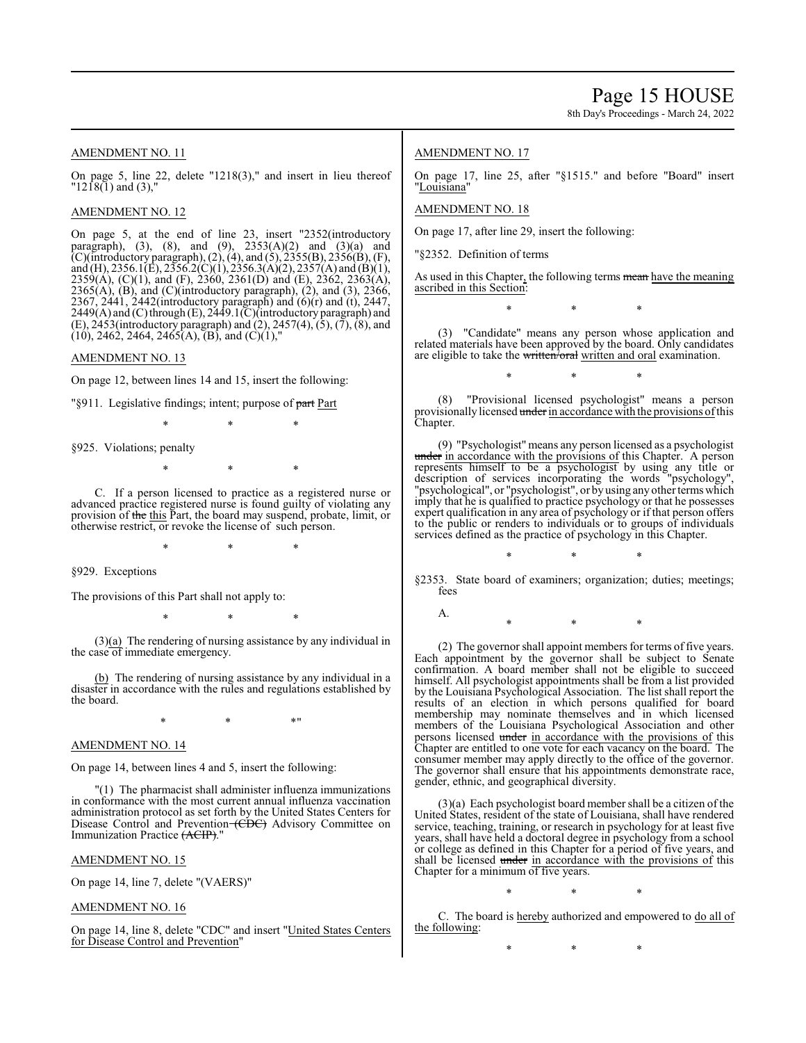AMENDMENT NO. 11

On page 5, line 22, delete "1218(3)," and insert in lieu thereof "1218(1) and (3),"

AMENDMENT NO. 12

On page 5, at the end of line 23, insert "2352(introductory paragraph), (3), (8), and (9), 2353(A)(2) and (3)(a) and (C)(introductory paragraph), (2), (4), and (5), 2355(B), 2356(B), (F), and (H), 2356.1(E), 2356.2(C)(1), 2356.3(A)(2), 2357(A) and (B)(1), 2359(A), (C)(1), and (F), 2360, 2361(D) and (E), 2362, 2363(A), 2365(A), (B), and (C)(introductory paragraph), (2), and (3), 2366, 2367, 2441, 2442(introductory paragraph) and (6)(r) and (t), 2447, 2449(A) and (C) through (E), 2449.1(C)(introductory paragraph) and (E), 2453(introductory paragraph) and (2), 2457(4), (5), (7), (8), and (10), 2462, 2464, 2465(A), (B), and (C)(1),"

AMENDMENT NO. 13

On page 12, between lines 14 and 15, insert the following:

"§911. Legislative findings; intent; purpose of ~~part~~ Part

\* \* \*

§925. Violations; penalty

\* \* \*

C. If a person licensed to practice as a registered nurse or advanced practice registered nurse is found guilty of violating any provision of ~~the~~ this Part, the board may suspend, probate, limit, or otherwise restrict, or revoke the license of such person.

\* \* \*

§929. Exceptions

The provisions of this Part shall not apply to:

\* \* \*

(3)(a) The rendering of nursing assistance by any individual in the case of immediate emergency.

(b) The rendering of nursing assistance by any individual in a disaster in accordance with the rules and regulations established by the board.

\* \* \*"

AMENDMENT NO. 14

On page 14, between lines 4 and 5, insert the following:

"(1) The pharmacist shall administer influenza immunizations in conformance with the most current annual influenza vaccination administration protocol as set forth by the United States Centers for Disease Control and Prevention ~~(CDC)~~ Advisory Committee on Immunization Practice ~~(ACIP)~~."

AMENDMENT NO. 15

On page 14, line 7, delete "(VAERS)"

AMENDMENT NO. 16

On page 14, line 8, delete "CDC" and insert "United States Centers for Disease Control and Prevention"

AMENDMENT NO. 17

On page 17, line 25, after "§1515." and before "Board" insert "Louisiana"

AMENDMENT NO. 18

On page 17, after line 29, insert the following:

"§2352. Definition of terms

As used in this Chapter, the following terms ~~mean~~ have the meaning ascribed in this Section:

\* \* \*

(3) "Candidate" means any person whose application and related materials have been approved by the board. Only candidates are eligible to take the ~~written/oral~~ written and oral examination.

\* \* \*

(8) "Provisional licensed psychologist" means a person provisionally licensed ~~under~~ in accordance with the provisions of this Chapter.

(9) "Psychologist" means any person licensed as a psychologist ~~under~~ in accordance with the provisions of this Chapter. A person represents himself to be a psychologist by using any title or description of services incorporating the words "psychology", "psychological", or "psychologist", or by using any other terms which imply that he is qualified to practice psychology or that he possesses expert qualification in any area of psychology or if that person offers to the public or renders to individuals or to groups of individuals services defined as the practice of psychology in this Chapter.

\* \* \*

§2353. State board of examiners; organization; duties; meetings; fees

A.

\* \* \*

(2) The governor shall appoint members for terms of five years. Each appointment by the governor shall be subject to Senate confirmation. A board member shall not be eligible to succeed himself. All psychologist appointments shall be from a list provided by the Louisiana Psychological Association. The list shall report the results of an election in which persons qualified for board membership may nominate themselves and in which licensed members of the Louisiana Psychological Association and other persons licensed ~~under~~ in accordance with the provisions of this Chapter are entitled to one vote for each vacancy on the board. The consumer member may apply directly to the office of the governor. The governor shall ensure that his appointments demonstrate race, gender, ethnic, and geographical diversity.

(3)(a) Each psychologist board member shall be a citizen of the United States, resident of the state of Louisiana, shall have rendered service, teaching, training, or research in psychology for at least five years, shall have held a doctoral degree in psychology from a school or college as defined in this Chapter for a period of five years, and shall be licensed ~~under~~ in accordance with the provisions of this Chapter for a minimum of five years.

\* \* \*

C. The board is hereby authorized and empowered to do all of the following:

\* \* \*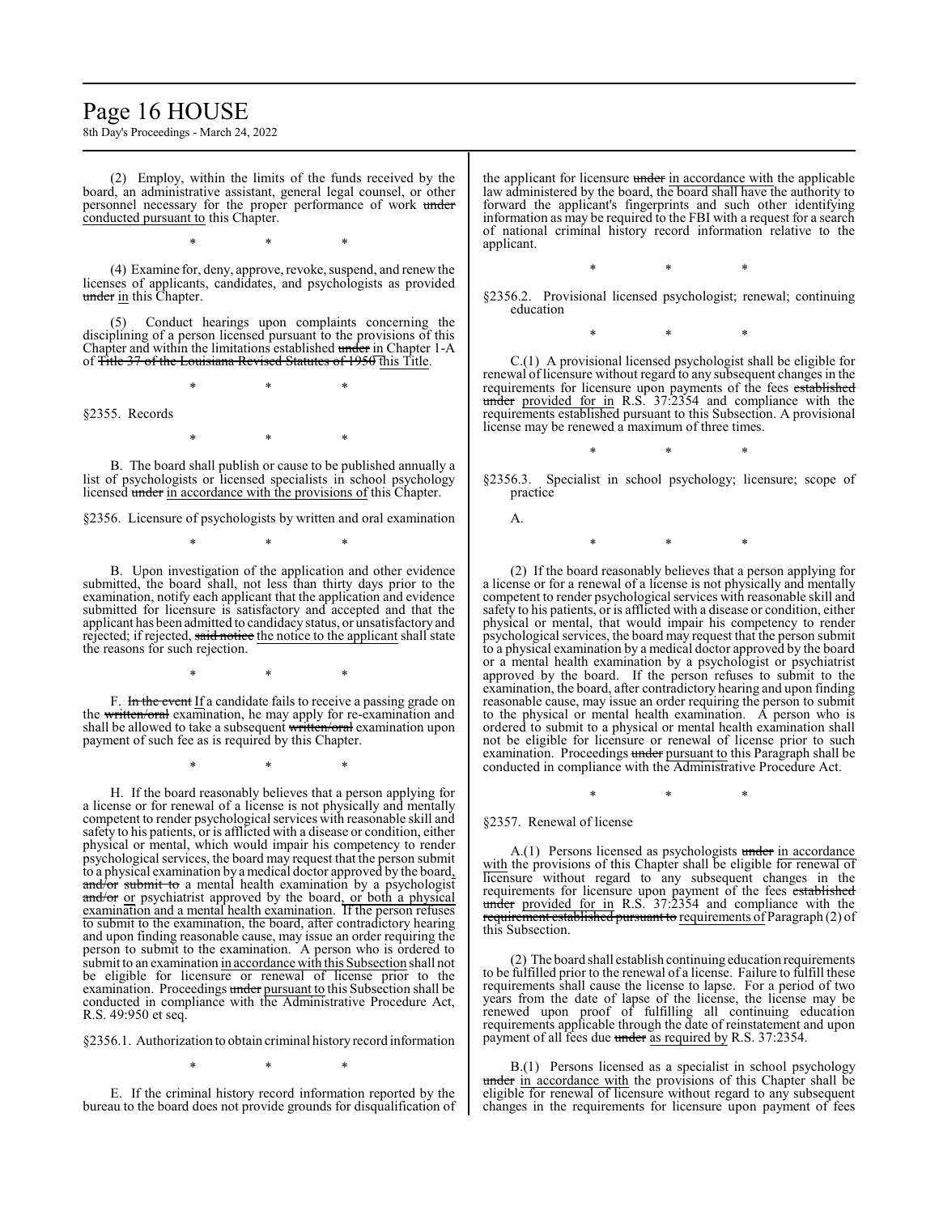(2) Employ, within the limits of the funds received by the board, an administrative assistant, general legal counsel, or other personnel necessary for the proper performance of work ~~under~~ <u>conducted pursuant to</u> this Chapter.

\* \* \*

(4) Examine for, deny, approve, revoke, suspend, and renew the licenses of applicants, candidates, and psychologists as provided ~~under~~ <u>in</u> this Chapter.

(5) Conduct hearings upon complaints concerning the disciplining of a person licensed pursuant to the provisions of this Chapter and within the limitations established ~~under~~ <u>in</u> Chapter 1-A of ~~Title 37 of the Louisiana Revised Statutes of 1950~~ <u>this Title</u>.

\* \* \*

§2355. Records

\* \* \*

B. The board shall publish or cause to be published annually a list of psychologists or licensed specialists in school psychology licensed ~~under~~ <u>in accordance with the provisions of</u> this Chapter.

§2356. Licensure of psychologists by written and oral examination

\* \* \*

B. Upon investigation of the application and other evidence submitted, the board shall, not less than thirty days prior to the examination, notify each applicant that the application and evidence submitted for licensure is satisfactory and accepted and that the applicant has been admitted to candidacy status, or unsatisfactory and rejected; if rejected, ~~said notice~~ <u>the notice to the applicant</u> shall state the reasons for such rejection.

\* \* \*

F. ~~In the event~~ <u>If</u> a candidate fails to receive a passing grade on the ~~written/oral~~ examination, he may apply for re-examination and shall be allowed to take a subsequent ~~written/oral~~ examination upon payment of such fee as is required by this Chapter.

\* \* \*

H. If the board reasonably believes that a person applying for a license or for renewal of a license is not physically and mentally competent to render psychological services with reasonable skill and safety to his patients, or is afflicted with a disease or condition, either physical or mental, which would impair his competency to render psychological services, the board may request that the person submit to a physical examination by a medical doctor approved by the board<u>,</u> ~~and/or submit to~~ a mental health examination by a psychologist ~~and/or~~ <u>or</u> psychiatrist approved by the board<u>, or both a physical examination and a mental health examination</u>. If the person refuses to submit to the examination, the board, after contradictory hearing and upon finding reasonable cause, may issue an order requiring the person to submit to the examination. A person who is ordered to submit to an examination <u>in accordance with this Subsection</u> shall not be eligible for licensure or renewal of license prior to the examination. Proceedings ~~under~~ <u>pursuant to</u> this Subsection shall be conducted in compliance with the Administrative Procedure Act, R.S. 49:950 et seq.

§2356.1. Authorization to obtain criminal history record information

\* \* \*

E. If the criminal history record information reported by the bureau to the board does not provide grounds for disqualification of the applicant for licensure ~~under~~ <u>in accordance with</u> the applicable law administered by the board, the board shall have the authority to forward the applicant's fingerprints and such other identifying information as may be required to the FBI with a request for a search of national criminal history record information relative to the applicant.

\* \* \*

§2356.2. Provisional licensed psychologist; renewal; continuing education

\* \* \*

C.(1) A provisional licensed psychologist shall be eligible for renewal of licensure without regard to any subsequent changes in the requirements for licensure upon payments of the fees ~~established under~~ <u>provided for in</u> R.S. 37:2354 and compliance with the requirements established pursuant to this Subsection. A provisional license may be renewed a maximum of three times.

\* \* \*

§2356.3. Specialist in school psychology; licensure; scope of practice

A.

\* \* \*

(2) If the board reasonably believes that a person applying for a license or for a renewal of a license is not physically and mentally competent to render psychological services with reasonable skill and safety to his patients, or is afflicted with a disease or condition, either physical or mental, that would impair his competency to render psychological services, the board may request that the person submit to a physical examination by a medical doctor approved by the board or a mental health examination by a psychologist or psychiatrist approved by the board. If the person refuses to submit to the examination, the board, after contradictory hearing and upon finding reasonable cause, may issue an order requiring the person to submit to the physical or mental health examination. A person who is ordered to submit to a physical or mental health examination shall not be eligible for licensure or renewal of license prior to such examination. Proceedings ~~under~~ <u>pursuant to</u> this Paragraph shall be conducted in compliance with the Administrative Procedure Act.

\* \* \*

§2357. Renewal of license

A.(1) Persons licensed as psychologists ~~under~~ <u>in accordance with</u> the provisions of this Chapter shall be eligible for renewal of licensure without regard to any subsequent changes in the requirements for licensure upon payment of the fees ~~established under~~ <u>provided for in</u> R.S. 37:2354 and compliance with the ~~requirement established pursuant to~~ <u>requirements of</u> Paragraph (2) of this Subsection.

(2) The board shall establish continuing education requirements to be fulfilled prior to the renewal of a license. Failure to fulfill these requirements shall cause the license to lapse. For a period of two years from the date of lapse of the license, the license may be renewed upon proof of fulfilling all continuing education requirements applicable through the date of reinstatement and upon payment of all fees due ~~under~~ <u>as required by</u> R.S. 37:2354.

B.(1) Persons licensed as a specialist in school psychology ~~under~~ <u>in accordance with</u> the provisions of this Chapter shall be eligible for renewal of licensure without regard to any subsequent changes in the requirements for licensure upon payment of fees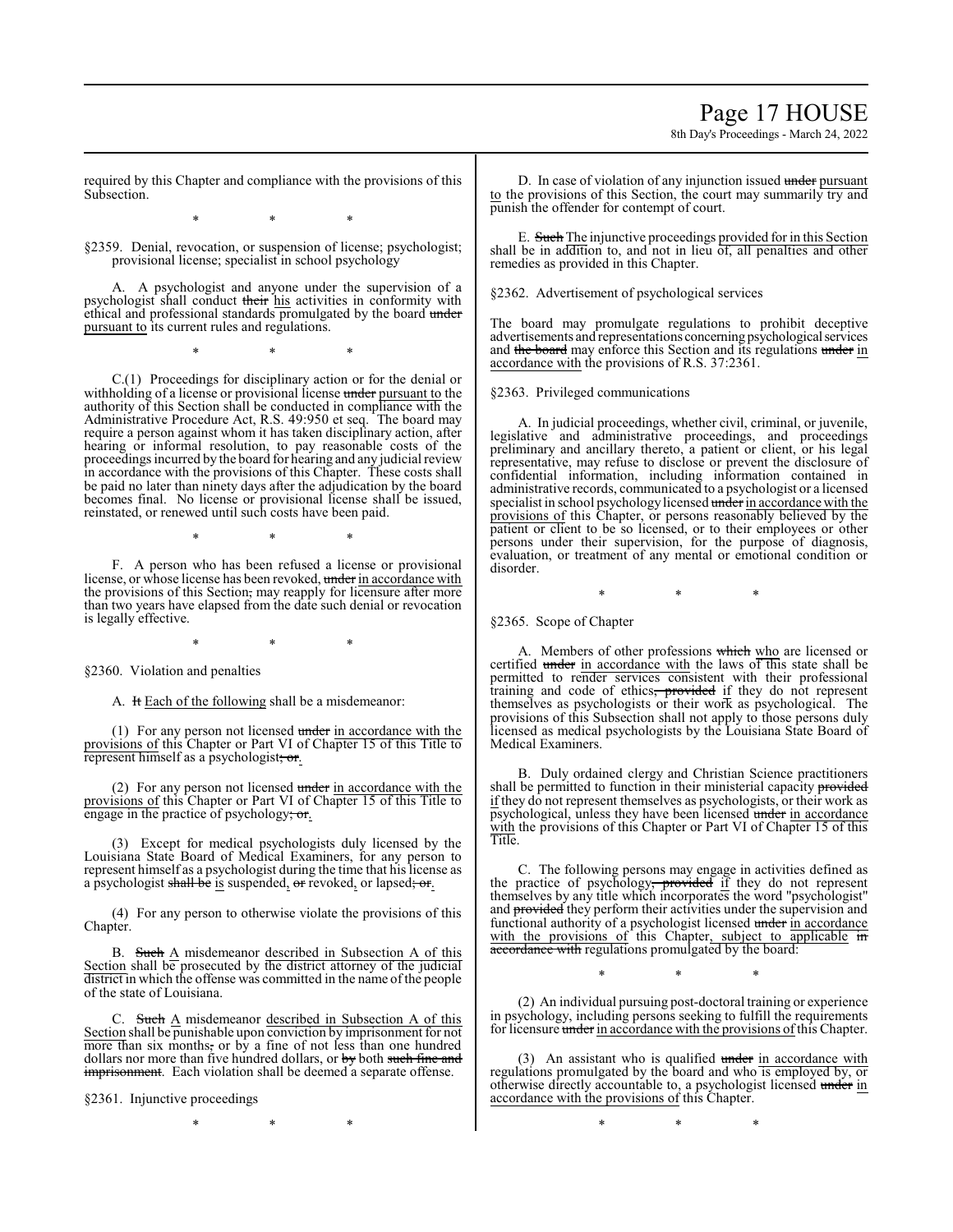required by this Chapter and compliance with the provisions of this Subsection.

\* \* \*

§2359. Denial, revocation, or suspension of license; psychologist; provisional license; specialist in school psychology

A. A psychologist and anyone under the supervision of a psychologist shall conduct ~~their~~ his activities in conformity with ethical and professional standards promulgated by the board ~~under~~ pursuant to its current rules and regulations.

\* \* \*

C.(1) Proceedings for disciplinary action or for the denial or withholding of a license or provisional license ~~under~~ pursuant to the authority of this Section shall be conducted in compliance with the Administrative Procedure Act, R.S. 49:950 et seq. The board may require a person against whom it has taken disciplinary action, after hearing or informal resolution, to pay reasonable costs of the proceedings incurred by the board for hearing and any judicial review in accordance with the provisions of this Chapter. These costs shall be paid no later than ninety days after the adjudication by the board becomes final. No license or provisional license shall be issued, reinstated, or renewed until such costs have been paid.

\* \* \*

F. A person who has been refused a license or provisional license, or whose license has been revoked, ~~under~~ in accordance with the provisions of this Section~~,~~ may reapply for licensure after more than two years have elapsed from the date such denial or revocation is legally effective.

\* \* \*

§2360. Violation and penalties

A. ~~It~~ Each of the following shall be a misdemeanor:

(1) For any person not licensed ~~under~~ in accordance with the provisions of this Chapter or Part VI of Chapter 15 of this Title to represent himself as a psychologist~~; or~~.

(2) For any person not licensed ~~under~~ in accordance with the provisions of this Chapter or Part VI of Chapter 15 of this Title to engage in the practice of psychology~~; or~~.

(3) Except for medical psychologists duly licensed by the Louisiana State Board of Medical Examiners, for any person to represent himself as a psychologist during the time that his license as a psychologist ~~shall be~~ is suspended, ~~or~~ revoked, or lapsed~~; or~~.

(4) For any person to otherwise violate the provisions of this Chapter.

B. ~~Such~~ A misdemeanor described in Subsection A of this Section shall be prosecuted by the district attorney of the judicial district in which the offense was committed in the name of the people of the state of Louisiana.

C. ~~Such~~ A misdemeanor described in Subsection A of this Section shall be punishable upon conviction by imprisonment for not more than six months~~,~~ or by a fine of not less than one hundred dollars nor more than five hundred dollars, or ~~by~~ both ~~such fine and imprisonment~~. Each violation shall be deemed a separate offense.

§2361. Injunctive proceedings

\* \* \*

D. In case of violation of any injunction issued ~~under~~ pursuant to the provisions of this Section, the court may summarily try and punish the offender for contempt of court.

E. ~~Such~~ The injunctive proceedings provided for in this Section shall be in addition to, and not in lieu of, all penalties and other remedies as provided in this Chapter.

§2362. Advertisement of psychological services

The board may promulgate regulations to prohibit deceptive advertisements and representations concerning psychological services and ~~the board~~ may enforce this Section and its regulations ~~under~~ in accordance with the provisions of R.S. 37:2361.

§2363. Privileged communications

A. In judicial proceedings, whether civil, criminal, or juvenile, legislative and administrative proceedings, and proceedings preliminary and ancillary thereto, a patient or client, or his legal representative, may refuse to disclose or prevent the disclosure of confidential information, including information contained in administrative records, communicated to a psychologist or a licensed specialist in school psychology licensed ~~under~~ in accordance with the provisions of this Chapter, or persons reasonably believed by the patient or client to be so licensed, or to their employees or other persons under their supervision, for the purpose of diagnosis, evaluation, or treatment of any mental or emotional condition or disorder.

\* \* \*

§2365. Scope of Chapter

A. Members of other professions ~~which~~ who are licensed or certified ~~under~~ in accordance with the laws of this state shall be permitted to render services consistent with their professional training and code of ethics~~, provided~~ if they do not represent themselves as psychologists or their work as psychological. The provisions of this Subsection shall not apply to those persons duly licensed as medical psychologists by the Louisiana State Board of Medical Examiners.

B. Duly ordained clergy and Christian Science practitioners shall be permitted to function in their ministerial capacity ~~provided~~ if they do not represent themselves as psychologists, or their work as psychological, unless they have been licensed ~~under~~ in accordance with the provisions of this Chapter or Part VI of Chapter 15 of this Title.

C. The following persons may engage in activities defined as the practice of psychology~~, provided~~ if they do not represent themselves by any title which incorporates the word "psychologist" and ~~provided~~ they perform their activities under the supervision and functional authority of a psychologist licensed ~~under~~ in accordance with the provisions of this Chapter, subject to applicable ~~in accordance with~~ regulations promulgated by the board:

\* \* \*

(2) An individual pursuing post-doctoral training or experience in psychology, including persons seeking to fulfill the requirements for licensure ~~under~~ in accordance with the provisions of this Chapter.

(3) An assistant who is qualified ~~under~~ in accordance with regulations promulgated by the board and who is employed by, or otherwise directly accountable to, a psychologist licensed ~~under~~ in accordance with the provisions of this Chapter.

\* \* \*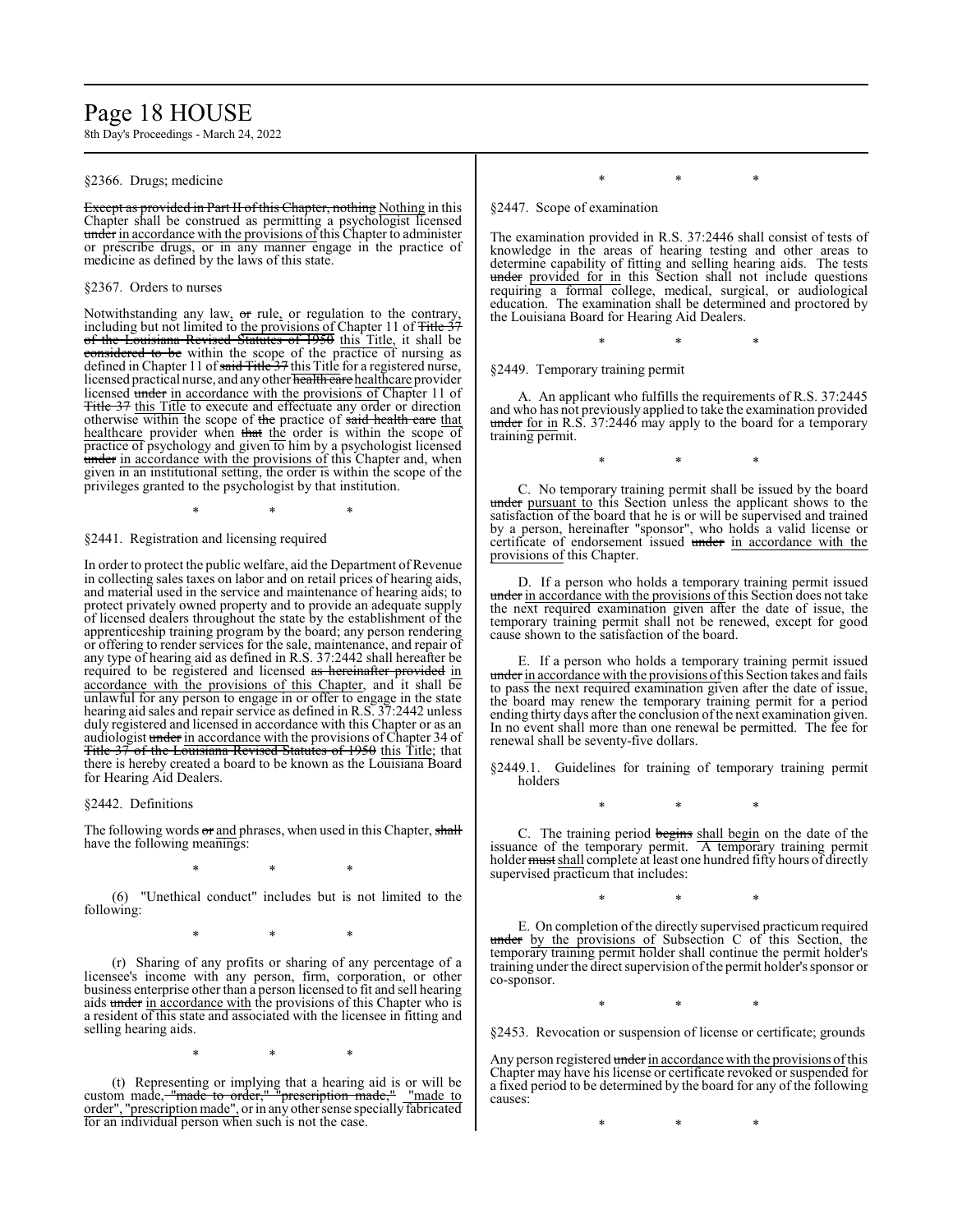§2366. Drugs; medicine

~~Except as provided in Part II of this Chapter, nothing~~ Nothing in this Chapter shall be construed as permitting a psychologist licensed ~~under~~ in accordance with the provisions of this Chapter to administer or prescribe drugs, or in any manner engage in the practice of medicine as defined by the laws of this state.

§2367. Orders to nurses

Notwithstanding any law, ~~or~~ rule, or regulation to the contrary, including but not limited to the provisions of Chapter 11 of ~~Title 37 of the Louisiana Revised Statutes of 1950~~ this Title, it shall be ~~considered to be~~ within the scope of ~~the~~ practice of nursing as defined in Chapter 11 of ~~said Title 37~~ this Title for a registered nurse, licensed practical nurse, and any other ~~health care~~ healthcare provider licensed ~~under~~ in accordance with the provisions of Chapter 11 of ~~Title 37~~ this Title to execute and effectuate any order or direction otherwise within the scope of ~~said health care~~ that healthcare provider when ~~that~~ the order is within the scope of practice of psychology and given to him by a psychologist licensed ~~under~~ in accordance with the provisions of this Chapter and, when given in an institutional setting, the order is within the scope of the privileges granted to the psychologist by that institution.

\* \* \*

§2441. Registration and licensing required

In order to protect the public welfare, aid the Department of Revenue in collecting sales taxes on labor and on retail prices of hearing aids, and material used in the service and maintenance of hearing aids; to protect privately owned property and to provide an adequate supply of licensed dealers throughout the state by the establishment of the apprenticeship training program by the board; any person rendering or offering to render services for the sale, maintenance, and repair of any type of hearing aid as defined in R.S. 37:2442 shall hereafter be required to be registered and licensed ~~as hereinafter provided~~ in accordance with the provisions of this Chapter, and it shall be unlawful for any person to engage in or offer to engage in the state hearing aid sales and repair service as defined in R.S. 37:2442 unless duly registered and licensed in accordance with this Chapter or as an audiologist ~~under~~ in accordance with the provisions of Chapter 34 of ~~Title 37 of the Louisiana Revised Statutes of 1950~~ this Title; that there is hereby created a board to be known as the Louisiana Board for Hearing Aid Dealers.

§2442. Definitions

The following words ~~or~~ and phrases, when used in this Chapter, ~~shall~~ have the following meanings:

\* \* \*

(6) "Unethical conduct" includes but is not limited to the following:

\* \* \*

(r) Sharing of any profits or sharing of any percentage of a licensee's income with any person, firm, corporation, or other business enterprise other than a person licensed to fit and sell hearing aids ~~under~~ in accordance with the provisions of this Chapter who is a resident of this state and associated with the licensee in fitting and selling hearing aids.

\* \* \*

(t) Representing or implying that a hearing aid is or will be custom made, ~~"made to order," "prescription made,"~~ "made to order", "prescription made", or in any other sense specially fabricated for an individual person when such is not the case.

\* \* \*

§2447. Scope of examination

The examination provided in R.S. 37:2446 shall consist of tests of knowledge in the areas of hearing testing and other areas to determine capability of fitting and selling hearing aids. The tests ~~under~~ provided for in this Section shall not include questions requiring a formal college, medical, surgical, or audiological education. The examination shall be determined and proctored by the Louisiana Board for Hearing Aid Dealers.

\* \* \*

§2449. Temporary training permit

A. An applicant who fulfills the requirements of R.S. 37:2445 and who has not previously applied to take the examination provided ~~under~~ for in R.S. 37:2446 may apply to the board for a temporary training permit.

\* \* \*

C. No temporary training permit shall be issued by the board ~~under~~ pursuant to this Section unless the applicant shows to the satisfaction of the board that he is or will be supervised and trained by a person, hereinafter "sponsor", who holds a valid license or certificate of endorsement issued ~~under~~ in accordance with the provisions of this Chapter.

D. If a person who holds a temporary training permit issued ~~under~~ in accordance with the provisions of this Section does not take the next required examination given after the date of issue, the temporary training permit shall not be renewed, except for good cause shown to the satisfaction of the board.

E. If a person who holds a temporary training permit issued ~~under~~ in accordance with the provisions of this Section takes and fails to pass the next required examination given after the date of issue, the board may renew the temporary training permit for a period ending thirty days after the conclusion of the next examination given. In no event shall more than one renewal be permitted. The fee for renewal shall be seventy-five dollars.

§2449.1. Guidelines for training of temporary training permit holders

\* \* \*

C. The training period ~~begins~~ shall begin on the date of the issuance of the temporary permit. A temporary training permit holder ~~must~~ shall complete at least one hundred fifty hours of directly supervised practicum that includes:

\* \* \*

E. On completion of the directly supervised practicum required ~~under~~ by the provisions of Subsection C of this Section, the temporary training permit holder shall continue the permit holder's training under the direct supervision of the permit holder's sponsor or co-sponsor.

\* \* \*

§2453. Revocation or suspension of license or certificate; grounds

Any person registered ~~under~~ in accordance with the provisions of this Chapter may have his license or certificate revoked or suspended for a fixed period to be determined by the board for any of the following causes:

\* \* \*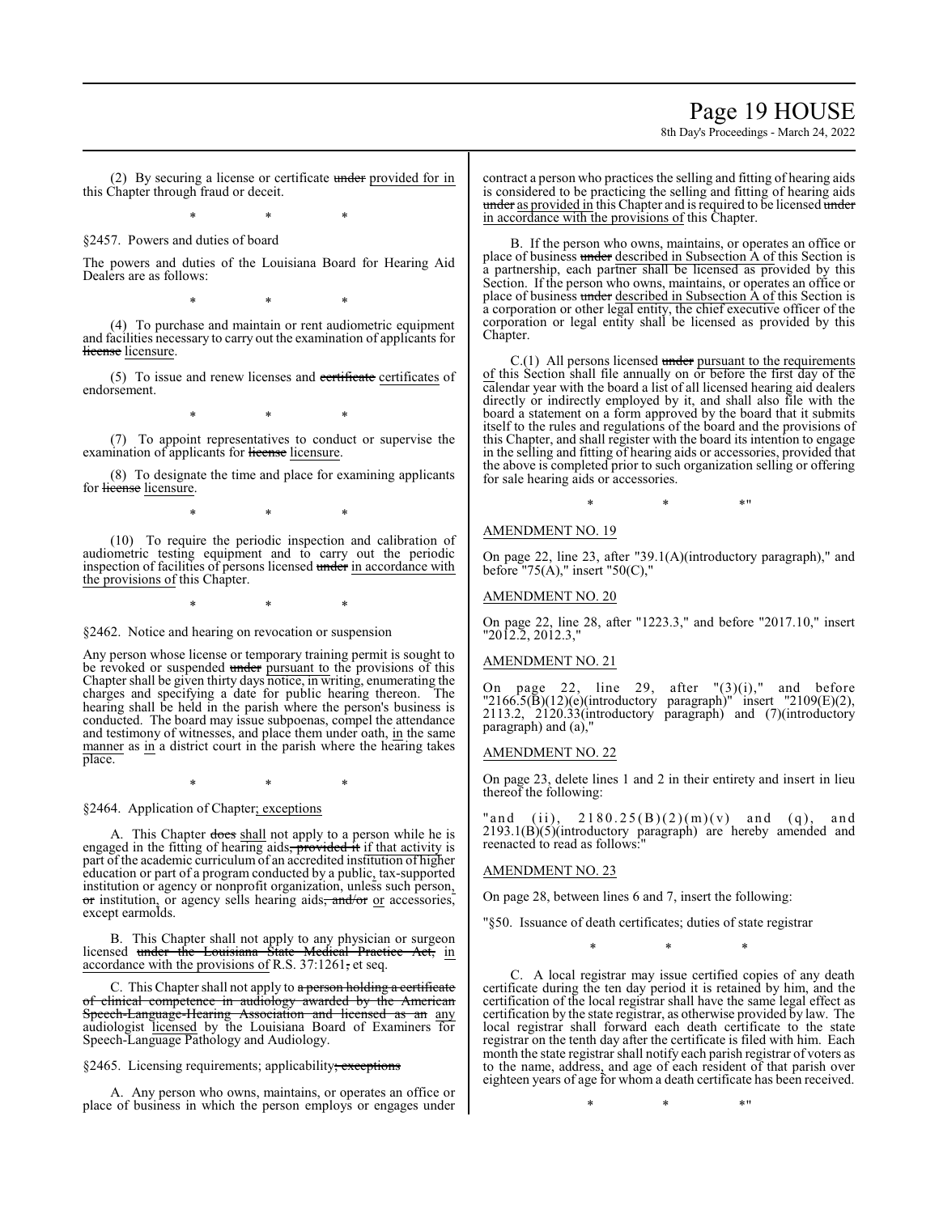(2) By securing a license or certificate ~~under~~ provided for in this Chapter through fraud or deceit.

\* \* \*

§2457. Powers and duties of board

The powers and duties of the Louisiana Board for Hearing Aid Dealers are as follows:

\* \* \*

(4) To purchase and maintain or rent audiometric equipment and facilities necessary to carry out the examination of applicants for ~~license~~ licensure.

(5) To issue and renew licenses and ~~certificate~~ certificates of endorsement.

\* \* \*

(7) To appoint representatives to conduct or supervise the examination of applicants for ~~license~~ licensure.

(8) To designate the time and place for examining applicants for ~~license~~ licensure.

\* \* \*

(10) To require the periodic inspection and calibration of audiometric testing equipment and to carry out the periodic inspection of facilities of persons licensed ~~under~~ in accordance with the provisions of this Chapter.

\* \* \*

§2462. Notice and hearing on revocation or suspension

Any person whose license or temporary training permit is sought to be revoked or suspended ~~under~~ pursuant to the provisions of this Chapter shall be given thirty days notice, in writing, enumerating the charges and specifying a date for public hearing thereon. The hearing shall be held in the parish where the person's business is conducted. The board may issue subpoenas, compel the attendance and testimony of witnesses, and place them under oath, in the same manner as in a district court in the parish where the hearing takes place.

\* \* \*

§2464. Application of Chapter; exceptions

A. This Chapter ~~does~~ shall not apply to a person while he is engaged in the fitting of hearing aids~~, provided it~~ if that activity is part of the academic curriculum of an accredited institution of higher education or part of a program conducted by a public, tax-supported institution or agency or nonprofit organization, unless such person, ~~or~~ institution, or agency sells hearing aids~~, and/or~~ or accessories, except earmolds.

B. This Chapter shall not apply to any physician or surgeon licensed ~~under the Louisiana State Medical Practice Act,~~ in accordance with the provisions of R.S. 37:1261~~,~~ et seq.

C. This Chapter shall not apply to ~~a person holding a certificate of clinical competence in audiology awarded by the American Speech-Language-Hearing Association and licensed as an~~ any audiologist licensed by the Louisiana Board of Examiners for Speech-Language Pathology and Audiology.

§2465. Licensing requirements; applicability~~; exceptions~~

A. Any person who owns, maintains, or operates an office or place of business in which the person employs or engages under contract a person who practices the selling and fitting of hearing aids is considered to be practicing the selling and fitting of hearing aids ~~under~~ as provided in this Chapter and is required to be licensed ~~under~~ in accordance with the provisions of this Chapter.

B. If the person who owns, maintains, or operates an office or place of business ~~under~~ described in Subsection A of this Section is a partnership, each partner shall be licensed as provided by this Section. If the person who owns, maintains, or operates an office or place of business ~~under~~ described in Subsection A of this Section is a corporation or other legal entity, the chief executive officer of the corporation or legal entity shall be licensed as provided by this Chapter.

C.(1) All persons licensed ~~under~~ pursuant to the requirements of this Section shall file annually on or before the first day of the calendar year with the board a list of all licensed hearing aid dealers directly or indirectly employed by it, and shall also file with the board a statement on a form approved by the board that it submits itself to the rules and regulations of the board and the provisions of this Chapter, and shall register with the board its intention to engage in the selling and fitting of hearing aids or accessories, provided that the above is completed prior to such organization selling or offering for sale hearing aids or accessories.

\* \* \*"

AMENDMENT NO. 19

On page 22, line 23, after "39.1(A)(introductory paragraph)," and before "75(A)," insert "50(C),"

AMENDMENT NO. 20

On page 22, line 28, after "1223.3," and before "2017.10," insert "2012.2, 2012.3,"

AMENDMENT NO. 21

On page 22, line 29, after "(3)(i)," and before "2166.5(B)(12)(e)(introductory paragraph)" insert "2109(E)(2), 2113.2, 2120.33(introductory paragraph) and (7)(introductory paragraph) and (a),"

AMENDMENT NO. 22

On page 23, delete lines 1 and 2 in their entirety and insert in lieu thereof the following:

"and (ii), 2180.25(B)(2)(m)(v) and (q), and 2193.1(B)(5)(introductory paragraph) are hereby amended and reenacted to read as follows:"

AMENDMENT NO. 23

On page 28, between lines 6 and 7, insert the following:

"§50. Issuance of death certificates; duties of state registrar

\* \* \*

C. A local registrar may issue certified copies of any death certificate during the ten day period it is retained by him, and the certification of the local registrar shall have the same legal effect as certification by the state registrar, as otherwise provided by law. The local registrar shall forward each death certificate to the state registrar on the tenth day after the certificate is filed with him. Each month the state registrar shall notify each parish registrar of voters as to the name, address, and age of each resident of that parish over eighteen years of age for whom a death certificate has been received.

\* \* \*"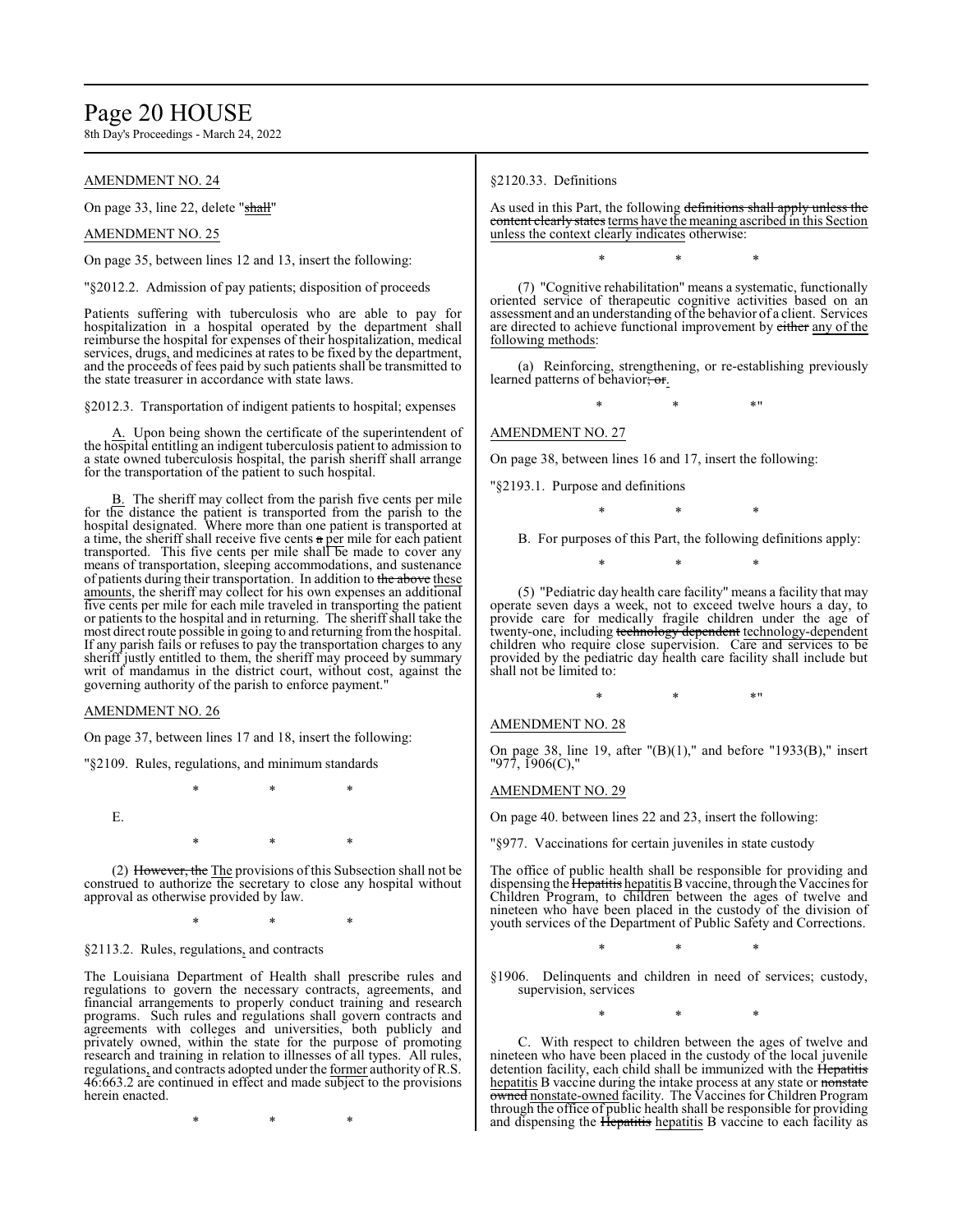AMENDMENT NO. 24

On page 33, line 22, delete "shall"

AMENDMENT NO. 25

On page 35, between lines 12 and 13, insert the following:

"§2012.2. Admission of pay patients; disposition of proceeds

Patients suffering with tuberculosis who are able to pay for hospitalization in a hospital operated by the department shall reimburse the hospital for expenses of their hospitalization, medical services, drugs, and medicines at rates to be fixed by the department, and the proceeds of fees paid by such patients shall be transmitted to the state treasurer in accordance with state laws.

§2012.3. Transportation of indigent patients to hospital; expenses

A. Upon being shown the certificate of the superintendent of the hospital entitling an indigent tuberculosis patient to admission to a state owned tuberculosis hospital, the parish sheriff shall arrange for the transportation of the patient to such hospital.

B. The sheriff may collect from the parish five cents per mile for the distance the patient is transported from the parish to the hospital designated. Where more than one patient is transported at a time, the sheriff shall receive five cents a per mile for each patient transported. This five cents per mile shall be made to cover any means of transportation, sleeping accommodations, and sustenance of patients during their transportation. In addition to the above these amounts, the sheriff may collect for his own expenses an additional five cents per mile for each mile traveled in transporting the patient or patients to the hospital and in returning. The sheriff shall take the most direct route possible in going to and returning from the hospital. If any parish fails or refuses to pay the transportation charges to any sheriff justly entitled to them, the sheriff may proceed by summary writ of mandamus in the district court, without cost, against the governing authority of the parish to enforce payment."

AMENDMENT NO. 26

On page 37, between lines 17 and 18, insert the following:

"§2109. Rules, regulations, and minimum standards

\* \* \*

E.

\* \* \*

(2) However, the The provisions of this Subsection shall not be construed to authorize the secretary to close any hospital without approval as otherwise provided by law.

\* \* \*

§2113.2. Rules, regulations, and contracts

The Louisiana Department of Health shall prescribe rules and regulations to govern the necessary contracts, agreements, and financial arrangements to properly conduct training and research programs. Such rules and regulations shall govern contracts and agreements with colleges and universities, both publicly and privately owned, within the state for the purpose of promoting research and training in relation to illnesses of all types. All rules, regulations, and contracts adopted under the former authority of R.S. 46:663.2 are continued in effect and made subject to the provisions herein enacted.

\* \* \*

§2120.33. Definitions

As used in this Part, the following definitions shall apply unless the content clearly states terms have the meaning ascribed in this Section unless the context clearly indicates otherwise:

\* \* \*

(7) "Cognitive rehabilitation" means a systematic, functionally oriented service of therapeutic cognitive activities based on an assessment and an understanding of the behavior of a client. Services are directed to achieve functional improvement by either any of the following methods:

(a) Reinforcing, strengthening, or re-establishing previously learned patterns of behavior; or.

\* \* \*"

AMENDMENT NO. 27

On page 38, between lines 16 and 17, insert the following:

"§2193.1. Purpose and definitions

\* \* \*

B. For purposes of this Part, the following definitions apply:

\* \* \*

(5) "Pediatric day health care facility" means a facility that may operate seven days a week, not to exceed twelve hours a day, to provide care for medically fragile children under the age of twenty-one, including technology dependent technology-dependent children who require close supervision. Care and services to be provided by the pediatric day health care facility shall include but shall not be limited to:

\* \* \*"

AMENDMENT NO. 28

On page 38, line 19, after "(B)(1)," and before "1933(B)," insert "977, 1906(C),"

AMENDMENT NO. 29

On page 40. between lines 22 and 23, insert the following:

"§977. Vaccinations for certain juveniles in state custody

The office of public health shall be responsible for providing and dispensing the Hepatitis hepatitis B vaccine, through the Vaccines for Children Program, to children between the ages of twelve and nineteen who have been placed in the custody of the division of youth services of the Department of Public Safety and Corrections.

\* \* \*

§1906. Delinquents and children in need of services; custody, supervision, services

\* \* \*

C. With respect to children between the ages of twelve and nineteen who have been placed in the custody of the local juvenile detention facility, each child shall be immunized with the Hepatitis hepatitis B vaccine during the intake process at any state or nonstate owned nonstate-owned facility. The Vaccines for Children Program through the office of public health shall be responsible for providing and dispensing the Hepatitis hepatitis B vaccine to each facility as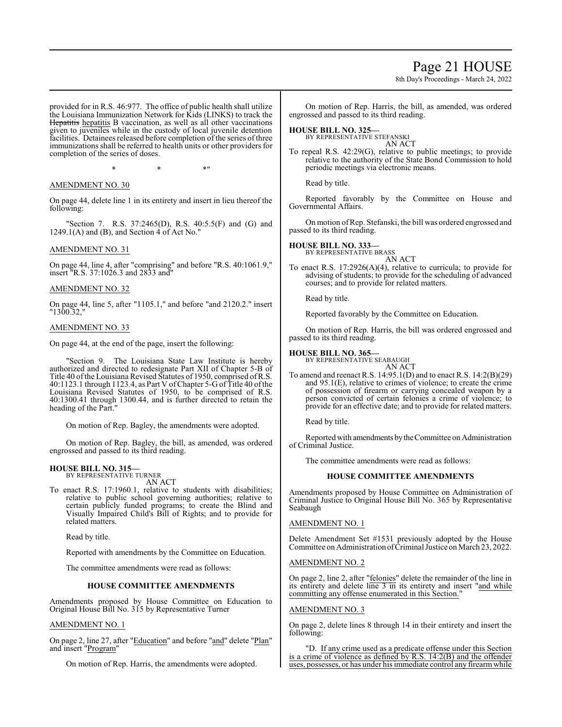provided for in R.S. 46:977. The office of public health shall utilize the Louisiana Immunization Network for Kids (LINKS) to track the ~~Hepatitis~~ hepatitis B vaccination, as well as all other vaccinations given to juveniles while in the custody of local juvenile detention facilities. Detainees released before completion of the series of three immunizations shall be referred to health units or other providers for completion of the series of doses.

\* \* \*"

AMENDMENT NO. 30

On page 44, delete line 1 in its entirety and insert in lieu thereof the following:

"Section 7. R.S. 37:2465(D), R.S. 40:5.5(F) and (G) and 1249.1(A) and (B), and Section 4 of Act No."

AMENDMENT NO. 31

On page 44, line 4, after "comprising" and before "R.S. 40:1061.9," insert "R.S. 37:1026.3 and 2833 and"

AMENDMENT NO. 32

On page 44, line 5, after "1105.1," and before "and 2120.2." insert "1300.32,"

AMENDMENT NO. 33

On page 44, at the end of the page, insert the following:

"Section 9. The Louisiana State Law Institute is hereby authorized and directed to redesignate Part XII of Chapter 5-B of Title 40 of the Louisiana Revised Statutes of 1950, comprised of R.S. 40:1123.1 through 1123.4, as Part V of Chapter 5-G of Title 40 of the Louisiana Revised Statutes of 1950, to be comprised of R.S. 40:1300.41 through 1300.44, and is further directed to retain the heading of the Part."

On motion of Rep. Bagley, the amendments were adopted.

On motion of Rep. Bagley, the bill, as amended, was ordered engrossed and passed to its third reading.

**HOUSE BILL NO. 315—**
BY REPRESENTATIVE TURNER
AN ACT

To enact R.S. 17:1960.1, relative to students with disabilities; relative to public school governing authorities; relative to certain publicly funded programs; to create the Blind and Visually Impaired Child's Bill of Rights; and to provide for related matters.

Read by title.

Reported with amendments by the Committee on Education.

The committee amendments were read as follows:

**HOUSE COMMITTEE AMENDMENTS**

Amendments proposed by House Committee on Education to Original House Bill No. 315 by Representative Turner

AMENDMENT NO. 1

On page 2, line 27, after "Education" and before "and" delete "Plan" and insert "Program"

On motion of Rep. Harris, the amendments were adopted.

On motion of Rep. Harris, the bill, as amended, was ordered engrossed and passed to its third reading.

**HOUSE BILL NO. 325—**
BY REPRESENTATIVE STEFANSKI
AN ACT

To repeal R.S. 42:29(G), relative to public meetings; to provide relative to the authority of the State Bond Commission to hold periodic meetings via electronic means.

Read by title.

Reported favorably by the Committee on House and Governmental Affairs.

On motion of Rep. Stefanski, the bill was ordered engrossed and passed to its third reading.

**HOUSE BILL NO. 333—**
BY REPRESENTATIVE BRASS
AN ACT

To enact R.S. 17:2926(A)(4), relative to curricula; to provide for advising of students; to provide for the scheduling of advanced courses; and to provide for related matters.

Read by title.

Reported favorably by the Committee on Education.

On motion of Rep. Harris, the bill was ordered engrossed and passed to its third reading.

**HOUSE BILL NO. 365—**
BY REPRESENTATIVE SEABAUGH
AN ACT

To amend and reenact R.S. 14:95.1(D) and to enact R.S. 14:2(B)(29) and 95.1(E), relative to crimes of violence; to create the crime of possession of firearm or carrying concealed weapon by a person convicted of certain felonies a crime of violence; to provide for an effective date; and to provide for related matters.

Read by title.

Reported with amendments by the Committee on Administration of Criminal Justice.

The committee amendments were read as follows:

**HOUSE COMMITTEE AMENDMENTS**

Amendments proposed by House Committee on Administration of Criminal Justice to Original House Bill No. 365 by Representative Seabaugh

AMENDMENT NO. 1

Delete Amendment Set #1531 previously adopted by the House Committee on Administration of Criminal Justice on March 23, 2022.

AMENDMENT NO. 2

On page 2, line 2, after "felonies" delete the remainder of the line in its entirety and delete line 3 in its entirety and insert "and while committing any offense enumerated in this Section."

AMENDMENT NO. 3

On page 2, delete lines 8 through 14 in their entirety and insert the following:

"D. If any crime used as a predicate offense under this Section is a crime of violence as defined by R.S. 14:2(B) and the offender uses, possesses, or has under his immediate control any firearm while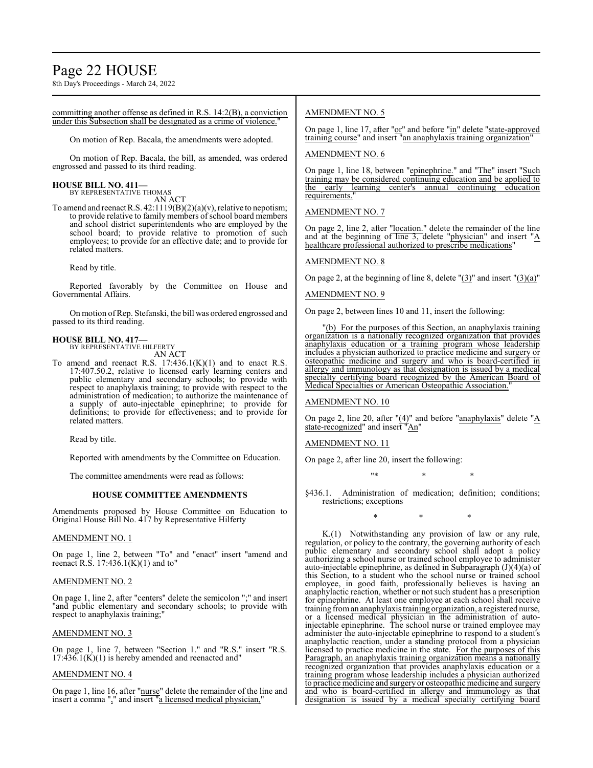committing another offense as defined in R.S. 14:2(B), a conviction under this Subsection shall be designated as a crime of violence."

On motion of Rep. Bacala, the amendments were adopted.

On motion of Rep. Bacala, the bill, as amended, was ordered engrossed and passed to its third reading.

**HOUSE BILL NO. 411—**
BY REPRESENTATIVE THOMAS
AN ACT

To amend and reenact R.S. 42:1119(B)(2)(a)(v), relative to nepotism; to provide relative to family members of school board members and school district superintendents who are employed by the school board; to provide relative to promotion of such employees; to provide for an effective date; and to provide for related matters.

Read by title.

Reported favorably by the Committee on House and Governmental Affairs.

On motion of Rep. Stefanski, the bill was ordered engrossed and passed to its third reading.

**HOUSE BILL NO. 417—**
BY REPRESENTATIVE HILFERTY
AN ACT

To amend and reenact R.S. 17:436.1(K)(1) and to enact R.S. 17:407.50.2, relative to licensed early learning centers and public elementary and secondary schools; to provide with respect to anaphylaxis training; to provide with respect to the administration of medication; to authorize the maintenance of a supply of auto-injectable epinephrine; to provide for definitions; to provide for effectiveness; and to provide for related matters.

Read by title.

Reported with amendments by the Committee on Education.

The committee amendments were read as follows:

**HOUSE COMMITTEE AMENDMENTS**

Amendments proposed by House Committee on Education to Original House Bill No. 417 by Representative Hilferty

AMENDMENT NO. 1

On page 1, line 2, between "To" and "enact" insert "amend and reenact R.S. 17:436.1(K)(1) and to"

AMENDMENT NO. 2

On page 1, line 2, after "centers" delete the semicolon ";" and insert "and public elementary and secondary schools; to provide with respect to anaphylaxis training;"

AMENDMENT NO. 3

On page 1, line 7, between "Section 1." and "R.S." insert "R.S. 17:436.1(K)(1) is hereby amended and reenacted and"

AMENDMENT NO. 4

On page 1, line 16, after "nurse" delete the remainder of the line and insert a comma "," and insert "a licensed medical physician,"

AMENDMENT NO. 5

On page 1, line 17, after "or" and before "in" delete "state-approved training course" and insert "an anaphylaxis training organization"

AMENDMENT NO. 6

On page 1, line 18, between "epinephrine." and "The" insert "Such training may be considered continuing education and be applied to the early learning center's annual continuing education requirements."

AMENDMENT NO. 7

On page 2, line 2, after "location." delete the remainder of the line and at the beginning of line 3, delete "physician" and insert "A healthcare professional authorized to prescribe medications"

AMENDMENT NO. 8

On page 2, at the beginning of line 8, delete "(3)" and insert "(3)(a)"

AMENDMENT NO. 9

On page 2, between lines 10 and 11, insert the following:

"(b) For the purposes of this Section, an anaphylaxis training organization is a nationally recognized organization that provides anaphylaxis education or a training program whose leadership includes a physician authorized to practice medicine and surgery or osteopathic medicine and surgery and who is board-certified in allergy and immunology as that designation is issued by a medical specialty certifying board recognized by the American Board of Medical Specialties or American Osteopathic Association."

AMENDMENT NO. 10

On page 2, line 20, after "(4)" and before "anaphylaxis" delete "A state-recognized" and insert "An"

AMENDMENT NO. 11

On page 2, after line 20, insert the following:

"* * *

§436.1. Administration of medication; definition; conditions; restrictions; exceptions

* * *

K.(1) Notwithstanding any provision of law or any rule, regulation, or policy to the contrary, the governing authority of each public elementary and secondary school shall adopt a policy authorizing a school nurse or trained school employee to administer auto-injectable epinephrine, as defined in Subparagraph (J)(4)(a) of this Section, to a student who the school nurse or trained school employee, in good faith, professionally believes is having an anaphylactic reaction, whether or not such student has a prescription for epinephrine. At least one employee at each school shall receive training from an anaphylaxis training organization, a registered nurse, or a licensed medical physician in the administration of auto-injectable epinephrine. The school nurse or trained employee may administer the auto-injectable epinephrine to respond to a student's anaphylactic reaction, under a standing protocol from a physician licensed to practice medicine in the state. For the purposes of this Paragraph, an anaphylaxis training organization means a nationally recognized organization that provides anaphylaxis education or a training program whose leadership includes a physician authorized to practice medicine and surgery or osteopathic medicine and surgery and who is board-certified in allergy and immunology as that designation is issued by a medical specialty certifying board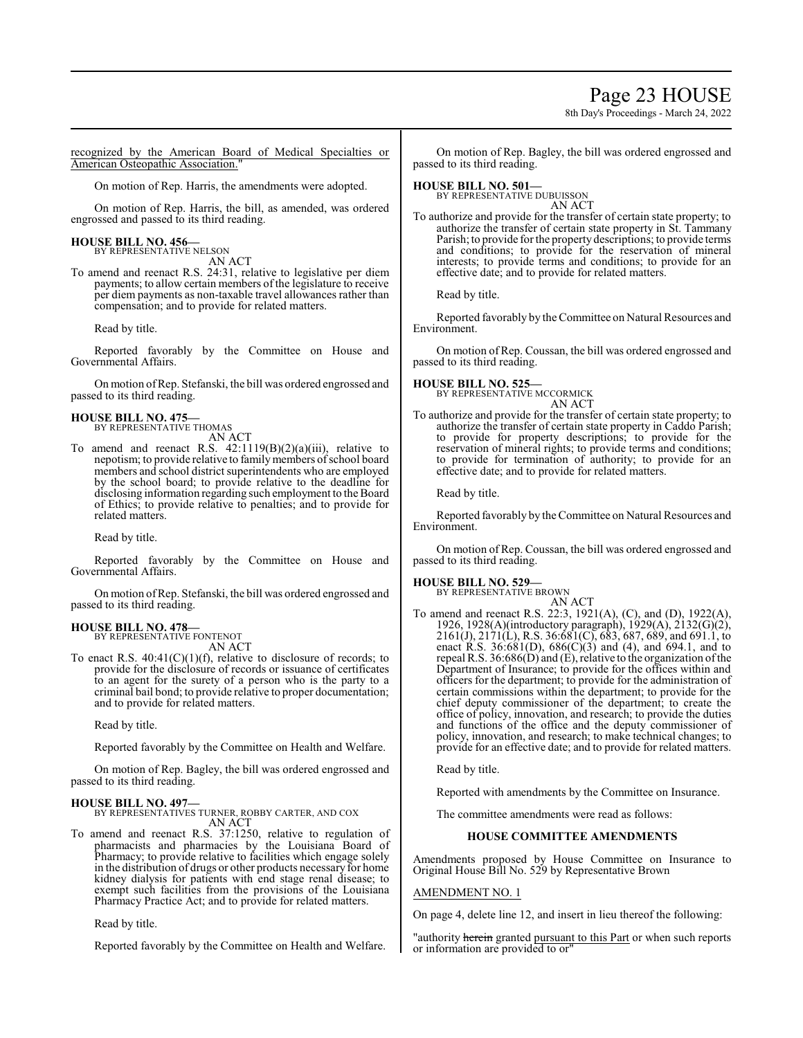recognized by the American Board of Medical Specialties or American Osteopathic Association."

On motion of Rep. Harris, the amendments were adopted.

On motion of Rep. Harris, the bill, as amended, was ordered engrossed and passed to its third reading.

**HOUSE BILL NO. 456—**
BY REPRESENTATIVE NELSON
AN ACT

To amend and reenact R.S. 24:31, relative to legislative per diem payments; to allow certain members of the legislature to receive per diem payments as non-taxable travel allowances rather than compensation; and to provide for related matters.

Read by title.

Reported favorably by the Committee on House and Governmental Affairs.

On motion of Rep. Stefanski, the bill was ordered engrossed and passed to its third reading.

**HOUSE BILL NO. 475—**
BY REPRESENTATIVE THOMAS
AN ACT

To amend and reenact R.S. 42:1119(B)(2)(a)(iii), relative to nepotism; to provide relative to family members of school board members and school district superintendents who are employed by the school board; to provide relative to the deadline for disclosing information regarding such employment to the Board of Ethics; to provide relative to penalties; and to provide for related matters.

Read by title.

Reported favorably by the Committee on House and Governmental Affairs.

On motion of Rep. Stefanski, the bill was ordered engrossed and passed to its third reading.

**HOUSE BILL NO. 478—**
BY REPRESENTATIVE FONTENOT
AN ACT

To enact R.S. 40:41(C)(1)(f), relative to disclosure of records; to provide for the disclosure of records or issuance of certificates to an agent for the surety of a person who is the party to a criminal bail bond; to provide relative to proper documentation; and to provide for related matters.

Read by title.

Reported favorably by the Committee on Health and Welfare.

On motion of Rep. Bagley, the bill was ordered engrossed and passed to its third reading.

**HOUSE BILL NO. 497—**
BY REPRESENTATIVES TURNER, ROBBY CARTER, AND COX
AN ACT

To amend and reenact R.S. 37:1250, relative to regulation of pharmacists and pharmacies by the Louisiana Board of Pharmacy; to provide relative to facilities which engage solely in the distribution of drugs or other products necessary for home kidney dialysis for patients with end stage renal disease; to exempt such facilities from the provisions of the Louisiana Pharmacy Practice Act; and to provide for related matters.

Read by title.

Reported favorably by the Committee on Health and Welfare.

On motion of Rep. Bagley, the bill was ordered engrossed and passed to its third reading.

**HOUSE BILL NO. 501—**
BY REPRESENTATIVE DUBUISSON
AN ACT

To authorize and provide for the transfer of certain state property; to authorize the transfer of certain state property in St. Tammany Parish; to provide for the property descriptions; to provide terms and conditions; to provide for the reservation of mineral interests; to provide terms and conditions; to provide for an effective date; and to provide for related matters.

Read by title.

Reported favorably by the Committee on Natural Resources and Environment.

On motion of Rep. Coussan, the bill was ordered engrossed and passed to its third reading.

**HOUSE BILL NO. 525—**
BY REPRESENTATIVE MCCORMICK
AN ACT

To authorize and provide for the transfer of certain state property; to authorize the transfer of certain state property in Caddo Parish; to provide for property descriptions; to provide for the reservation of mineral rights; to provide terms and conditions; to provide for termination of authority; to provide for an effective date; and to provide for related matters.

Read by title.

Reported favorably by the Committee on Natural Resources and Environment.

On motion of Rep. Coussan, the bill was ordered engrossed and passed to its third reading.

**HOUSE BILL NO. 529—**
BY REPRESENTATIVE BROWN
AN ACT

To amend and reenact R.S. 22:3, 1921(A), (C), and (D), 1922(A), 1926, 1928(A)(introductory paragraph), 1929(A), 2132(G)(2), 2161(J), 2171(L), R.S. 36:681(C), 683, 687, 689, and 691.1, to enact R.S. 36:681(D), 686(C)(3) and (4), and 694.1, and to repeal R.S. 36:686(D) and (E), relative to the organization of the Department of Insurance; to provide for the offices within and officers for the department; to provide for the administration of certain commissions within the department; to provide for the chief deputy commissioner of the department; to create the office of policy, innovation, and research; to provide the duties and functions of the office and the deputy commissioner of policy, innovation, and research; to make technical changes; to provide for an effective date; and to provide for related matters.

Read by title.

Reported with amendments by the Committee on Insurance.

The committee amendments were read as follows:

### HOUSE COMMITTEE AMENDMENTS

Amendments proposed by House Committee on Insurance to Original House Bill No. 529 by Representative Brown

AMENDMENT NO. 1

On page 4, delete line 12, and insert in lieu thereof the following:

"authority ~~herein~~ granted pursuant to this Part or when such reports or information are provided to or"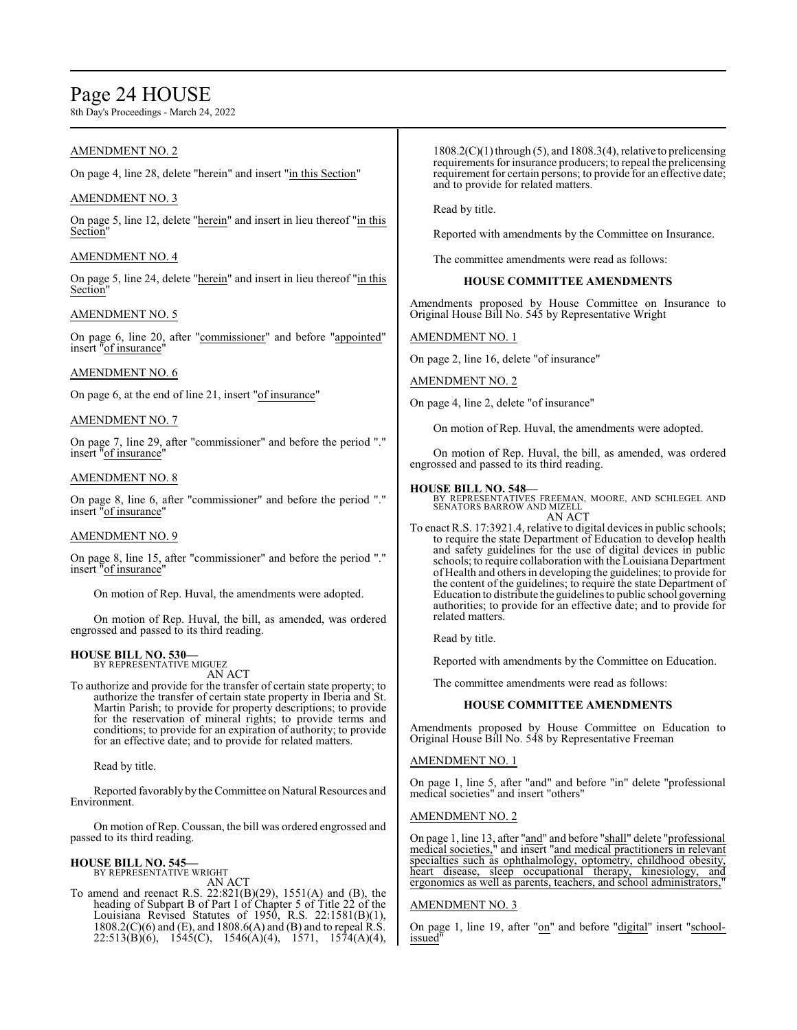### AMENDMENT NO. 2

On page 4, line 28, delete "herein" and insert "in this Section"

### AMENDMENT NO. 3

On page 5, line 12, delete "herein" and insert in lieu thereof "in this Section"

### AMENDMENT NO. 4

On page 5, line 24, delete "herein" and insert in lieu thereof "in this Section"

### AMENDMENT NO. 5

On page 6, line 20, after "commissioner" and before "appointed" insert "of insurance"

### AMENDMENT NO. 6

On page 6, at the end of line 21, insert "of insurance"

### AMENDMENT NO. 7

On page 7, line 29, after "commissioner" and before the period "." insert "of insurance"

### AMENDMENT NO. 8

On page 8, line 6, after "commissioner" and before the period "." insert "of insurance"

### AMENDMENT NO. 9

On page 8, line 15, after "commissioner" and before the period "." insert "of insurance"

On motion of Rep. Huval, the amendments were adopted.

On motion of Rep. Huval, the bill, as amended, was ordered engrossed and passed to its third reading.

**HOUSE BILL NO. 530—**
BY REPRESENTATIVE MIGUEZ
AN ACT

To authorize and provide for the transfer of certain state property; to authorize the transfer of certain state property in Iberia and St. Martin Parish; to provide for property descriptions; to provide for the reservation of mineral rights; to provide terms and conditions; to provide for an expiration of authority; to provide for an effective date; and to provide for related matters.

Read by title.

Reported favorably by the Committee on Natural Resources and Environment.

On motion of Rep. Coussan, the bill was ordered engrossed and passed to its third reading.

**HOUSE BILL NO. 545—**
BY REPRESENTATIVE WRIGHT
AN ACT

To amend and reenact R.S. 22:821(B)(29), 1551(A) and (B), the heading of Subpart B of Part I of Chapter 5 of Title 22 of the Louisiana Revised Statutes of 1950, R.S. 22:1581(B)(1), 1808.2(C)(6) and (E), and 1808.6(A) and (B) and to repeal R.S. 22:513(B)(6), 1545(C), 1546(A)(4), 1571, 1574(A)(4), 1808.2(C)(1) through (5), and 1808.3(4), relative to prelicensing requirements for insurance producers; to repeal the prelicensing requirement for certain persons; to provide for an effective date; and to provide for related matters.

Read by title.

Reported with amendments by the Committee on Insurance.

The committee amendments were read as follows:

#### HOUSE COMMITTEE AMENDMENTS

Amendments proposed by House Committee on Insurance to Original House Bill No. 545 by Representative Wright

### AMENDMENT NO. 1

On page 2, line 16, delete "of insurance"

### AMENDMENT NO. 2

On page 4, line 2, delete "of insurance"

On motion of Rep. Huval, the amendments were adopted.

On motion of Rep. Huval, the bill, as amended, was ordered engrossed and passed to its third reading.

**HOUSE BILL NO. 548—**
BY REPRESENTATIVES FREEMAN, MOORE, AND SCHLEGEL AND SENATORS BARROW AND MIZELL
AN ACT

To enact R.S. 17:3921.4, relative to digital devices in public schools; to require the state Department of Education to develop health and safety guidelines for the use of digital devices in public schools; to require collaboration with the Louisiana Department of Health and others in developing the guidelines; to provide for the content of the guidelines; to require the state Department of Education to distribute the guidelines to public school governing authorities; to provide for an effective date; and to provide for related matters.

Read by title.

Reported with amendments by the Committee on Education.

The committee amendments were read as follows:

#### HOUSE COMMITTEE AMENDMENTS

Amendments proposed by House Committee on Education to Original House Bill No. 548 by Representative Freeman

### AMENDMENT NO. 1

On page 1, line 5, after "and" and before "in" delete "professional medical societies" and insert "others"

### AMENDMENT NO. 2

On page 1, line 13, after "and" and before "shall" delete "professional medical societies," and insert "and medical practitioners in relevant specialties such as ophthalmology, optometry, childhood obesity, heart disease, sleep occupational therapy, kinesiology, and ergonomics as well as parents, teachers, and school administrators,"

### AMENDMENT NO. 3

On page 1, line 19, after "on" and before "digital" insert "school-issued"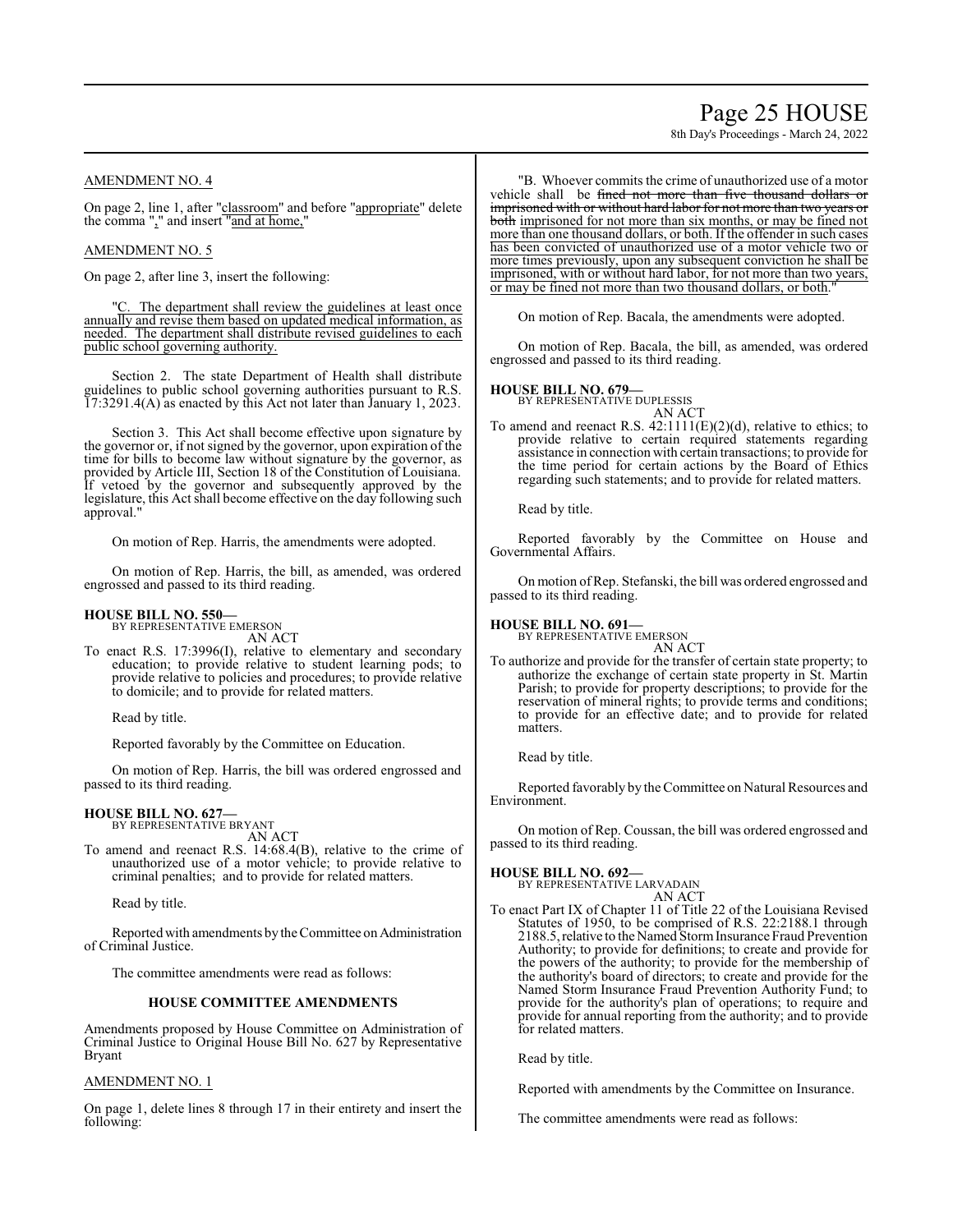AMENDMENT NO. 4

On page 2, line 1, after "classroom" and before "appropriate" delete the comma "," and insert "and at home,"

AMENDMENT NO. 5

On page 2, after line 3, insert the following:

"C. The department shall review the guidelines at least once annually and revise them based on updated medical information, as needed. The department shall distribute revised guidelines to each public school governing authority.

Section 2. The state Department of Health shall distribute guidelines to public school governing authorities pursuant to R.S. 17:3291.4(A) as enacted by this Act not later than January 1, 2023.

Section 3. This Act shall become effective upon signature by the governor or, if not signed by the governor, upon expiration of the time for bills to become law without signature by the governor, as provided by Article III, Section 18 of the Constitution of Louisiana. If vetoed by the governor and subsequently approved by the legislature, this Act shall become effective on the day following such approval."

On motion of Rep. Harris, the amendments were adopted.

On motion of Rep. Harris, the bill, as amended, was ordered engrossed and passed to its third reading.

**HOUSE BILL NO. 550—**
BY REPRESENTATIVE EMERSON
AN ACT

To enact R.S. 17:3996(I), relative to elementary and secondary education; to provide relative to student learning pods; to provide relative to policies and procedures; to provide relative to domicile; and to provide for related matters.

Read by title.

Reported favorably by the Committee on Education.

On motion of Rep. Harris, the bill was ordered engrossed and passed to its third reading.

**HOUSE BILL NO. 627—**
BY REPRESENTATIVE BRYANT
AN ACT

To amend and reenact R.S. 14:68.4(B), relative to the crime of unauthorized use of a motor vehicle; to provide relative to criminal penalties; and to provide for related matters.

Read by title.

Reported with amendments by the Committee on Administration of Criminal Justice.

The committee amendments were read as follows:

**HOUSE COMMITTEE AMENDMENTS**

Amendments proposed by House Committee on Administration of Criminal Justice to Original House Bill No. 627 by Representative Bryant

AMENDMENT NO. 1

On page 1, delete lines 8 through 17 in their entirety and insert the following:

"B. Whoever commits the crime of unauthorized use of a motor vehicle shall be ~~fined not more than five thousand dollars or imprisoned with or without hard labor for not more than two years or both~~ imprisoned for not more than six months, or may be fined not more than one thousand dollars, or both. If the offender in such cases has been convicted of unauthorized use of a motor vehicle two or more times previously, upon any subsequent conviction he shall be imprisoned, with or without hard labor, for not more than two years, or may be fined not more than two thousand dollars, or both."

On motion of Rep. Bacala, the amendments were adopted.

On motion of Rep. Bacala, the bill, as amended, was ordered engrossed and passed to its third reading.

**HOUSE BILL NO. 679—**
BY REPRESENTATIVE DUPLESSIS
AN ACT

To amend and reenact R.S. 42:1111(E)(2)(d), relative to ethics; to provide relative to certain required statements regarding assistance in connection with certain transactions; to provide for the time period for certain actions by the Board of Ethics regarding such statements; and to provide for related matters.

Read by title.

Reported favorably by the Committee on House and Governmental Affairs.

On motion of Rep. Stefanski, the bill was ordered engrossed and passed to its third reading.

**HOUSE BILL NO. 691—**
BY REPRESENTATIVE EMERSON
AN ACT

To authorize and provide for the transfer of certain state property; to authorize the exchange of certain state property in St. Martin Parish; to provide for property descriptions; to provide for the reservation of mineral rights; to provide terms and conditions; to provide for an effective date; and to provide for related matters.

Read by title.

Reported favorably by the Committee on Natural Resources and Environment.

On motion of Rep. Coussan, the bill was ordered engrossed and passed to its third reading.

**HOUSE BILL NO. 692—**
BY REPRESENTATIVE LARVADAIN
AN ACT

To enact Part IX of Chapter 11 of Title 22 of the Louisiana Revised Statutes of 1950, to be comprised of R.S. 22:2188.1 through 2188.5, relative to the Named Storm Insurance Fraud Prevention Authority; to provide for definitions; to create and provide for the powers of the authority; to provide for the membership of the authority's board of directors; to create and provide for the Named Storm Insurance Fraud Prevention Authority Fund; to provide for the authority's plan of operations; to require and provide for annual reporting from the authority; and to provide for related matters.

Read by title.

Reported with amendments by the Committee on Insurance.

The committee amendments were read as follows: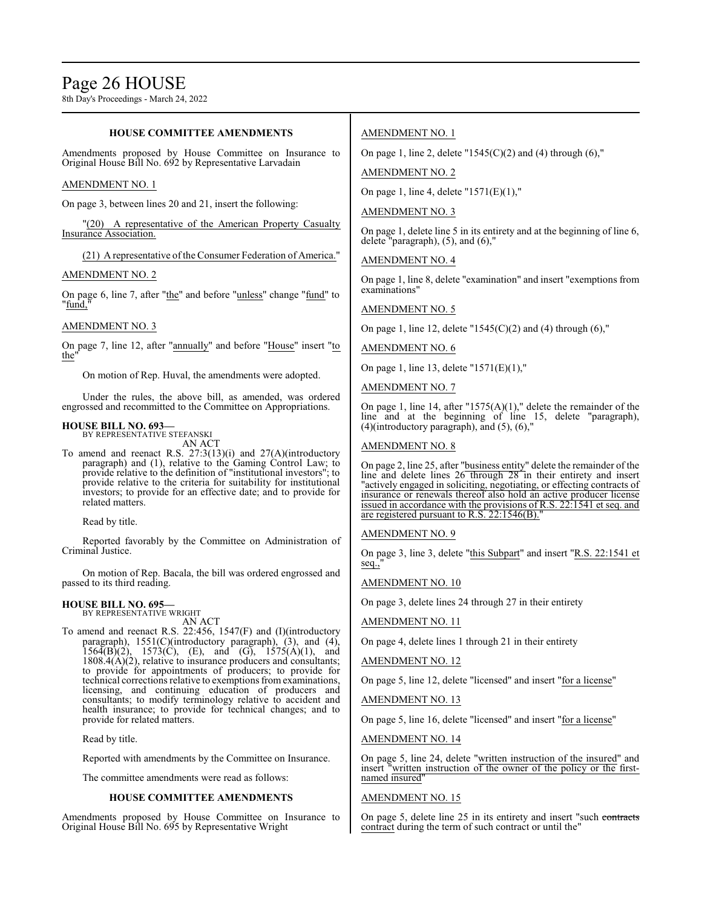### HOUSE COMMITTEE AMENDMENTS

Amendments proposed by House Committee on Insurance to Original House Bill No. 692 by Representative Larvadain

AMENDMENT NO. 1

On page 3, between lines 20 and 21, insert the following:

"(20) A representative of the American Property Casualty Insurance Association.

(21) A representative of the Consumer Federation of America."

AMENDMENT NO. 2

On page 6, line 7, after "the" and before "unless" change "fund" to "fund,"

AMENDMENT NO. 3

On page 7, line 12, after "annually" and before "House" insert "to the"

On motion of Rep. Huval, the amendments were adopted.

Under the rules, the above bill, as amended, was ordered engrossed and recommitted to the Committee on Appropriations.

**HOUSE BILL NO. 693—**
BY REPRESENTATIVE STEFANSKI

AN ACT

To amend and reenact R.S. 27:3(13)(i) and 27(A)(introductory paragraph) and (1), relative to the Gaming Control Law; to provide relative to the definition of "institutional investors"; to provide relative to the criteria for suitability for institutional investors; to provide for an effective date; and to provide for related matters.

Read by title.

Reported favorably by the Committee on Administration of Criminal Justice.

On motion of Rep. Bacala, the bill was ordered engrossed and passed to its third reading.

**HOUSE BILL NO. 695—**
BY REPRESENTATIVE WRIGHT

AN ACT

To amend and reenact R.S. 22:456, 1547(F) and (I)(introductory paragraph), 1551(C)(introductory paragraph), (3), and (4), 1564(B)(2), 1573(C), (E), and (G), 1575(A)(1), and 1808.4(A)(2), relative to insurance producers and consultants; to provide for appointments of producers; to provide for technical corrections relative to exemptions from examinations, licensing, and continuing education of producers and consultants; to modify terminology relative to accident and health insurance; to provide for technical changes; and to provide for related matters.

Read by title.

Reported with amendments by the Committee on Insurance.

The committee amendments were read as follows:

### HOUSE COMMITTEE AMENDMENTS

Amendments proposed by House Committee on Insurance to Original House Bill No. 695 by Representative Wright

AMENDMENT NO. 1

On page 1, line 2, delete "1545(C)(2) and (4) through (6),"

AMENDMENT NO. 2

On page 1, line 4, delete "1571(E)(1),"

AMENDMENT NO. 3

On page 1, delete line 5 in its entirety and at the beginning of line 6, delete "paragraph), (5), and (6),"

AMENDMENT NO. 4

On page 1, line 8, delete "examination" and insert "exemptions from examinations"

AMENDMENT NO. 5

On page 1, line 12, delete "1545(C)(2) and (4) through (6),"

AMENDMENT NO. 6

On page 1, line 13, delete "1571(E)(1),"

AMENDMENT NO. 7

On page 1, line 14, after "1575(A)(1)," delete the remainder of the line and at the beginning of line 15, delete "paragraph), (4)(introductory paragraph), and (5), (6),"

AMENDMENT NO. 8

On page 2, line 25, after "business entity" delete the remainder of the line and delete lines 26 through 28 in their entirety and insert "actively engaged in soliciting, negotiating, or effecting contracts of insurance or renewals thereof also hold an active producer license issued in accordance with the provisions of R.S. 22:1541 et seq. and are registered pursuant to R.S. 22:1546(B)."

AMENDMENT NO. 9

On page 3, line 3, delete "this Subpart" and insert "R.S. 22:1541 et seq.,"

AMENDMENT NO. 10

On page 3, delete lines 24 through 27 in their entirety

AMENDMENT NO. 11

On page 4, delete lines 1 through 21 in their entirety

AMENDMENT NO. 12

On page 5, line 12, delete "licensed" and insert "for a license"

AMENDMENT NO. 13

On page 5, line 16, delete "licensed" and insert "for a license"

AMENDMENT NO. 14

On page 5, line 24, delete "written instruction of the insured" and insert "written instruction of the owner of the policy or the first-named insured"

AMENDMENT NO. 15

On page 5, delete line 25 in its entirety and insert "such ~~contracts~~ contract during the term of such contract or until the"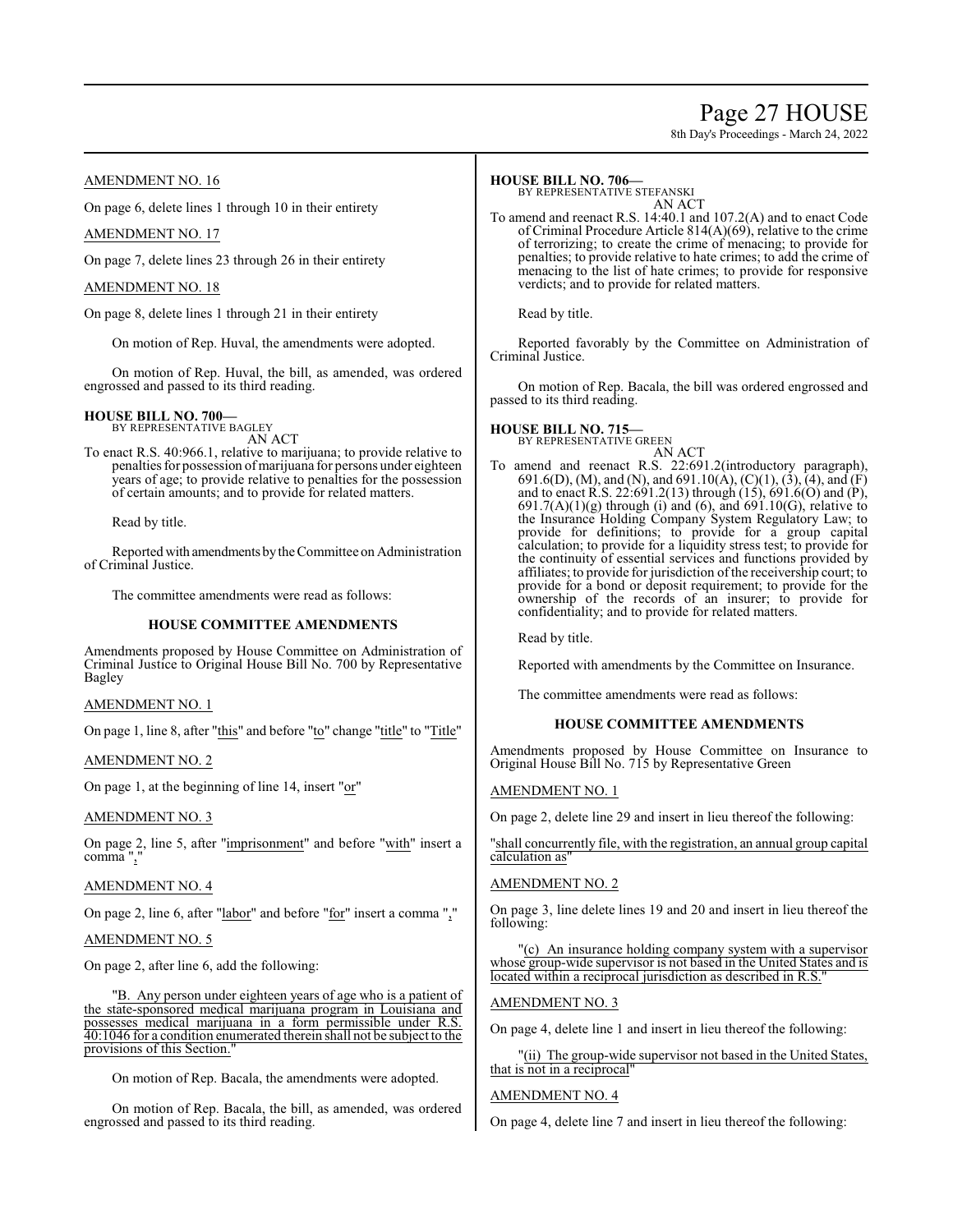AMENDMENT NO. 16

On page 6, delete lines 1 through 10 in their entirety

AMENDMENT NO. 17

On page 7, delete lines 23 through 26 in their entirety

AMENDMENT NO. 18

On page 8, delete lines 1 through 21 in their entirety

On motion of Rep. Huval, the amendments were adopted.

On motion of Rep. Huval, the bill, as amended, was ordered engrossed and passed to its third reading.

**HOUSE BILL NO. 700—**
BY REPRESENTATIVE BAGLEY
AN ACT

To enact R.S. 40:966.1, relative to marijuana; to provide relative to penalties for possession of marijuana for persons under eighteen years of age; to provide relative to penalties for the possession of certain amounts; and to provide for related matters.

Read by title.

Reported with amendments by the Committee on Administration of Criminal Justice.

The committee amendments were read as follows:

**HOUSE COMMITTEE AMENDMENTS**

Amendments proposed by House Committee on Administration of Criminal Justice to Original House Bill No. 700 by Representative Bagley

AMENDMENT NO. 1

On page 1, line 8, after "this" and before "to" change "title" to "Title"

AMENDMENT NO. 2

On page 1, at the beginning of line 14, insert "or"

AMENDMENT NO. 3

On page 2, line 5, after "imprisonment" and before "with" insert a comma ","

AMENDMENT NO. 4

On page 2, line 6, after "labor" and before "for" insert a comma ","

AMENDMENT NO. 5

On page 2, after line 6, add the following:

"B. Any person under eighteen years of age who is a patient of the state-sponsored medical marijuana program in Louisiana and possesses medical marijuana in a form permissible under R.S. 40:1046 for a condition enumerated therein shall not be subject to the provisions of this Section."

On motion of Rep. Bacala, the amendments were adopted.

On motion of Rep. Bacala, the bill, as amended, was ordered engrossed and passed to its third reading.

**HOUSE BILL NO. 706—**
BY REPRESENTATIVE STEFANSKI
AN ACT

To amend and reenact R.S. 14:40.1 and 107.2(A) and to enact Code of Criminal Procedure Article 814(A)(69), relative to the crime of terrorizing; to create the crime of menacing; to provide for penalties; to provide relative to hate crimes; to add the crime of menacing to the list of hate crimes; to provide for responsive verdicts; and to provide for related matters.

Read by title.

Reported favorably by the Committee on Administration of Criminal Justice.

On motion of Rep. Bacala, the bill was ordered engrossed and passed to its third reading.

**HOUSE BILL NO. 715—**
BY REPRESENTATIVE GREEN
AN ACT

To amend and reenact R.S. 22:691.2(introductory paragraph), 691.6(D), (M), and (N), and 691.10(A), (C)(1), (3), (4), and (F) and to enact R.S. 22:691.2(13) through (15), 691.6(O) and (P), 691.7(A)(1)(g) through (i) and (6), and 691.10(G), relative to the Insurance Holding Company System Regulatory Law; to provide for definitions; to provide for a group capital calculation; to provide for a liquidity stress test; to provide for the continuity of essential services and functions provided by affiliates; to provide for jurisdiction of the receivership court; to provide for a bond or deposit requirement; to provide for the ownership of the records of an insurer; to provide for confidentiality; and to provide for related matters.

Read by title.

Reported with amendments by the Committee on Insurance.

The committee amendments were read as follows:

**HOUSE COMMITTEE AMENDMENTS**

Amendments proposed by House Committee on Insurance to Original House Bill No. 715 by Representative Green

AMENDMENT NO. 1

On page 2, delete line 29 and insert in lieu thereof the following:

"shall concurrently file, with the registration, an annual group capital calculation as"

AMENDMENT NO. 2

On page 3, line delete lines 19 and 20 and insert in lieu thereof the following:

"(c) An insurance holding company system with a supervisor whose group-wide supervisor is not based in the United States and is located within a reciprocal jurisdiction as described in R.S."

AMENDMENT NO. 3

On page 4, delete line 1 and insert in lieu thereof the following:

"(ii) The group-wide supervisor not based in the United States, that is not in a reciprocal"

AMENDMENT NO. 4

On page 4, delete line 7 and insert in lieu thereof the following: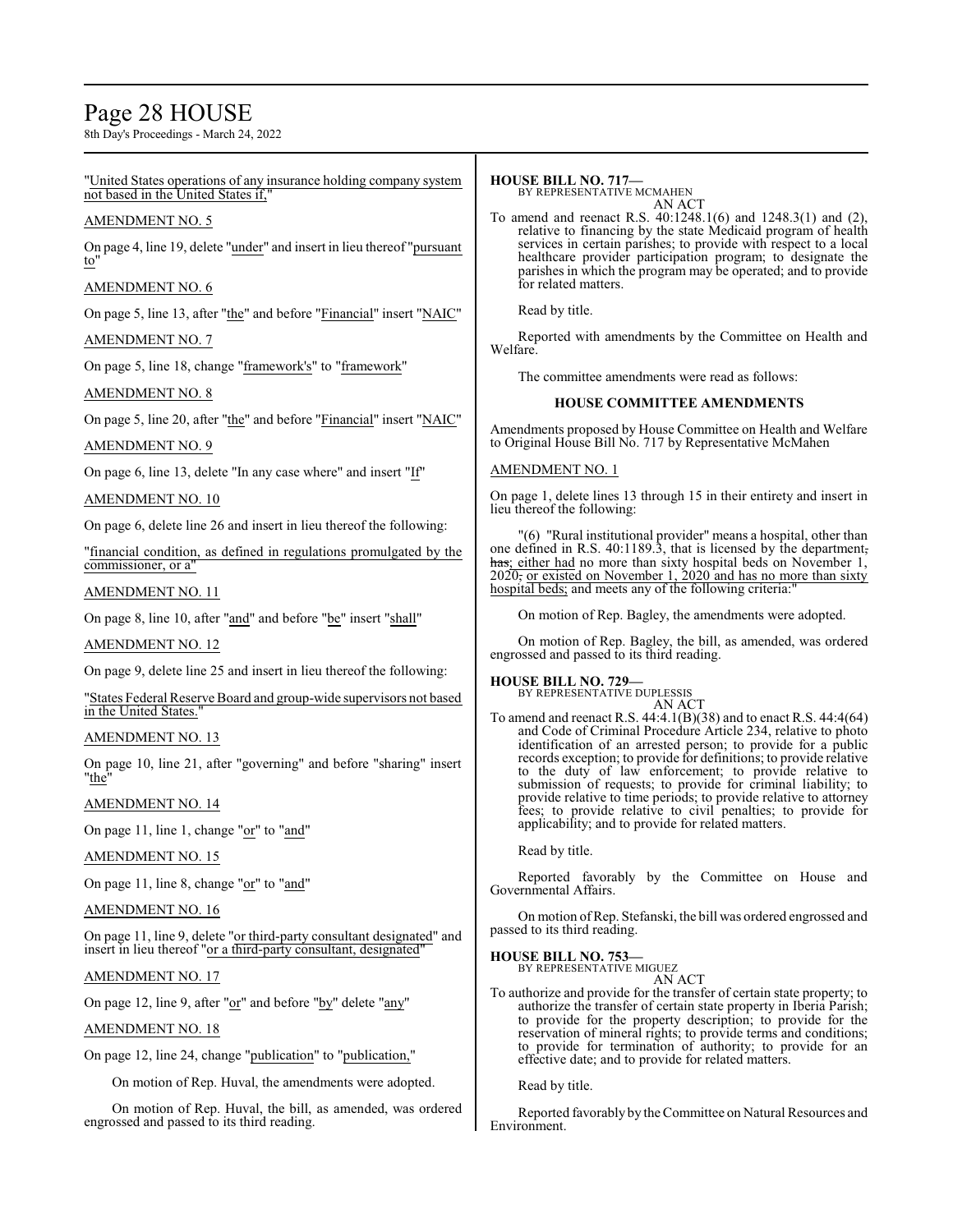"United States operations of any insurance holding company system not based in the United States if,"

AMENDMENT NO. 5

On page 4, line 19, delete "under" and insert in lieu thereof "pursuant to"

AMENDMENT NO. 6

On page 5, line 13, after "the" and before "Financial" insert "NAIC"

AMENDMENT NO. 7

On page 5, line 18, change "framework's" to "framework"

AMENDMENT NO. 8

On page 5, line 20, after "the" and before "Financial" insert "NAIC"

AMENDMENT NO. 9

On page 6, line 13, delete "In any case where" and insert "If"

AMENDMENT NO. 10

On page 6, delete line 26 and insert in lieu thereof the following:

"financial condition, as defined in regulations promulgated by the commissioner, or a"

AMENDMENT NO. 11

On page 8, line 10, after "and" and before "be" insert "shall"

AMENDMENT NO. 12

On page 9, delete line 25 and insert in lieu thereof the following:

"States Federal Reserve Board and group-wide supervisors not based in the United States."

AMENDMENT NO. 13

On page 10, line 21, after "governing" and before "sharing" insert "the"

AMENDMENT NO. 14

On page 11, line 1, change "or" to "and"

AMENDMENT NO. 15

On page 11, line 8, change "or" to "and"

AMENDMENT NO. 16

On page 11, line 9, delete "or third-party consultant designated" and insert in lieu thereof "or a third-party consultant, designated"

AMENDMENT NO. 17

On page 12, line 9, after "or" and before "by" delete "any"

AMENDMENT NO. 18

On page 12, line 24, change "publication" to "publication,"

On motion of Rep. Huval, the amendments were adopted.

On motion of Rep. Huval, the bill, as amended, was ordered engrossed and passed to its third reading.

**HOUSE BILL NO. 717—**
BY REPRESENTATIVE MCMAHEN
AN ACT
To amend and reenact R.S. 40:1248.1(6) and 1248.3(1) and (2), relative to financing by the state Medicaid program of health services in certain parishes; to provide with respect to a local healthcare provider participation program; to designate the parishes in which the program may be operated; and to provide for related matters.

Read by title.

Reported with amendments by the Committee on Health and Welfare.

The committee amendments were read as follows:

**HOUSE COMMITTEE AMENDMENTS**

Amendments proposed by House Committee on Health and Welfare to Original House Bill No. 717 by Representative McMahen

AMENDMENT NO. 1

On page 1, delete lines 13 through 15 in their entirety and insert in lieu thereof the following:

"(6) "Rural institutional provider" means a hospital, other than one defined in R.S. 40:1189.3, that is licensed by the department, has; either had no more than sixty hospital beds on November 1, 2020, or existed on November 1, 2020 and has no more than sixty hospital beds; and meets any of the following criteria:"

On motion of Rep. Bagley, the amendments were adopted.

On motion of Rep. Bagley, the bill, as amended, was ordered engrossed and passed to its third reading.

**HOUSE BILL NO. 729—**
BY REPRESENTATIVE DUPLESSIS
AN ACT
To amend and reenact R.S. 44:4.1(B)(38) and to enact R.S. 44:4(64) and Code of Criminal Procedure Article 234, relative to photo identification of an arrested person; to provide for a public records exception; to provide for definitions; to provide relative to the duty of law enforcement; to provide relative to submission of requests; to provide for criminal liability; to provide relative to time periods; to provide relative to attorney fees; to provide relative to civil penalties; to provide for applicability; and to provide for related matters.

Read by title.

Reported favorably by the Committee on House and Governmental Affairs.

On motion of Rep. Stefanski, the bill was ordered engrossed and passed to its third reading.

**HOUSE BILL NO. 753—**
BY REPRESENTATIVE MIGUEZ
AN ACT
To authorize and provide for the transfer of certain state property; to authorize the transfer of certain state property in Iberia Parish; to provide for the property description; to provide for the reservation of mineral rights; to provide terms and conditions; to provide for termination of authority; to provide for an effective date; and to provide for related matters.

Read by title.

Reported favorably by the Committee on Natural Resources and Environment.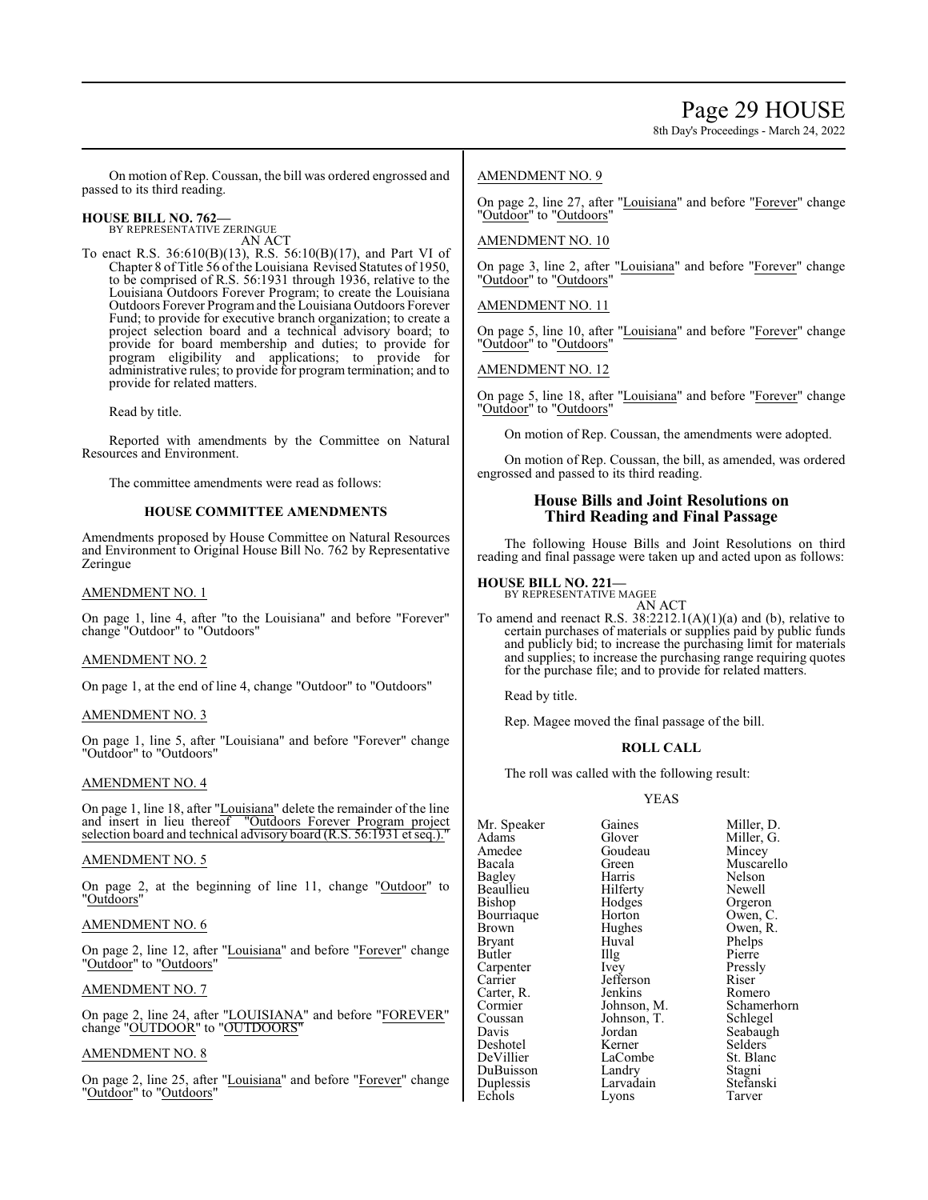On motion of Rep. Coussan, the bill was ordered engrossed and passed to its third reading.

**HOUSE BILL NO. 762—**
BY REPRESENTATIVE ZERINGUE
AN ACT

To enact R.S. 36:610(B)(13), R.S. 56:10(B)(17), and Part VI of Chapter 8 of Title 56 of the Louisiana Revised Statutes of 1950, to be comprised of R.S. 56:1931 through 1936, relative to the Louisiana Outdoors Forever Program; to create the Louisiana Outdoors Forever Program and the Louisiana Outdoors Forever Fund; to provide for executive branch organization; to create a project selection board and a technical advisory board; to provide for board membership and duties; to provide for program eligibility and applications; to provide for administrative rules; to provide for program termination; and to provide for related matters.

Read by title.

Reported with amendments by the Committee on Natural Resources and Environment.

The committee amendments were read as follows:

**HOUSE COMMITTEE AMENDMENTS**

Amendments proposed by House Committee on Natural Resources and Environment to Original House Bill No. 762 by Representative Zeringue

AMENDMENT NO. 1

On page 1, line 4, after "to the Louisiana" and before "Forever" change "Outdoor" to "Outdoors"

AMENDMENT NO. 2

On page 1, at the end of line 4, change "Outdoor" to "Outdoors"

AMENDMENT NO. 3

On page 1, line 5, after "Louisiana" and before "Forever" change "Outdoor" to "Outdoors"

AMENDMENT NO. 4

On page 1, line 18, after "Louisiana" delete the remainder of the line and insert in lieu thereof "Outdoors Forever Program project selection board and technical advisory board (R.S. 56:1931 et seq.)."

AMENDMENT NO. 5

On page 2, at the beginning of line 11, change "Outdoor" to "Outdoors"

AMENDMENT NO. 6

On page 2, line 12, after "Louisiana" and before "Forever" change "Outdoor" to "Outdoors"

AMENDMENT NO. 7

On page 2, line 24, after "LOUISIANA" and before "FOREVER" change "OUTDOOR" to "OUTDOORS"

AMENDMENT NO. 8

On page 2, line 25, after "Louisiana" and before "Forever" change "Outdoor" to "Outdoors"

AMENDMENT NO. 9

On page 2, line 27, after "Louisiana" and before "Forever" change "Outdoor" to "Outdoors"

AMENDMENT NO. 10

On page 3, line 2, after "Louisiana" and before "Forever" change "Outdoor" to "Outdoors"

AMENDMENT NO. 11

On page 5, line 10, after "Louisiana" and before "Forever" change "Outdoor" to "Outdoors"

AMENDMENT NO. 12

On page 5, line 18, after "Louisiana" and before "Forever" change "Outdoor" to "Outdoors"

On motion of Rep. Coussan, the amendments were adopted.

On motion of Rep. Coussan, the bill, as amended, was ordered engrossed and passed to its third reading.

## House Bills and Joint Resolutions on Third Reading and Final Passage

The following House Bills and Joint Resolutions on third reading and final passage were taken up and acted upon as follows:

**HOUSE BILL NO. 221—**
BY REPRESENTATIVE MAGEE
AN ACT

To amend and reenact R.S. 38:2212.1(A)(1)(a) and (b), relative to certain purchases of materials or supplies paid by public funds and publicly bid; to increase the purchasing limit for materials and supplies; to increase the purchasing range requiring quotes for the purchase file; and to provide for related matters.

Read by title.

Rep. Magee moved the final passage of the bill.

**ROLL CALL**

The roll was called with the following result:

YEAS

| | | |
|---|---|---|
| Mr. Speaker | Gaines | Miller, D. |
| Adams | Glover | Miller, G. |
| Amedee | Goudeau | Mincey |
| Bacala | Green | Muscarello |
| Bagley | Harris | Nelson |
| Beaullieu | Hilferty | Newell |
| Bishop | Hodges | Orgeron |
| Bourriaque | Horton | Owen, C. |
| Brown | Hughes | Owen, R. |
| Bryant | Huval | Phelps |
| Butler | Illg | Pierre |
| Carpenter | Ivey | Pressly |
| Carrier | Jefferson | Riser |
| Carter, R. | Jenkins | Romero |
| Cormier | Johnson, M. | Schamerhorn |
| Coussan | Johnson, T. | Schlegel |
| Davis | Jordan | Seabaugh |
| Deshotel | Kerner | Selders |
| DeVillier | LaCombe | St. Blanc |
| DuBuisson | Landry | Stagni |
| Duplessis | Larvadain | Stefanski |
| Echols | Lyons | Tarver |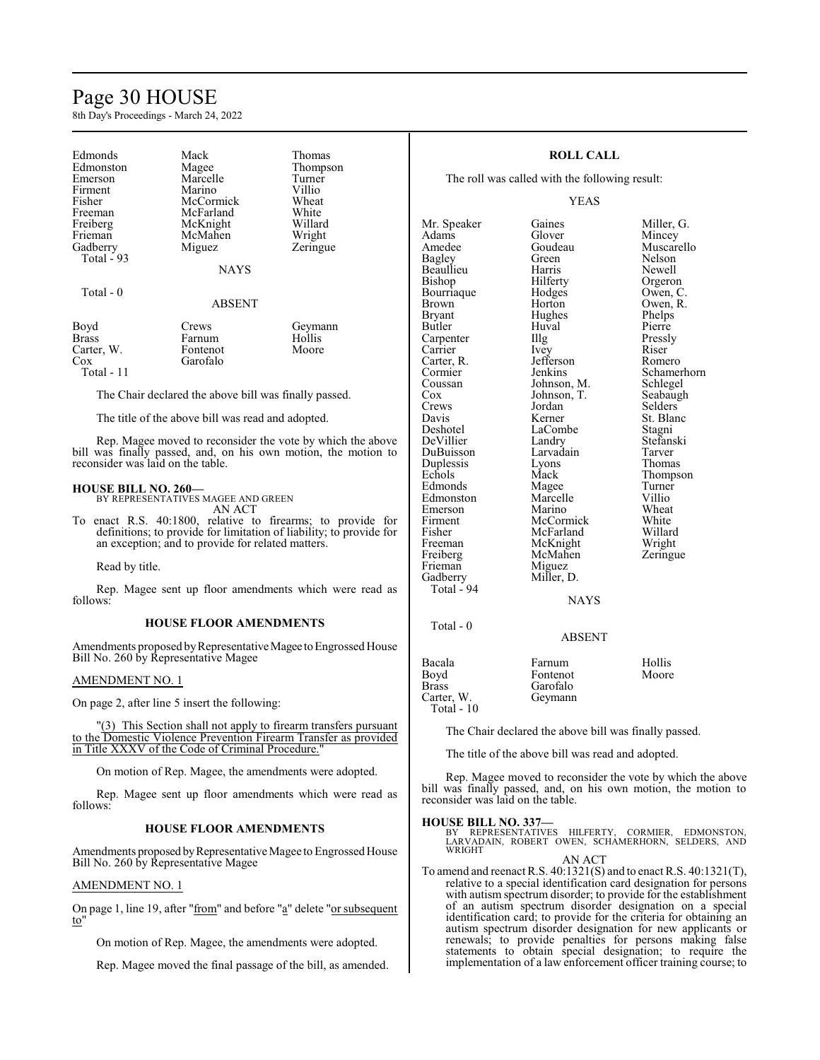| | | |
|---|---|---|
| Edmonds | Mack | Thomas |
| Edmonston | Magee | Thompson |
| Emerson | Marcelle | Turner |
| Firment | Marino | Villio |
| Fisher | McCormick | Wheat |
| Freeman | McFarland | White |
| Freiberg | McKnight | Willard |
| Frieman | McMahen | Wright |
| Gadberry | Miguez | Zeringue |
| Total - 93 | | |

NAYS

Total - 0

ABSENT

| | | |
|---|---|---|
| Boyd | Crews | Geymann |
| Brass | Farnum | Hollis |
| Carter, W. | Fontenot | Moore |
| Cox | Garofalo | |
| Total - 11 | | |

The Chair declared the above bill was finally passed.

The title of the above bill was read and adopted.

Rep. Magee moved to reconsider the vote by which the above bill was finally passed, and, on his own motion, the motion to reconsider was laid on the table.

**HOUSE BILL NO. 260—**
BY REPRESENTATIVES MAGEE AND GREEN
AN ACT

To enact R.S. 40:1800, relative to firearms; to provide for definitions; to provide for limitation of liability; to provide for an exception; and to provide for related matters.

Read by title.

Rep. Magee sent up floor amendments which were read as follows:

### HOUSE FLOOR AMENDMENTS

Amendments proposed by Representative Magee to Engrossed House Bill No. 260 by Representative Magee

AMENDMENT NO. 1

On page 2, after line 5 insert the following:

"(3) This Section shall not apply to firearm transfers pursuant to the Domestic Violence Prevention Firearm Transfer as provided in Title XXXV of the Code of Criminal Procedure."

On motion of Rep. Magee, the amendments were adopted.

Rep. Magee sent up floor amendments which were read as follows:

### HOUSE FLOOR AMENDMENTS

Amendments proposed by Representative Magee to Engrossed House Bill No. 260 by Representative Magee

AMENDMENT NO. 1

On page 1, line 19, after "from" and before "a" delete "or subsequent to"

On motion of Rep. Magee, the amendments were adopted.

Rep. Magee moved the final passage of the bill, as amended.

### ROLL CALL

The roll was called with the following result:

YEAS

| | | |
|---|---|---|
| Mr. Speaker | Gaines | Miller, G. |
| Adams | Glover | Mincey |
| Amedee | Goudeau | Muscarello |
| Bagley | Green | Nelson |
| Beaullieu | Harris | Newell |
| Bishop | Hilferty | Orgeron |
| Bourriaque | Hodges | Owen, C. |
| Brown | Horton | Owen, R. |
| Bryant | Hughes | Phelps |
| Butler | Huval | Pierre |
| Carpenter | Illg | Pressly |
| Carrier | Ivey | Riser |
| Carter, R. | Jefferson | Romero |
| Cormier | Jenkins | Schamerhorn |
| Coussan | Johnson, M. | Schlegel |
| Cox | Johnson, T. | Seabaugh |
| Crews | Jordan | Selders |
| Davis | Kerner | St. Blanc |
| Deshotel | LaCombe | Stagni |
| DeVillier | Landry | Stefanski |
| DuBuisson | Larvadain | Tarver |
| Duplessis | Lyons | Thomas |
| Echols | Mack | Thompson |
| Edmonds | Magee | Turner |
| Edmonston | Marcelle | Villio |
| Emerson | Marino | Wheat |
| Firment | McCormick | White |
| Fisher | McFarland | Willard |
| Freeman | McKnight | Wright |
| Freiberg | McMahen | Zeringue |
| Frieman | Miguez | |
| Gadberry | Miller, D. | |
| Total - 94 | | |

NAYS

Total - 0

ABSENT

| | | |
|---|---|---|
| Bacala | Farnum | Hollis |
| Boyd | Fontenot | Moore |
| Brass | Garofalo | |
| Carter, W. | Geymann | |
| Total - 10 | | |

The Chair declared the above bill was finally passed.

The title of the above bill was read and adopted.

Rep. Magee moved to reconsider the vote by which the above bill was finally passed, and, on his own motion, the motion to reconsider was laid on the table.

**HOUSE BILL NO. 337—**
BY REPRESENTATIVES HILFERTY, CORMIER, EDMONSTON, LARVADAIN, ROBERT OWEN, SCHAMERHORN, SELDERS, AND WRIGHT
AN ACT

To amend and reenact R.S. 40:1321(S) and to enact R.S. 40:1321(T), relative to a special identification card designation for persons with autism spectrum disorder; to provide for the establishment of an autism spectrum disorder designation on a special identification card; to provide for the criteria for obtaining an autism spectrum disorder designation for new applicants or renewals; to provide penalties for persons making false statements to obtain special designation; to require the implementation of a law enforcement officer training course; to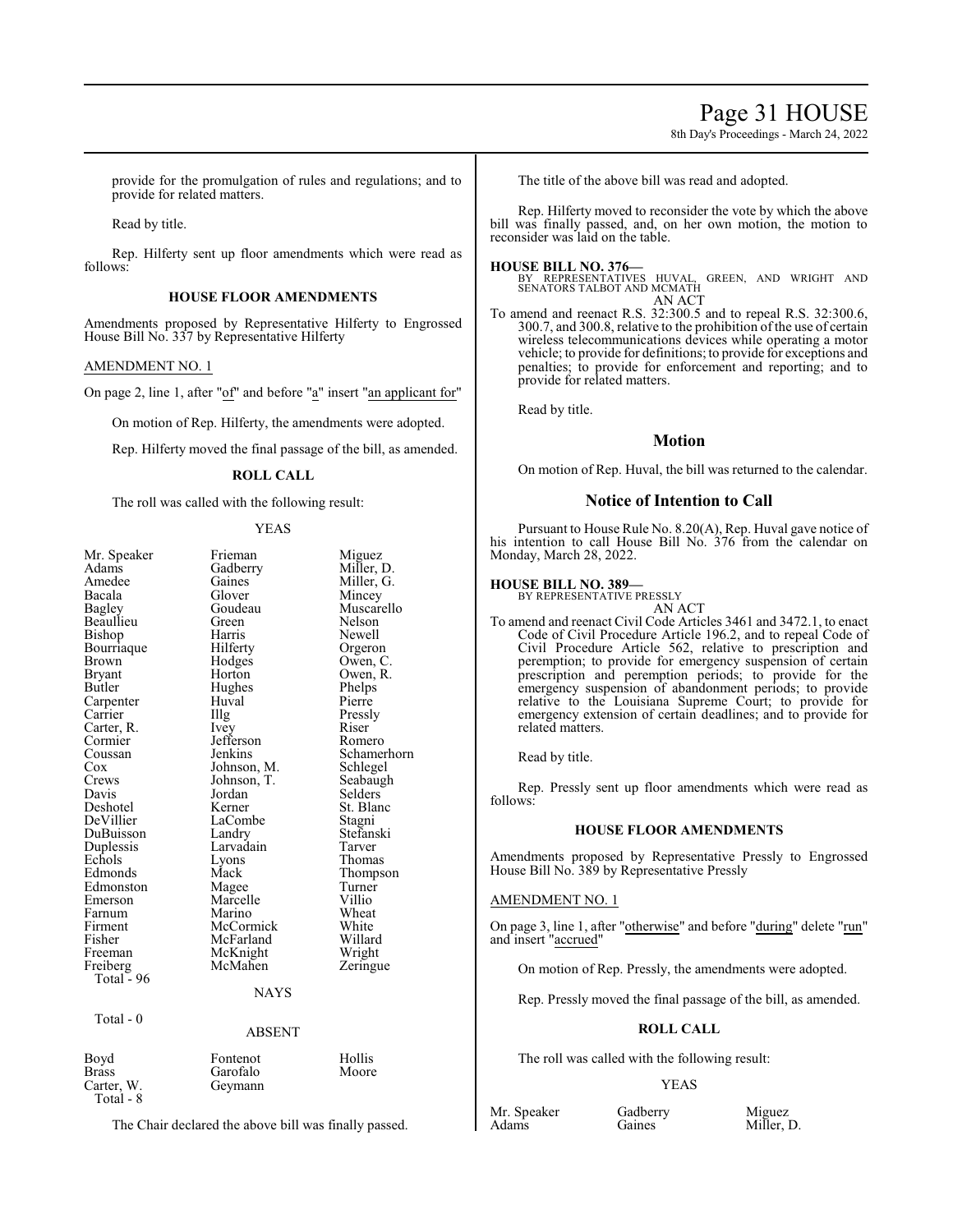provide for the promulgation of rules and regulations; and to provide for related matters.

Read by title.

Rep. Hilferty sent up floor amendments which were read as follows:

### HOUSE FLOOR AMENDMENTS

Amendments proposed by Representative Hilferty to Engrossed House Bill No. 337 by Representative Hilferty

AMENDMENT NO. 1

On page 2, line 1, after "of" and before "a" insert "an applicant for"

On motion of Rep. Hilferty, the amendments were adopted.

Rep. Hilferty moved the final passage of the bill, as amended.

### ROLL CALL

The roll was called with the following result:

YEAS

| | | |
|---|---|---|
| Mr. Speaker | Frieman | Miguez |
| Adams | Gadberry | Miller, D. |
| Amedee | Gaines | Miller, G. |
| Bacala | Glover | Mincey |
| Bagley | Goudeau | Muscarello |
| Beaullieu | Green | Nelson |
| Bishop | Harris | Newell |
| Bourriaque | Hilferty | Orgeron |
| Brown | Hodges | Owen, C. |
| Bryant | Horton | Owen, R. |
| Butler | Hughes | Phelps |
| Carpenter | Huval | Pierre |
| Carrier | Illg | Pressly |
| Carter, R. | Ivey | Riser |
| Cormier | Jefferson | Romero |
| Coussan | Jenkins | Schamerhorn |
| Cox | Johnson, M. | Schlegel |
| Crews | Johnson, T. | Seabaugh |
| Davis | Jordan | Selders |
| Deshotel | Kerner | St. Blanc |
| DeVillier | LaCombe | Stagni |
| DuBuisson | Landry | Stefanski |
| Duplessis | Larvadain | Tarver |
| Echols | Lyons | Thomas |
| Edmonds | Mack | Thompson |
| Edmonston | Magee | Turner |
| Emerson | Marcelle | Villio |
| Farnum | Marino | Wheat |
| Firment | McCormick | White |
| Fisher | McFarland | Willard |
| Freeman | McKnight | Wright |
| Freiberg | McMahen | Zeringue |

Total - 96

NAYS

Total - 0

ABSENT

| | | |
|---|---|---|
| Boyd | Fontenot | Hollis |
| Brass | Garofalo | Moore |
| Carter, W. | Geymann | |

Total - 8

The Chair declared the above bill was finally passed.

The title of the above bill was read and adopted.

Rep. Hilferty moved to reconsider the vote by which the above bill was finally passed, and, on her own motion, the motion to reconsider was laid on the table.

**HOUSE BILL NO. 376—**
BY REPRESENTATIVES HUVAL, GREEN, AND WRIGHT AND SENATORS TALBOT AND MCMATH

AN ACT

To amend and reenact R.S. 32:300.5 and to repeal R.S. 32:300.6, 300.7, and 300.8, relative to the prohibition of the use of certain wireless telecommunications devices while operating a motor vehicle; to provide for definitions; to provide for exceptions and penalties; to provide for enforcement and reporting; and to provide for related matters.

Read by title.

## Motion

On motion of Rep. Huval, the bill was returned to the calendar.

## Notice of Intention to Call

Pursuant to House Rule No. 8.20(A), Rep. Huval gave notice of his intention to call House Bill No. 376 from the calendar on Monday, March 28, 2022.

**HOUSE BILL NO. 389—**
BY REPRESENTATIVE PRESSLY

AN ACT

To amend and reenact Civil Code Articles 3461 and 3472.1, to enact Code of Civil Procedure Article 196.2, and to repeal Code of Civil Procedure Article 562, relative to prescription and peremption; to provide for emergency suspension of certain prescription and peremption periods; to provide for the emergency suspension of abandonment periods; to provide relative to the Louisiana Supreme Court; to provide for emergency extension of certain deadlines; and to provide for related matters.

Read by title.

Rep. Pressly sent up floor amendments which were read as follows:

### HOUSE FLOOR AMENDMENTS

Amendments proposed by Representative Pressly to Engrossed House Bill No. 389 by Representative Pressly

AMENDMENT NO. 1

On page 3, line 1, after "otherwise" and before "during" delete "run" and insert "accrued"

On motion of Rep. Pressly, the amendments were adopted.

Rep. Pressly moved the final passage of the bill, as amended.

### ROLL CALL

The roll was called with the following result:

YEAS

| | | |
|---|---|---|
| Mr. Speaker | Gadberry | Miguez |
| Adams | Gaines | Miller, D. |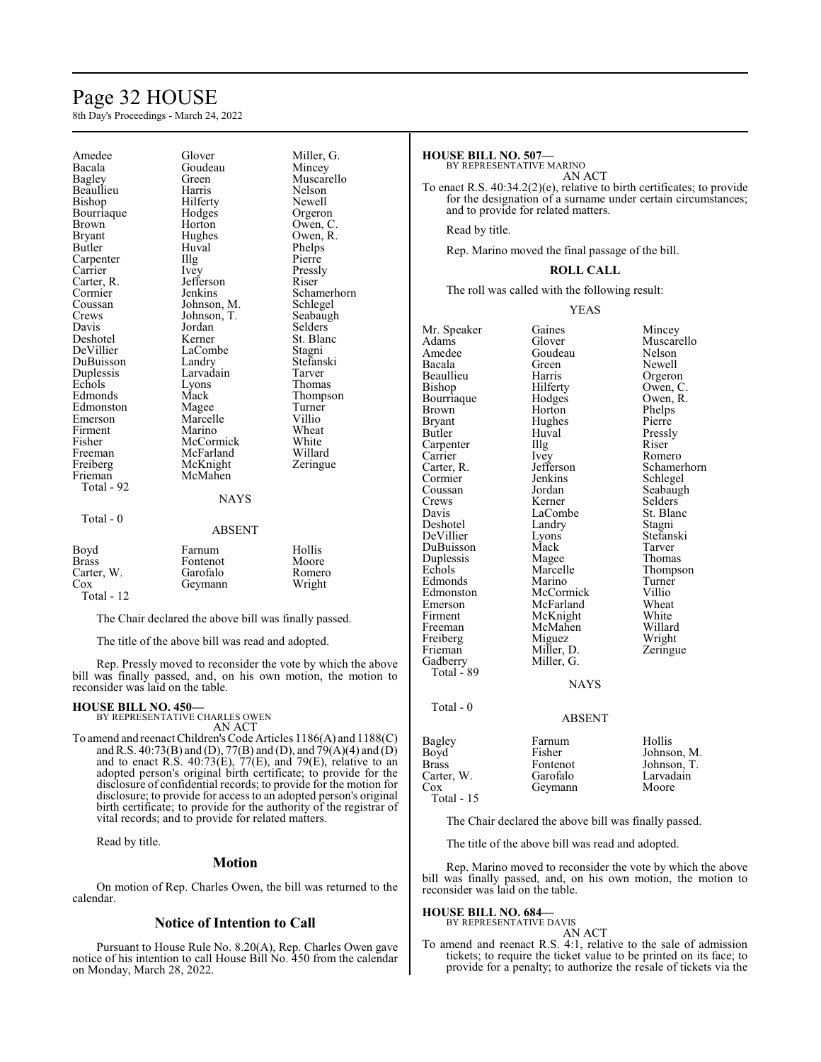| | | |
|---|---|---|
| Amedee | Glover | Miller, G. |
| Bacala | Goudeau | Mincey |
| Bagley | Green | Muscarello |
| Beaullieu | Harris | Nelson |
| Bishop | Hilferty | Newell |
| Bourriaque | Hodges | Orgeron |
| Brown | Horton | Owen, C. |
| Bryant | Hughes | Owen, R. |
| Butler | Huval | Phelps |
| Carpenter | Illg | Pierre |
| Carrier | Ivey | Pressly |
| Carter, R. | Jefferson | Riser |
| Cormier | Jenkins | Schamerhorn |
| Coussan | Johnson, M. | Schlegel |
| Crews | Johnson, T. | Seabaugh |
| Davis | Jordan | Selders |
| Deshotel | Kerner | St. Blanc |
| DeVillier | LaCombe | Stagni |
| DuBuisson | Landry | Stefanski |
| Duplessis | Larvadain | Tarver |
| Echols | Lyons | Thomas |
| Edmonds | Mack | Thompson |
| Edmonston | Magee | Turner |
| Emerson | Marcelle | Villio |
| Firment | Marino | Wheat |
| Fisher | McCormick | White |
| Freeman | McFarland | Willard |
| Freiberg | McKnight | Zeringue |
| Frieman | McMahen | |

Total - 92

NAYS

Total - 0

ABSENT

| | | |
|---|---|---|
| Boyd | Farnum | Hollis |
| Brass | Fontenot | Moore |
| Carter, W. | Garofalo | Romero |
| Cox | Geymann | Wright |

Total - 12

The Chair declared the above bill was finally passed.

The title of the above bill was read and adopted.

Rep. Pressly moved to reconsider the vote by which the above bill was finally passed, and, on his own motion, the motion to reconsider was laid on the table.

**HOUSE BILL NO. 450—**
BY REPRESENTATIVE CHARLES OWEN
AN ACT

To amend and reenact Children's Code Articles 1186(A) and 1188(C) and R.S. 40:73(B) and (D), 77(B) and (D), and 79(A)(4) and (D) and to enact R.S. 40:73(E), 77(E), and 79(E), relative to an adopted person's original birth certificate; to provide for the disclosure of confidential records; to provide for the motion for disclosure; to provide for access to an adopted person's original birth certificate; to provide for the authority of the registrar of vital records; and to provide for related matters.

Read by title.

## Motion

On motion of Rep. Charles Owen, the bill was returned to the calendar.

## Notice of Intention to Call

Pursuant to House Rule No. 8.20(A), Rep. Charles Owen gave notice of his intention to call House Bill No. 450 from the calendar on Monday, March 28, 2022.

**HOUSE BILL NO. 507—**
BY REPRESENTATIVE MARINO
AN ACT

To enact R.S. 40:34.2(2)(e), relative to birth certificates; to provide for the designation of a surname under certain circumstances; and to provide for related matters.

Read by title.

Rep. Marino moved the final passage of the bill.

**ROLL CALL**

The roll was called with the following result:

YEAS

| | | |
|---|---|---|
| Mr. Speaker | Gaines | Mincey |
| Adams | Glover | Muscarello |
| Amedee | Goudeau | Nelson |
| Bacala | Green | Newell |
| Beaullieu | Harris | Orgeron |
| Bishop | Hilferty | Owen, C. |
| Bourriaque | Hodges | Owen, R. |
| Brown | Horton | Phelps |
| Bryant | Hughes | Pierre |
| Butler | Huval | Pressly |
| Carpenter | Illg | Riser |
| Carrier | Ivey | Romero |
| Carter, R. | Jefferson | Schamerhorn |
| Cormier | Jenkins | Schlegel |
| Coussan | Jordan | Seabaugh |
| Crews | Kerner | Selders |
| Davis | LaCombe | St. Blanc |
| Deshotel | Landry | Stagni |
| DeVillier | Lyons | Stefanski |
| DuBuisson | Mack | Tarver |
| Duplessis | Magee | Thomas |
| Echols | Marcelle | Thompson |
| Edmonds | Marino | Turner |
| Edmonston | McCormick | Villio |
| Emerson | McFarland | Wheat |
| Firment | McKnight | White |
| Freeman | McMahen | Willard |
| Freiberg | Miguez | Wright |
| Frieman | Miller, D. | Zeringue |
| Gadberry | Miller, G. | |

Total - 89

NAYS

Total - 0

ABSENT

| | | |
|---|---|---|
| Bagley | Farnum | Hollis |
| Boyd | Fisher | Johnson, M. |
| Brass | Fontenot | Johnson, T. |
| Carter, W. | Garofalo | Larvadain |
| Cox | Geymann | Moore |

Total - 15

The Chair declared the above bill was finally passed.

The title of the above bill was read and adopted.

Rep. Marino moved to reconsider the vote by which the above bill was finally passed, and, on his own motion, the motion to reconsider was laid on the table.

**HOUSE BILL NO. 684—**
BY REPRESENTATIVE DAVIS
AN ACT

To amend and reenact R.S. 4:1, relative to the sale of admission tickets; to require the ticket value to be printed on its face; to provide for a penalty; to authorize the resale of tickets via the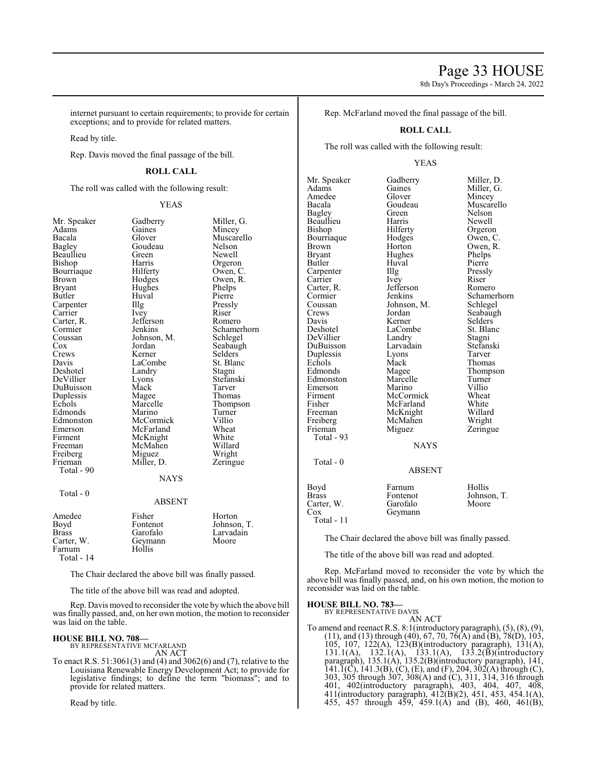internet pursuant to certain requirements; to provide for certain exceptions; and to provide for related matters.

Read by title.

Rep. Davis moved the final passage of the bill.

**ROLL CALL**

The roll was called with the following result:

YEAS

| | | |
|---|---|---|
| Mr. Speaker | Gadberry | Miller, G. |
| Adams | Gaines | Mincey |
| Bacala | Glover | Muscarello |
| Bagley | Goudeau | Nelson |
| Beaullieu | Green | Newell |
| Bishop | Harris | Orgeron |
| Bourriaque | Hilferty | Owen, C. |
| Brown | Hodges | Owen, R. |
| Bryant | Hughes | Phelps |
| Butler | Huval | Pierre |
| Carpenter | Illg | Pressly |
| Carrier | Ivey | Riser |
| Carter, R. | Jefferson | Romero |
| Cormier | Jenkins | Schamerhorn |
| Coussan | Johnson, M. | Schlegel |
| Cox | Jordan | Seabaugh |
| Crews | Kerner | Selders |
| Davis | LaCombe | St. Blanc |
| Deshotel | Landry | Stagni |
| DeVillier | Lyons | Stefanski |
| DuBuisson | Mack | Tarver |
| Duplessis | Magee | Thomas |
| Echols | Marcelle | Thompson |
| Edmonds | Marino | Turner |
| Edmonston | McCormick | Villio |
| Emerson | McFarland | Wheat |
| Firment | McKnight | White |
| Freeman | McMahen | Willard |
| Freiberg | Miguez | Wright |
| Frieman | Miller, D. | Zeringue |
| Total - 90 | | |

NAYS

Total - 0

ABSENT

| | | |
|---|---|---|
| Amedee | Fisher | Horton |
| Boyd | Fontenot | Johnson, T. |
| Brass | Garofalo | Larvadain |
| Carter, W. | Geymann | Moore |
| Farnum | Hollis | |
| Total - 14 | | |

The Chair declared the above bill was finally passed.

The title of the above bill was read and adopted.

Rep. Davis moved to reconsider the vote by which the above bill was finally passed, and, on her own motion, the motion to reconsider was laid on the table.

**HOUSE BILL NO. 708—**
BY REPRESENTATIVE MCFARLAND
AN ACT

To enact R.S. 51:3061(3) and (4) and 3062(6) and (7), relative to the Louisiana Renewable Energy Development Act; to provide for legislative findings; to define the term "biomass"; and to provide for related matters.

Read by title.

Rep. McFarland moved the final passage of the bill.

**ROLL CALL**

The roll was called with the following result:

YEAS

| | | |
|---|---|---|
| Mr. Speaker | Gadberry | Miller, D. |
| Adams | Gaines | Miller, G. |
| Amedee | Glover | Mincey |
| Bacala | Goudeau | Muscarello |
| Bagley | Green | Nelson |
| Beaullieu | Harris | Newell |
| Bishop | Hilferty | Orgeron |
| Bourriaque | Hodges | Owen, C. |
| Brown | Horton | Owen, R. |
| Bryant | Hughes | Phelps |
| Butler | Huval | Pierre |
| Carpenter | Illg | Pressly |
| Carrier | Ivey | Riser |
| Carter, R. | Jefferson | Romero |
| Cormier | Jenkins | Schamerhorn |
| Coussan | Johnson, M. | Schlegel |
| Crews | Jordan | Seabaugh |
| Davis | Kerner | Selders |
| Deshotel | LaCombe | St. Blanc |
| DeVillier | Landry | Stagni |
| DuBuisson | Larvadain | Stefanski |
| Duplessis | Lyons | Tarver |
| Echols | Mack | Thomas |
| Edmonds | Magee | Thompson |
| Edmonston | Marcelle | Turner |
| Emerson | Marino | Villio |
| Firment | McCormick | Wheat |
| Fisher | McFarland | White |
| Freeman | McKnight | Willard |
| Freiberg | McMahen | Wright |
| Frieman | Miguez | Zeringue |
| Total - 93 | | |

NAYS

Total - 0

ABSENT

| | | |
|---|---|---|
| Boyd | Farnum | Hollis |
| Brass | Fontenot | Johnson, T. |
| Carter, W. | Garofalo | Moore |
| Cox | Geymann | |
| Total - 11 | | |

The Chair declared the above bill was finally passed.

The title of the above bill was read and adopted.

Rep. McFarland moved to reconsider the vote by which the above bill was finally passed, and, on his own motion, the motion to reconsider was laid on the table.

**HOUSE BILL NO. 783—**
BY REPRESENTATIVE DAVIS
AN ACT

To amend and reenact R.S. 8:1(introductory paragraph), (5), (8), (9), (11), and (13) through (40), 67, 70, 76(A) and (B), 78(D), 103, 105, 107, 122(A), 123(B)(introductory paragraph), 131(A), 131.1(A), 132.1(A), 133.1(A), 133.2(B)(introductory paragraph), 135.1(A), 135.2(B)(introductory paragraph), 141, 141.1(C), 141.3(B), (C), (E), and (F), 204, 302(A) through (C), 303, 305 through 307, 308(A) and (C), 311, 314, 316 through 401, 402(introductory paragraph), 403, 404, 407, 408, 411(introductory paragraph), 412(B)(2), 451, 453, 454.1(A), 455, 457 through 459, 459.1(A) and (B), 460, 461(B),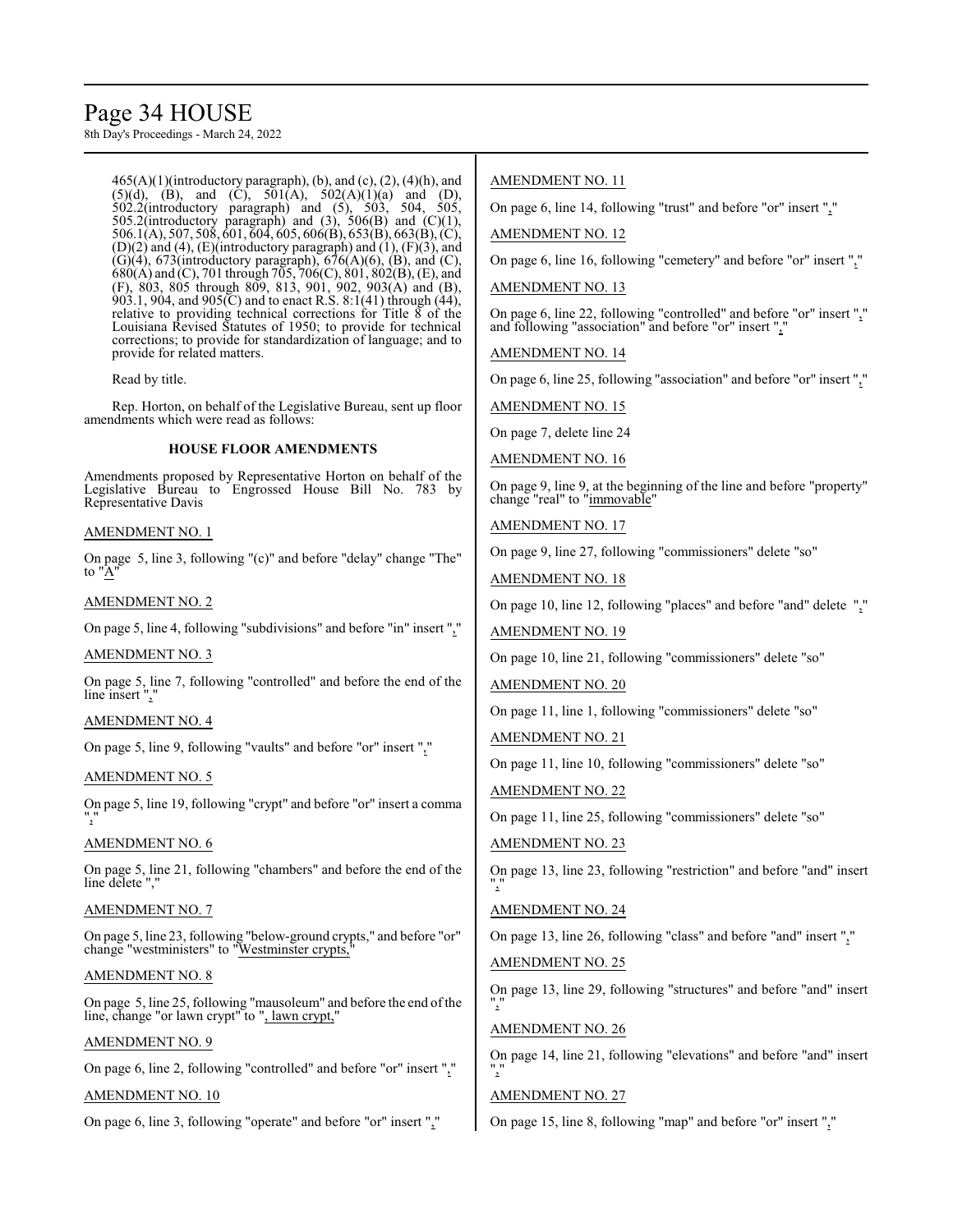465(A)(1)(introductory paragraph), (b), and (c), (2), (4)(h), and (5)(d), (B), and (C), 501(A), 502(A)(1)(a) and (D), 502.2(introductory paragraph) and (5), 503, 504, 505, 505.2(introductory paragraph) and (3), 506(B) and (C)(1), 506.1(A), 507, 508, 601, 604, 605, 606(B), 653(B), 663(B), (C), (D)(2) and (4), (E)(introductory paragraph) and (1), (F)(3), and (G)(4), 673(introductory paragraph), 676(A)(6), (B), and (C), 680(A) and (C), 701 through 705, 706(C), 801, 802(B), (E), and (F), 803, 805 through 809, 813, 901, 902, 903(A) and (B), 903.1, 904, and 905(C) and to enact R.S. 8:1(41) through (44), relative to providing technical corrections for Title 8 of the Louisiana Revised Statutes of 1950; to provide for technical corrections; to provide for standardization of language; and to provide for related matters.

Read by title.

Rep. Horton, on behalf of the Legislative Bureau, sent up floor amendments which were read as follows:

**HOUSE FLOOR AMENDMENTS**

Amendments proposed by Representative Horton on behalf of the Legislative Bureau to Engrossed House Bill No. 783 by Representative Davis

AMENDMENT NO. 1

On page 5, line 3, following "(c)" and before "delay" change "The" to "A"

AMENDMENT NO. 2

On page 5, line 4, following "subdivisions" and before "in" insert ","

AMENDMENT NO. 3

On page 5, line 7, following "controlled" and before the end of the line insert ","

AMENDMENT NO. 4

On page 5, line 9, following "vaults" and before "or" insert ","

AMENDMENT NO. 5

On page 5, line 19, following "crypt" and before "or" insert a comma ","

AMENDMENT NO. 6

On page 5, line 21, following "chambers" and before the end of the line delete ","

AMENDMENT NO. 7

On page 5, line 23, following "below-ground crypts," and before "or" change "westminsters" to "Westminster crypts,"

AMENDMENT NO. 8

On page 5, line 25, following "mausoleum" and before the end of the line, change "or lawn crypt" to ", lawn crypt,"

AMENDMENT NO. 9

On page 6, line 2, following "controlled" and before "or" insert ","

AMENDMENT NO. 10

On page 6, line 3, following "operate" and before "or" insert ","

AMENDMENT NO. 11

On page 6, line 14, following "trust" and before "or" insert ","

AMENDMENT NO. 12

On page 6, line 16, following "cemetery" and before "or" insert ","

AMENDMENT NO. 13

On page 6, line 22, following "controlled" and before "or" insert "," and following "association" and before "or" insert ","

AMENDMENT NO. 14

On page 6, line 25, following "association" and before "or" insert ","

AMENDMENT NO. 15

On page 7, delete line 24

AMENDMENT NO. 16

On page 9, line 9, at the beginning of the line and before "property" change "real" to "immovable"

AMENDMENT NO. 17

On page 9, line 27, following "commissioners" delete "so"

AMENDMENT NO. 18

On page 10, line 12, following "places" and before "and" delete ","

AMENDMENT NO. 19

On page 10, line 21, following "commissioners" delete "so"

AMENDMENT NO. 20

On page 11, line 1, following "commissioners" delete "so"

AMENDMENT NO. 21

On page 11, line 10, following "commissioners" delete "so"

AMENDMENT NO. 22

On page 11, line 25, following "commissioners" delete "so"

AMENDMENT NO. 23

On page 13, line 23, following "restriction" and before "and" insert ","

AMENDMENT NO. 24

On page 13, line 26, following "class" and before "and" insert ","

AMENDMENT NO. 25

On page 13, line 29, following "structures" and before "and" insert ","

AMENDMENT NO. 26

On page 14, line 21, following "elevations" and before "and" insert ","

AMENDMENT NO. 27

On page 15, line 8, following "map" and before "or" insert ","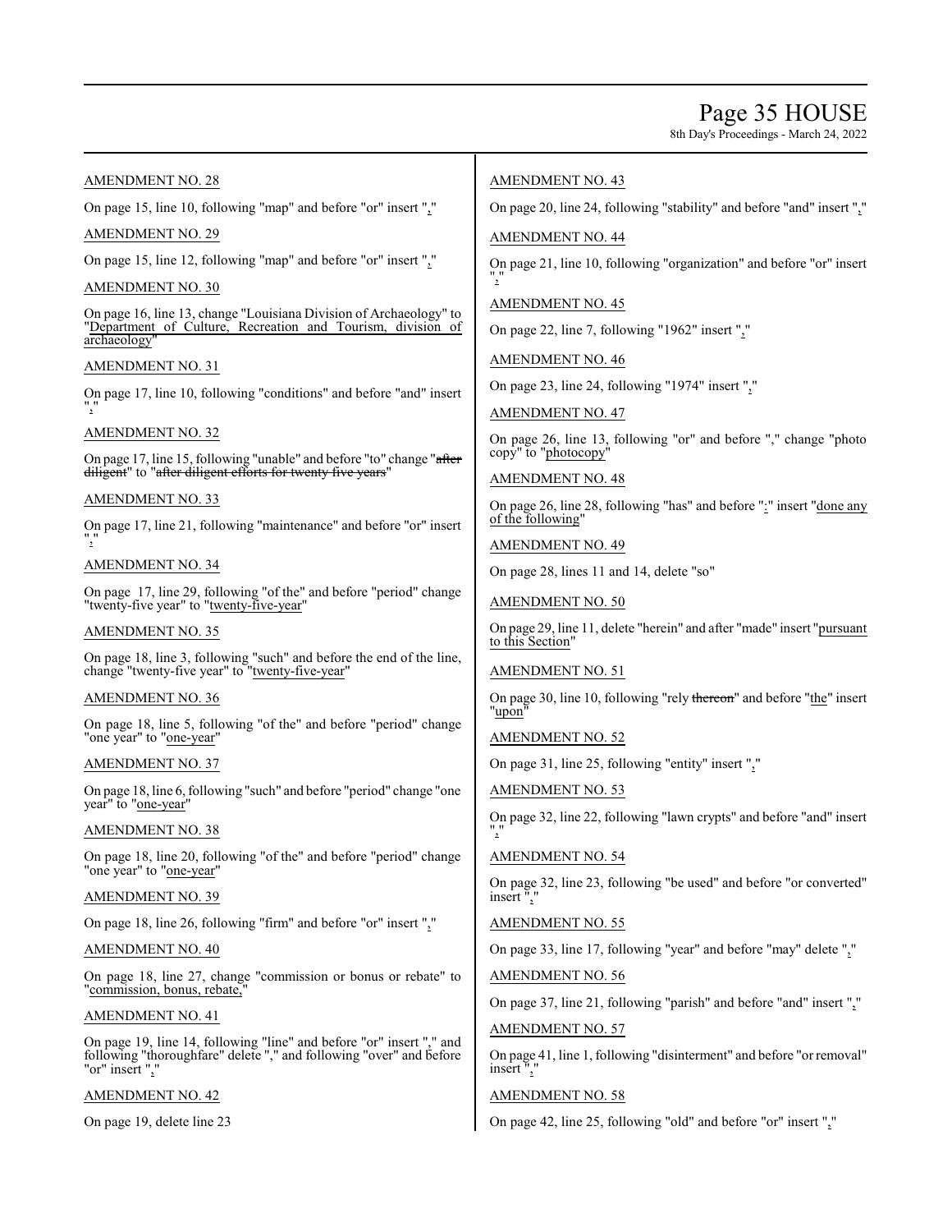AMENDMENT NO. 28

On page 15, line 10, following "map" and before "or" insert ","

AMENDMENT NO. 29

On page 15, line 12, following "map" and before "or" insert ","

AMENDMENT NO. 30

On page 16, line 13, change "Louisiana Division of Archaeology" to "Department of Culture, Recreation and Tourism, division of archaeology"

AMENDMENT NO. 31

On page 17, line 10, following "conditions" and before "and" insert ","

AMENDMENT NO. 32

On page 17, line 15, following "unable" and before "to" change "~~after diligent~~" to "~~after diligent efforts for twenty five years~~"

AMENDMENT NO. 33

On page 17, line 21, following "maintenance" and before "or" insert ","

AMENDMENT NO. 34

On page 17, line 29, following "of the" and before "period" change "twenty-five year" to "twenty-five-year"

AMENDMENT NO. 35

On page 18, line 3, following "such" and before the end of the line, change "twenty-five year" to "twenty-five-year"

AMENDMENT NO. 36

On page 18, line 5, following "of the" and before "period" change "one year" to "one-year"

AMENDMENT NO. 37

On page 18, line 6, following "such" and before "period" change "one year" to "one-year"

AMENDMENT NO. 38

On page 18, line 20, following "of the" and before "period" change "one year" to "one-year"

AMENDMENT NO. 39

On page 18, line 26, following "firm" and before "or" insert ","

AMENDMENT NO. 40

On page 18, line 27, change "commission or bonus or rebate" to "commission, bonus, rebate,"

AMENDMENT NO. 41

On page 19, line 14, following "line" and before "or" insert "," and following "thoroughfare" delete "," and following "over" and before "or" insert ","

AMENDMENT NO. 42

On page 19, delete line 23

AMENDMENT NO. 43

On page 20, line 24, following "stability" and before "and" insert ","

AMENDMENT NO. 44

On page 21, line 10, following "organization" and before "or" insert ","

AMENDMENT NO. 45

On page 22, line 7, following "1962" insert ","

AMENDMENT NO. 46

On page 23, line 24, following "1974" insert ","

AMENDMENT NO. 47

On page 26, line 13, following "or" and before "," change "photo copy" to "photocopy"

AMENDMENT NO. 48

On page 26, line 28, following "has" and before ":" insert "done any of the following"

AMENDMENT NO. 49

On page 28, lines 11 and 14, delete "so"

AMENDMENT NO. 50

On page 29, line 11, delete "herein" and after "made" insert "pursuant to this Section"

AMENDMENT NO. 51

On page 30, line 10, following "rely ~~thereon~~" and before "the" insert "upon"

AMENDMENT NO. 52

On page 31, line 25, following "entity" insert ","

AMENDMENT NO. 53

On page 32, line 22, following "lawn crypts" and before "and" insert ","

AMENDMENT NO. 54

On page 32, line 23, following "be used" and before "or converted" insert ","

AMENDMENT NO. 55

On page 33, line 17, following "year" and before "may" delete ","

AMENDMENT NO. 56

On page 37, line 21, following "parish" and before "and" insert ","

AMENDMENT NO. 57

On page 41, line 1, following "disinterment" and before "or removal" insert ","

AMENDMENT NO. 58

On page 42, line 25, following "old" and before "or" insert ","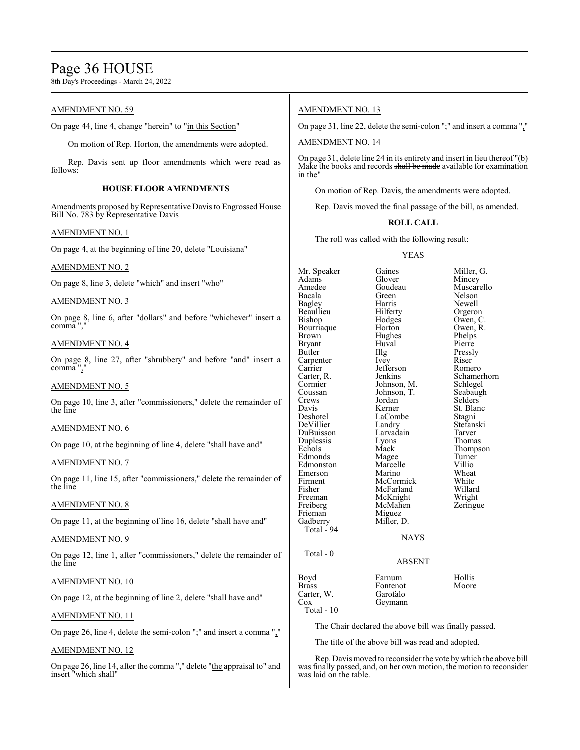AMENDMENT NO. 59

On page 44, line 4, change "herein" to "in this Section"

On motion of Rep. Horton, the amendments were adopted.

Rep. Davis sent up floor amendments which were read as follows:

**HOUSE FLOOR AMENDMENTS**

Amendments proposed by Representative Davis to Engrossed House Bill No. 783 by Representative Davis

AMENDMENT NO. 1

On page 4, at the beginning of line 20, delete "Louisiana"

AMENDMENT NO. 2

On page 8, line 3, delete "which" and insert "who"

AMENDMENT NO. 3

On page 8, line 6, after "dollars" and before "whichever" insert a comma ","

AMENDMENT NO. 4

On page 8, line 27, after "shrubbery" and before "and" insert a comma ","

AMENDMENT NO. 5

On page 10, line 3, after "commissioners," delete the remainder of the line

AMENDMENT NO. 6

On page 10, at the beginning of line 4, delete "shall have and"

AMENDMENT NO. 7

On page 11, line 15, after "commissioners," delete the remainder of the line

AMENDMENT NO. 8

On page 11, at the beginning of line 16, delete "shall have and"

AMENDMENT NO. 9

On page 12, line 1, after "commissioners," delete the remainder of the line

AMENDMENT NO. 10

On page 12, at the beginning of line 2, delete "shall have and"

AMENDMENT NO. 11

On page 26, line 4, delete the semi-colon ";" and insert a comma ","

AMENDMENT NO. 12

On page 26, line 14, after the comma "," delete "the appraisal to" and insert "which shall"

AMENDMENT NO. 13

On page 31, line 22, delete the semi-colon ";" and insert a comma ","

AMENDMENT NO. 14

On page 31, delete line 24 in its entirety and insert in lieu thereof "(b) Make the books and records ~~shall be made~~ available for examination in the"

On motion of Rep. Davis, the amendments were adopted.

Rep. Davis moved the final passage of the bill, as amended.

**ROLL CALL**

The roll was called with the following result:

YEAS

| | | |
|---|---|---|
| Mr. Speaker | Gaines | Miller, G. |
| Adams | Glover | Mincey |
| Amedee | Goudeau | Muscarello |
| Bacala | Green | Nelson |
| Bagley | Harris | Newell |
| Beaullieu | Hilferty | Orgeron |
| Bishop | Hodges | Owen, C. |
| Bourriaque | Horton | Owen, R. |
| Brown | Hughes | Phelps |
| Bryant | Huval | Pierre |
| Butler | Illg | Pressly |
| Carpenter | Ivey | Riser |
| Carrier | Jefferson | Romero |
| Carter, R. | Jenkins | Schamerhorn |
| Cormier | Johnson, M. | Schlegel |
| Coussan | Johnson, T. | Seabaugh |
| Crews | Jordan | Selders |
| Davis | Kerner | St. Blanc |
| Deshotel | LaCombe | Stagni |
| DeVillier | Landry | Stefanski |
| DuBuisson | Larvadain | Tarver |
| Duplessis | Lyons | Thomas |
| Echols | Mack | Thompson |
| Edmonds | Magee | Turner |
| Edmonston | Marcelle | Villio |
| Emerson | Marino | Wheat |
| Firment | McCormick | White |
| Fisher | McFarland | Willard |
| Freeman | McKnight | Wright |
| Freiberg | McMahen | Zeringue |
| Frieman | Miguez | |
| Gadberry | Miller, D. | |

Total - 94

NAYS

Total - 0

ABSENT

| | | |
|---|---|---|
| Boyd | Farnum | Hollis |
| Brass | Fontenot | Moore |
| Carter, W. | Garofalo | |
| Cox | Geymann | |

Total - 10

The Chair declared the above bill was finally passed.

The title of the above bill was read and adopted.

Rep. Davis moved to reconsider the vote by which the above bill was finally passed, and, on her own motion, the motion to reconsider was laid on the table.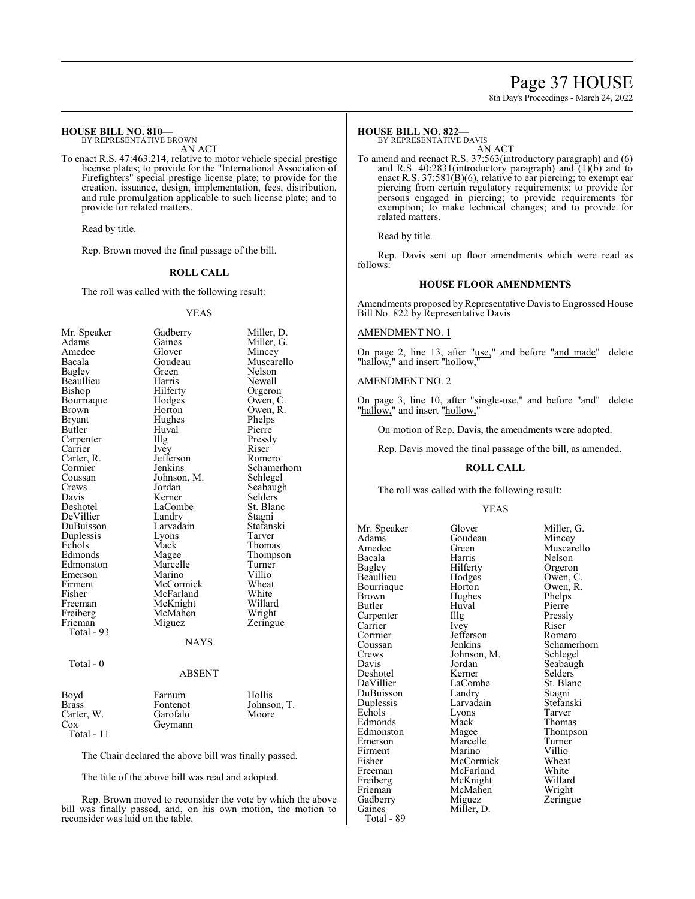**HOUSE BILL NO. 810—**
BY REPRESENTATIVE BROWN

AN ACT

To enact R.S. 47:463.214, relative to motor vehicle special prestige license plates; to provide for the "International Association of Firefighters" special prestige license plate; to provide for the creation, issuance, design, implementation, fees, distribution, and rule promulgation applicable to such license plate; and to provide for related matters.

Read by title.

Rep. Brown moved the final passage of the bill.

**ROLL CALL**

The roll was called with the following result:

YEAS

| | | |
|---|---|---|
| Mr. Speaker | Gadberry | Miller, D. |
| Adams | Gaines | Miller, G. |
| Amedee | Glover | Mincey |
| Bacala | Goudeau | Muscarello |
| Bagley | Green | Nelson |
| Beaullieu | Harris | Newell |
| Bishop | Hilferty | Orgeron |
| Bourriaque | Hodges | Owen, C. |
| Brown | Horton | Owen, R. |
| Bryant | Hughes | Phelps |
| Butler | Huval | Pierre |
| Carpenter | Illg | Pressly |
| Carrier | Ivey | Riser |
| Carter, R. | Jefferson | Romero |
| Cormier | Jenkins | Schamerhorn |
| Coussan | Johnson, M. | Schlegel |
| Crews | Jordan | Seabaugh |
| Davis | Kerner | Selders |
| Deshotel | LaCombe | St. Blanc |
| DeVillier | Landry | Stagni |
| DuBuisson | Larvadain | Stefanski |
| Duplessis | Lyons | Tarver |
| Echols | Mack | Thomas |
| Edmonds | Magee | Thompson |
| Edmonston | Marcelle | Turner |
| Emerson | Marino | Villio |
| Firment | McCormick | Wheat |
| Fisher | McFarland | White |
| Freeman | McKnight | Willard |
| Freiberg | McMahen | Wright |
| Frieman | Miguez | Zeringue |

Total - 93

NAYS

Total - 0

ABSENT

| | | |
|---|---|---|
| Boyd | Farnum | Hollis |
| Brass | Fontenot | Johnson, T. |
| Carter, W. | Garofalo | Moore |
| Cox | Geymann | |

Total - 11

The Chair declared the above bill was finally passed.

The title of the above bill was read and adopted.

Rep. Brown moved to reconsider the vote by which the above bill was finally passed, and, on his own motion, the motion to reconsider was laid on the table.

**HOUSE BILL NO. 822—**
BY REPRESENTATIVE DAVIS

AN ACT

To amend and reenact R.S. 37:563(introductory paragraph) and (6) and R.S. 40:2831(introductory paragraph) and (1)(b) and to enact R.S. 37:581(B)(6), relative to ear piercing; to exempt ear piercing from certain regulatory requirements; to provide for persons engaged in piercing; to provide requirements for exemption; to make technical changes; and to provide for related matters.

Read by title.

Rep. Davis sent up floor amendments which were read as follows:

**HOUSE FLOOR AMENDMENTS**

Amendments proposed by Representative Davis to Engrossed House Bill No. 822 by Representative Davis

AMENDMENT NO. 1

On page 2, line 13, after "use," and before "and made" delete "hallow," and insert "hollow,"

AMENDMENT NO. 2

On page 3, line 10, after "single-use," and before "and" delete "hallow," and insert "hollow,"

On motion of Rep. Davis, the amendments were adopted.

Rep. Davis moved the final passage of the bill, as amended.

**ROLL CALL**

The roll was called with the following result:

YEAS

| | | |
|---|---|---|
| Mr. Speaker | Glover | Miller, G. |
| Adams | Goudeau | Mincey |
| Amedee | Green | Muscarello |
| Bacala | Harris | Nelson |
| Bagley | Hilferty | Orgeron |
| Beaullieu | Hodges | Owen, C. |
| Bourriaque | Horton | Owen, R. |
| Brown | Hughes | Phelps |
| Butler | Huval | Pierre |
| Carpenter | Illg | Pressly |
| Carrier | Ivey | Riser |
| Cormier | Jefferson | Romero |
| Coussan | Jenkins | Schamerhorn |
| Crews | Johnson, M. | Schlegel |
| Davis | Jordan | Seabaugh |
| Deshotel | Kerner | Selders |
| DeVillier | LaCombe | St. Blanc |
| DuBuisson | Landry | Stagni |
| Duplessis | Larvadain | Stefanski |
| Echols | Lyons | Tarver |
| Edmonds | Mack | Thomas |
| Edmonston | Magee | Thompson |
| Emerson | Marcelle | Turner |
| Firment | Marino | Villio |
| Fisher | McCormick | Wheat |
| Freeman | McFarland | White |
| Freiberg | McKnight | Willard |
| Frieman | McMahen | Wright |
| Gadberry | Miguez | Zeringue |
| Gaines | Miller, D. | |

Total - 89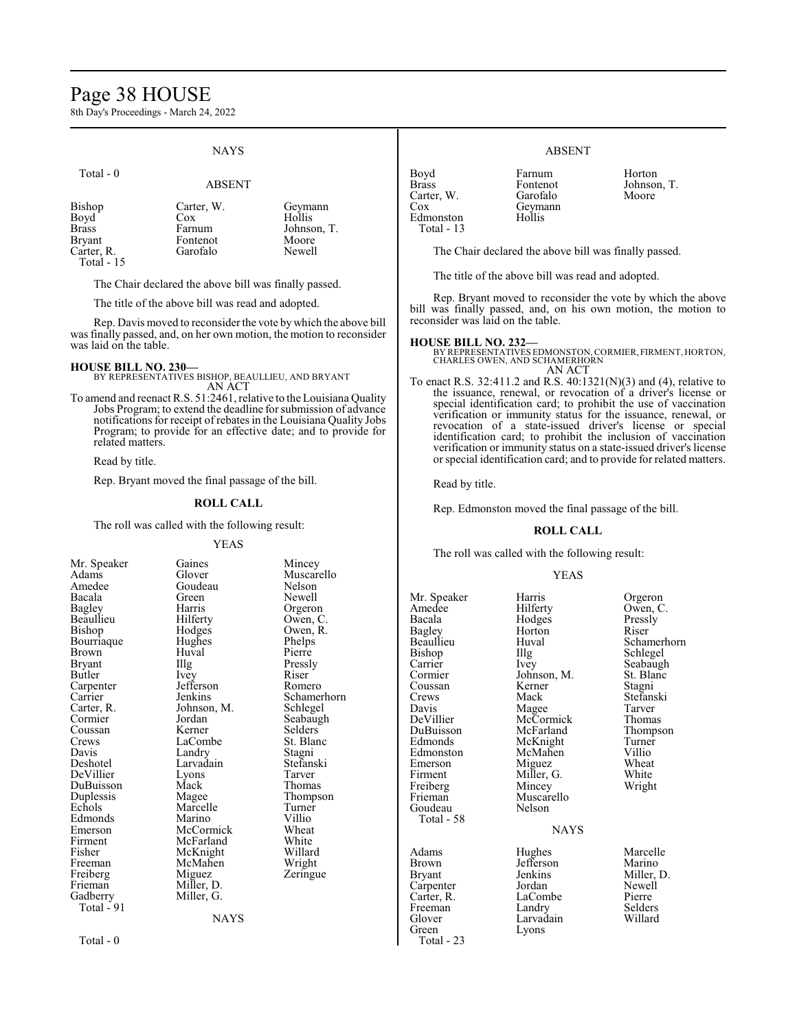NAYS

Total - 0

ABSENT

| | | |
|---|---|---|
| Bishop | Carter, W. | Geymann |
| Boyd | Cox | Hollis |
| Brass | Farnum | Johnson, T. |
| Bryant | Fontenot | Moore |
| Carter, R. | Garofalo | Newell |

Total - 15

The Chair declared the above bill was finally passed.

The title of the above bill was read and adopted.

Rep. Davis moved to reconsider the vote by which the above bill was finally passed, and, on her own motion, the motion to reconsider was laid on the table.

**HOUSE BILL NO. 230—**
BY REPRESENTATIVES BISHOP, BEAULLIEU, AND BRYANT
AN ACT

To amend and reenact R.S. 51:2461, relative to the Louisiana Quality Jobs Program; to extend the deadline for submission of advance notifications for receipt of rebates in the Louisiana Quality Jobs Program; to provide for an effective date; and to provide for related matters.

Read by title.

Rep. Bryant moved the final passage of the bill.

**ROLL CALL**

The roll was called with the following result:

YEAS

| | | |
|---|---|---|
| Mr. Speaker | Gaines | Mincey |
| Adams | Glover | Muscarello |
| Amedee | Goudeau | Nelson |
| Bacala | Green | Newell |
| Bagley | Harris | Orgeron |
| Beaullieu | Hilferty | Owen, C. |
| Bishop | Hodges | Owen, R. |
| Bourriaque | Hughes | Phelps |
| Brown | Huval | Pierre |
| Bryant | Illg | Pressly |
| Butler | Ivey | Riser |
| Carpenter | Jefferson | Romero |
| Carrier | Jenkins | Schamerhorn |
| Carter, R. | Johnson, M. | Schlegel |
| Cormier | Jordan | Seabaugh |
| Coussan | Kerner | Selders |
| Crews | LaCombe | St. Blanc |
| Davis | Landry | Stagni |
| Deshotel | Larvadain | Stefanski |
| DeVillier | Lyons | Tarver |
| DuBuisson | Mack | Thomas |
| Duplessis | Magee | Thompson |
| Echols | Marcelle | Turner |
| Edmonds | Marino | Villio |
| Emerson | McCormick | Wheat |
| Firment | McFarland | White |
| Fisher | McKnight | Willard |
| Freeman | McMahen | Wright |
| Freiberg | Miguez | Zeringue |
| Frieman | Miller, D. | |
| Gadberry | Miller, G. | |

Total - 91

NAYS

Total - 0

ABSENT

| | | |
|---|---|---|
| Boyd | Farnum | Horton |
| Brass | Fontenot | Johnson, T. |
| Carter, W. | Garofalo | Moore |
| Cox | Geymann | |
| Edmonston | Hollis | |

Total - 13

The Chair declared the above bill was finally passed.

The title of the above bill was read and adopted.

Rep. Bryant moved to reconsider the vote by which the above bill was finally passed, and, on his own motion, the motion to reconsider was laid on the table.

**HOUSE BILL NO. 232—**
BY REPRESENTATIVES EDMONSTON, CORMIER, FIRMENT, HORTON, CHARLES OWEN, AND SCHAMERHORN
AN ACT

To enact R.S. 32:411.2 and R.S. 40:1321(N)(3) and (4), relative to the issuance, renewal, or revocation of a driver's license or special identification card; to prohibit the use of vaccination verification or immunity status for the issuance, renewal, or revocation of a state-issued driver's license or special identification card; to prohibit the inclusion of vaccination verification or immunity status on a state-issued driver's license or special identification card; and to provide for related matters.

Read by title.

Rep. Edmonston moved the final passage of the bill.

**ROLL CALL**

The roll was called with the following result:

YEAS

| | | |
|---|---|---|
| Mr. Speaker | Harris | Orgeron |
| Amedee | Hilferty | Owen, C. |
| Bacala | Hodges | Pressly |
| Bagley | Horton | Riser |
| Beaullieu | Huval | Schamerhorn |
| Bishop | Illg | Schlegel |
| Carrier | Ivey | Seabaugh |
| Cormier | Johnson, M. | St. Blanc |
| Coussan | Kerner | Stagni |
| Crews | Mack | Stefanski |
| Davis | Magee | Tarver |
| DeVillier | McCormick | Thomas |
| DuBuisson | McFarland | Thompson |
| Edmonds | McKnight | Turner |
| Edmonston | McMahen | Villio |
| Emerson | Miguez | Wheat |
| Firment | Miller, G. | White |
| Freiberg | Mincey | Wright |
| Frieman | Muscarello | |
| Goudeau | Nelson | |

Total - 58

NAYS

| | | |
|---|---|---|
| Adams | Hughes | Marcelle |
| Brown | Jefferson | Marino |
| Bryant | Jenkins | Miller, D. |
| Carpenter | Jordan | Newell |
| Carter, R. | LaCombe | Pierre |
| Freeman | Landry | Selders |
| Glover | Larvadain | Willard |
| Green | Lyons | |

Total - 23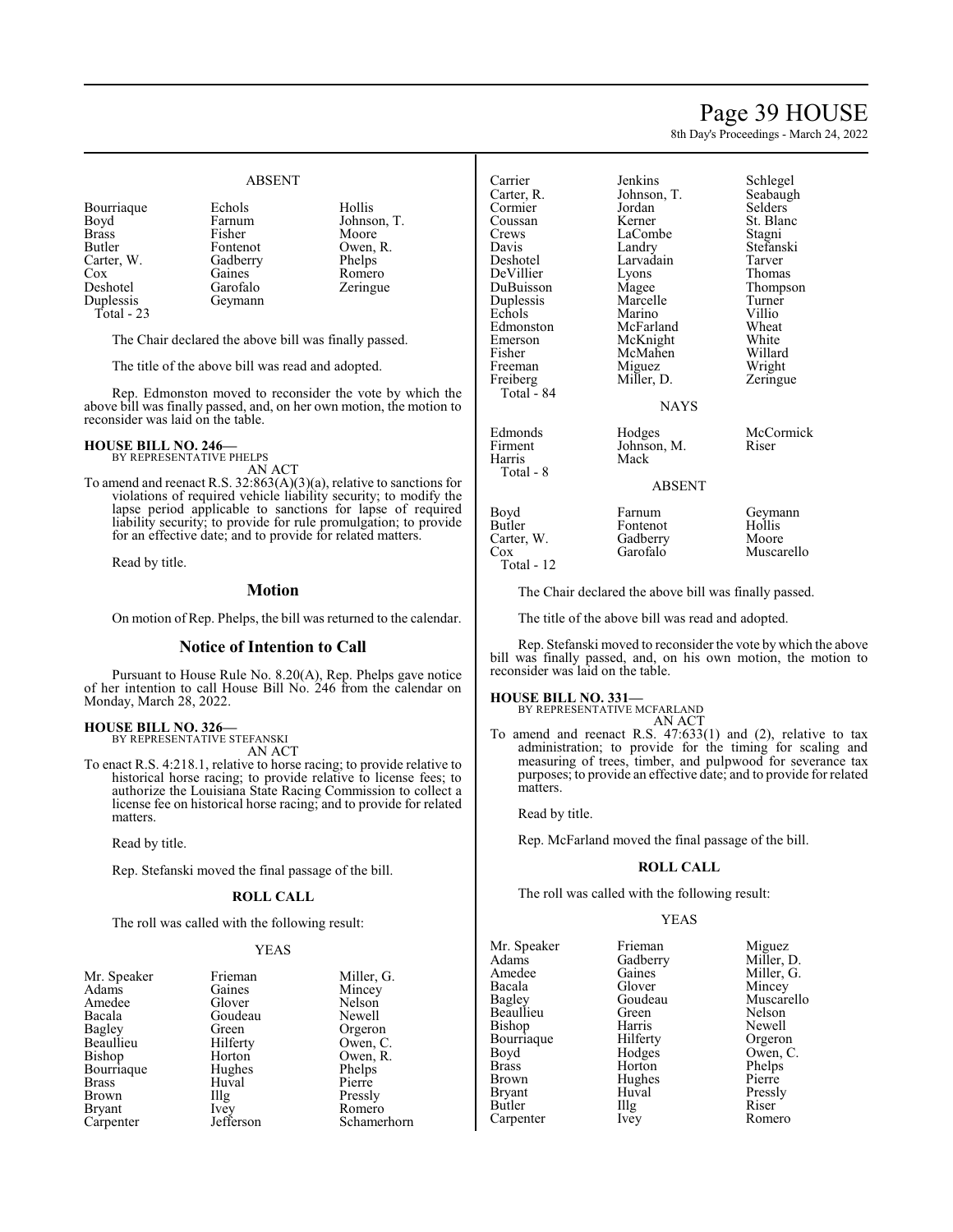ABSENT

| | | |
|---|---|---|
| Bourriaque | Echols | Hollis |
| Boyd | Farnum | Johnson, T. |
| Brass | Fisher | Moore |
| Butler | Fontenot | Owen, R. |
| Carter, W. | Gadberry | Phelps |
| Cox | Gaines | Romero |
| Deshotel | Garofalo | Zeringue |
| Duplessis | Geymann | |
| Total - 23 | | |

The Chair declared the above bill was finally passed.

The title of the above bill was read and adopted.

Rep. Edmonston moved to reconsider the vote by which the above bill was finally passed, and, on her own motion, the motion to reconsider was laid on the table.

**HOUSE BILL NO. 246—**
BY REPRESENTATIVE PHELPS
AN ACT

To amend and reenact R.S. 32:863(A)(3)(a), relative to sanctions for violations of required vehicle liability security; to modify the lapse period applicable to sanctions for lapse of required liability security; to provide for rule promulgation; to provide for an effective date; and to provide for related matters.

Read by title.

## Motion

On motion of Rep. Phelps, the bill was returned to the calendar.

## Notice of Intention to Call

Pursuant to House Rule No. 8.20(A), Rep. Phelps gave notice of her intention to call House Bill No. 246 from the calendar on Monday, March 28, 2022.

**HOUSE BILL NO. 326—**
BY REPRESENTATIVE STEFANSKI
AN ACT

To enact R.S. 4:218.1, relative to horse racing; to provide relative to historical horse racing; to provide relative to license fees; to authorize the Louisiana State Racing Commission to collect a license fee on historical horse racing; and to provide for related matters.

Read by title.

Rep. Stefanski moved the final passage of the bill.

**ROLL CALL**

The roll was called with the following result:

YEAS

| | | |
|---|---|---|
| Mr. Speaker | Frieman | Miller, G. |
| Adams | Gaines | Mincey |
| Amedee | Glover | Nelson |
| Bacala | Goudeau | Newell |
| Bagley | Green | Orgeron |
| Beaullieu | Hilferty | Owen, C. |
| Bishop | Horton | Owen, R. |
| Bourriaque | Hughes | Phelps |
| Brass | Huval | Pierre |
| Brown | Illg | Pressly |
| Bryant | Ivey | Romero |
| Carpenter | Jefferson | Schamerhorn |
| Carrier | Jenkins | Schlegel |
| Carter, R. | Johnson, T. | Seabaugh |
| Cormier | Jordan | Selders |
| Coussan | Kerner | St. Blanc |
| Crews | LaCombe | Stagni |
| Davis | Landry | Stefanski |
| Deshotel | Larvadain | Tarver |
| DeVillier | Lyons | Thomas |
| DuBuisson | Magee | Thompson |
| Duplessis | Marcelle | Turner |
| Echols | Marino | Villio |
| Edmonston | McFarland | Wheat |
| Emerson | McKnight | White |
| Fisher | McMahen | Willard |
| Freeman | Miguez | Wright |
| Freiberg | Miller, D. | Zeringue |
| Total - 84 | | |

NAYS

| | | |
|---|---|---|
| Edmonds | Hodges | McCormick |
| Firment | Johnson, M. | Riser |
| Harris | Mack | |
| Total - 8 | | |

ABSENT

| | | |
|---|---|---|
| Boyd | Farnum | Geymann |
| Butler | Fontenot | Hollis |
| Carter, W. | Gadberry | Moore |
| Cox | Garofalo | Muscarello |
| Total - 12 | | |

The Chair declared the above bill was finally passed.

The title of the above bill was read and adopted.

Rep. Stefanski moved to reconsider the vote by which the above bill was finally passed, and, on his own motion, the motion to reconsider was laid on the table.

**HOUSE BILL NO. 331—**
BY REPRESENTATIVE MCFARLAND
AN ACT

To amend and reenact R.S. 47:633(1) and (2), relative to tax administration; to provide for the timing for scaling and measuring of trees, timber, and pulpwood for severance tax purposes; to provide an effective date; and to provide for related matters.

Read by title.

Rep. McFarland moved the final passage of the bill.

**ROLL CALL**

The roll was called with the following result:

YEAS

| | | |
|---|---|---|
| Mr. Speaker | Frieman | Miguez |
| Adams | Gadberry | Miller, D. |
| Amedee | Gaines | Miller, G. |
| Bacala | Glover | Mincey |
| Bagley | Goudeau | Muscarello |
| Beaullieu | Green | Nelson |
| Bishop | Harris | Newell |
| Bourriaque | Hilferty | Orgeron |
| Boyd | Hodges | Owen, C. |
| Brass | Horton | Phelps |
| Brown | Hughes | Pierre |
| Bryant | Huval | Pressly |
| Butler | Illg | Riser |
| Carpenter | Ivey | Romero |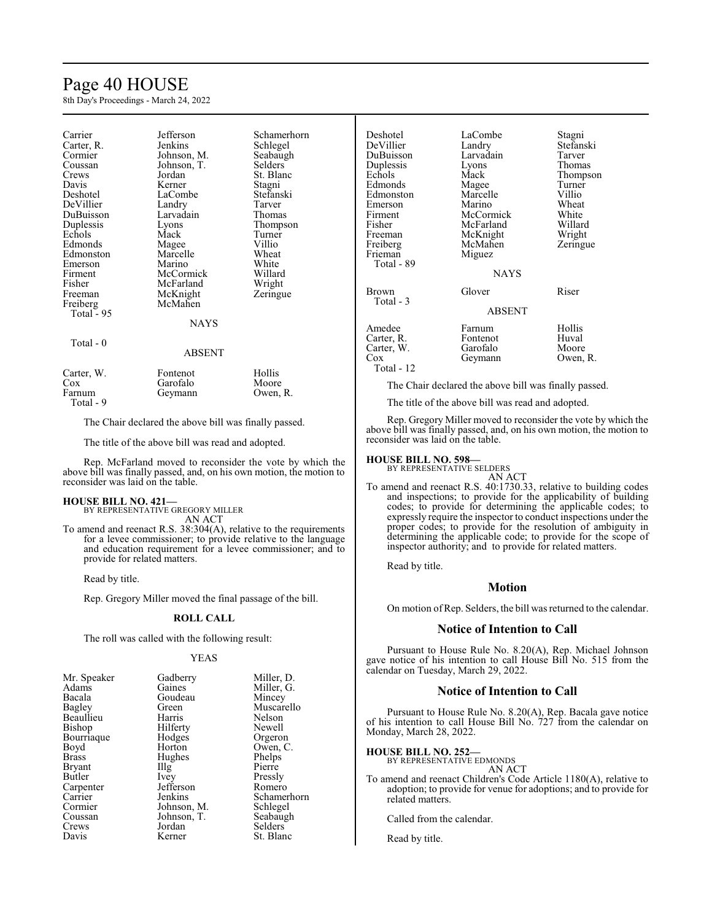| | | |
|---|---|---|
| Carrier | Jefferson | Schamerhorn |
| Carter, R. | Jenkins | Schlegel |
| Cormier | Johnson, M. | Seabaugh |
| Coussan | Johnson, T. | Selders |
| Crews | Jordan | St. Blanc |
| Davis | Kerner | Stagni |
| Deshotel | LaCombe | Stefanski |
| DeVillier | Landry | Tarver |
| DuBuisson | Larvadain | Thomas |
| Duplessis | Lyons | Thompson |
| Echols | Mack | Turner |
| Edmonds | Magee | Villio |
| Edmonston | Marcelle | Wheat |
| Emerson | Marino | White |
| Firment | McCormick | Willard |
| Fisher | McFarland | Wright |
| Freeman | McKnight | Zeringue |
| Freiberg | McMahen | |
| Total - 95 | | |

NAYS

Total - 0

ABSENT

| | | |
|---|---|---|
| Carter, W. | Fontenot | Hollis |
| Cox | Garofalo | Moore |
| Farnum | Geymann | Owen, R. |
| Total - 9 | | |

The Chair declared the above bill was finally passed.

The title of the above bill was read and adopted.

Rep. McFarland moved to reconsider the vote by which the above bill was finally passed, and, on his own motion, the motion to reconsider was laid on the table.

**HOUSE BILL NO. 421—**
BY REPRESENTATIVE GREGORY MILLER
AN ACT

To amend and reenact R.S. 38:304(A), relative to the requirements for a levee commissioner; to provide relative to the language and education requirement for a levee commissioner; and to provide for related matters.

Read by title.

Rep. Gregory Miller moved the final passage of the bill.

## ROLL CALL

The roll was called with the following result:

YEAS

| | | |
|---|---|---|
| Mr. Speaker | Gadberry | Miller, D. |
| Adams | Gaines | Miller, G. |
| Bacala | Goudeau | Mincey |
| Bagley | Green | Muscarello |
| Beaullieu | Harris | Nelson |
| Bishop | Hilferty | Newell |
| Bourriaque | Hodges | Orgeron |
| Boyd | Horton | Owen, C. |
| Brass | Hughes | Phelps |
| Bryant | Illg | Pierre |
| Butler | Ivey | Pressly |
| Carpenter | Jefferson | Romero |
| Carrier | Jenkins | Schamerhorn |
| Cormier | Johnson, M. | Schlegel |
| Coussan | Johnson, T. | Seabaugh |
| Crews | Jordan | Selders |
| Davis | Kerner | St. Blanc |
| Deshotel | LaCombe | Stagni |
| DeVillier | Landry | Stefanski |
| DuBuisson | Larvadain | Tarver |
| Duplessis | Lyons | Thomas |
| Echols | Mack | Thompson |
| Edmonds | Magee | Turner |
| Edmonston | Marcelle | Villio |
| Emerson | Marino | Wheat |
| Firment | McCormick | White |
| Fisher | McFarland | Willard |
| Freeman | McKnight | Wright |
| Freiberg | McMahen | Zeringue |
| Frieman | Miguez | |
| Total - 89 | | |

NAYS

| | | |
|---|---|---|
| Brown | Glover | Riser |
| Total - 3 | | |

ABSENT

| | | |
|---|---|---|
| Amedee | Farnum | Hollis |
| Carter, R. | Fontenot | Huval |
| Carter, W. | Garofalo | Moore |
| Cox | Geymann | Owen, R. |
| Total - 12 | | |

The Chair declared the above bill was finally passed.

The title of the above bill was read and adopted.

Rep. Gregory Miller moved to reconsider the vote by which the above bill was finally passed, and, on his own motion, the motion to reconsider was laid on the table.

**HOUSE BILL NO. 598—**
BY REPRESENTATIVE SELDERS
AN ACT

To amend and reenact R.S. 40:1730.33, relative to building codes and inspections; to provide for the applicability of building codes; to provide for determining the applicable codes; to expressly require the inspector to conduct inspections under the proper codes; to provide for the resolution of ambiguity in determining the applicable code; to provide for the scope of inspector authority; and to provide for related matters.

Read by title.

## Motion

On motion of Rep. Selders, the bill was returned to the calendar.

## Notice of Intention to Call

Pursuant to House Rule No. 8.20(A), Rep. Michael Johnson gave notice of his intention to call House Bill No. 515 from the calendar on Tuesday, March 29, 2022.

## Notice of Intention to Call

Pursuant to House Rule No. 8.20(A), Rep. Bacala gave notice of his intention to call House Bill No. 727 from the calendar on Monday, March 28, 2022.

**HOUSE BILL NO. 252—**
BY REPRESENTATIVE EDMONDS
AN ACT

To amend and reenact Children's Code Article 1180(A), relative to adoption; to provide for venue for adoptions; and to provide for related matters.

Called from the calendar.

Read by title.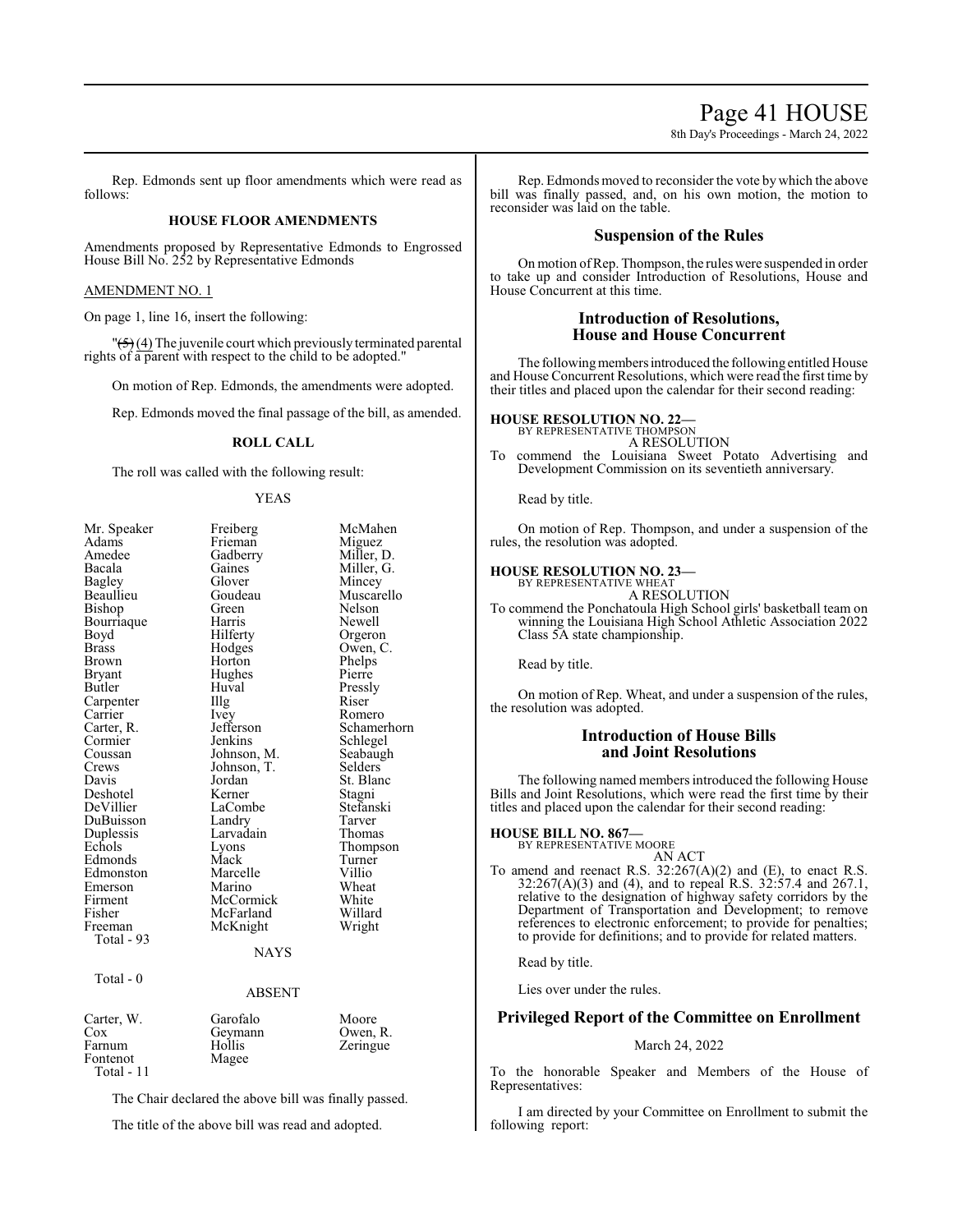Rep. Edmonds sent up floor amendments which were read as follows:

## HOUSE FLOOR AMENDMENTS

Amendments proposed by Representative Edmonds to Engrossed House Bill No. 252 by Representative Edmonds

AMENDMENT NO. 1

On page 1, line 16, insert the following:

"~~(5)~~ (4) The juvenile court which previously terminated parental rights of a parent with respect to the child to be adopted."

On motion of Rep. Edmonds, the amendments were adopted.

Rep. Edmonds moved the final passage of the bill, as amended.

## ROLL CALL

The roll was called with the following result:

YEAS

| | | |
|---|---|---|
| Mr. Speaker | Freiberg | McMahen |
| Adams | Frieman | Miguez |
| Amedee | Gadberry | Miller, D. |
| Bacala | Gaines | Miller, G. |
| Bagley | Glover | Mincey |
| Beaullieu | Goudeau | Muscarello |
| Bishop | Green | Nelson |
| Bourriaque | Harris | Newell |
| Boyd | Hilferty | Orgeron |
| Brass | Hodges | Owen, C. |
| Brown | Horton | Phelps |
| Bryant | Hughes | Pierre |
| Butler | Huval | Pressly |
| Carpenter | Illg | Riser |
| Carrier | Ivey | Romero |
| Carter, R. | Jefferson | Schamerhorn |
| Cormier | Jenkins | Schlegel |
| Coussan | Johnson, M. | Seabaugh |
| Crews | Johnson, T. | Selders |
| Davis | Jordan | St. Blanc |
| Deshotel | Kerner | Stagni |
| DeVillier | LaCombe | Stefanski |
| DuBuisson | Landry | Tarver |
| Duplessis | Larvadain | Thomas |
| Echols | Lyons | Thompson |
| Edmonds | Mack | Turner |
| Edmonston | Marcelle | Villio |
| Emerson | Marino | Wheat |
| Firment | McCormick | White |
| Fisher | McFarland | Willard |
| Freeman | McKnight | Wright |

Total - 93

NAYS

Total - 0

ABSENT

| | | |
|---|---|---|
| Carter, W. | Garofalo | Moore |
| Cox | Geymann | Owen, R. |
| Farnum | Hollis | Zeringue |
| Fontenot | Magee | |

Total - 11

The Chair declared the above bill was finally passed.

The title of the above bill was read and adopted.

Rep. Edmonds moved to reconsider the vote by which the above bill was finally passed, and, on his own motion, the motion to reconsider was laid on the table.

## Suspension of the Rules

On motion of Rep. Thompson, the rules were suspended in order to take up and consider Introduction of Resolutions, House and House Concurrent at this time.

## Introduction of Resolutions, House and House Concurrent

The following members introduced the following entitled House and House Concurrent Resolutions, which were read the first time by their titles and placed upon the calendar for their second reading:

**HOUSE RESOLUTION NO. 22—**
BY REPRESENTATIVE THOMPSON
A RESOLUTION

To commend the Louisiana Sweet Potato Advertising and Development Commission on its seventieth anniversary.

Read by title.

On motion of Rep. Thompson, and under a suspension of the rules, the resolution was adopted.

**HOUSE RESOLUTION NO. 23—**
BY REPRESENTATIVE WHEAT
A RESOLUTION

To commend the Ponchatoula High School girls' basketball team on winning the Louisiana High School Athletic Association 2022 Class 5A state championship.

Read by title.

On motion of Rep. Wheat, and under a suspension of the rules, the resolution was adopted.

## Introduction of House Bills and Joint Resolutions

The following named members introduced the following House Bills and Joint Resolutions, which were read the first time by their titles and placed upon the calendar for their second reading:

**HOUSE BILL NO. 867—**
BY REPRESENTATIVE MOORE
AN ACT

To amend and reenact R.S. 32:267(A)(2) and (E), to enact R.S. 32:267(A)(3) and (4), and to repeal R.S. 32:57.4 and 267.1, relative to the designation of highway safety corridors by the Department of Transportation and Development; to remove references to electronic enforcement; to provide for penalties; to provide for definitions; and to provide for related matters.

Read by title.

Lies over under the rules.

## Privileged Report of the Committee on Enrollment

March 24, 2022

To the honorable Speaker and Members of the House of Representatives:

I am directed by your Committee on Enrollment to submit the following report: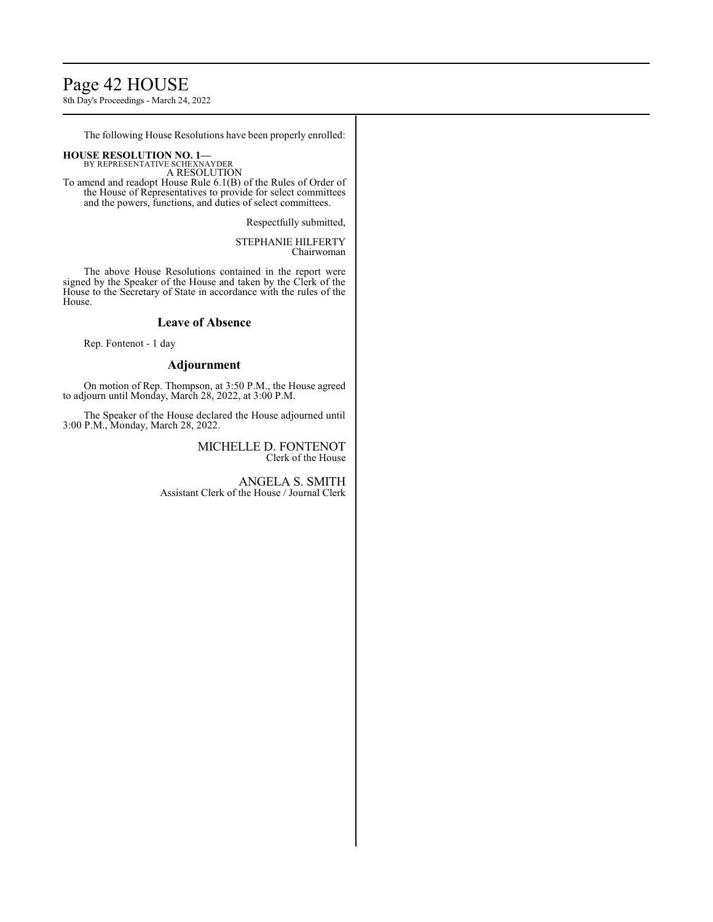The following House Resolutions have been properly enrolled:

**HOUSE RESOLUTION NO. 1—**
BY REPRESENTATIVE SCHEXNAYDER
A RESOLUTION
To amend and readopt House Rule 6.1(B) of the Rules of Order of the House of Representatives to provide for select committees and the powers, functions, and duties of select committees.

Respectfully submitted,

STEPHANIE HILFERTY
Chairwoman

The above House Resolutions contained in the report were signed by the Speaker of the House and taken by the Clerk of the House to the Secretary of State in accordance with the rules of the House.

## Leave of Absence

Rep. Fontenot - 1 day

## Adjournment

On motion of Rep. Thompson, at 3:50 P.M., the House agreed to adjourn until Monday, March 28, 2022, at 3:00 P.M.

The Speaker of the House declared the House adjourned until 3:00 P.M., Monday, March 28, 2022.

MICHELLE D. FONTENOT
Clerk of the House

ANGELA S. SMITH
Assistant Clerk of the House / Journal Clerk